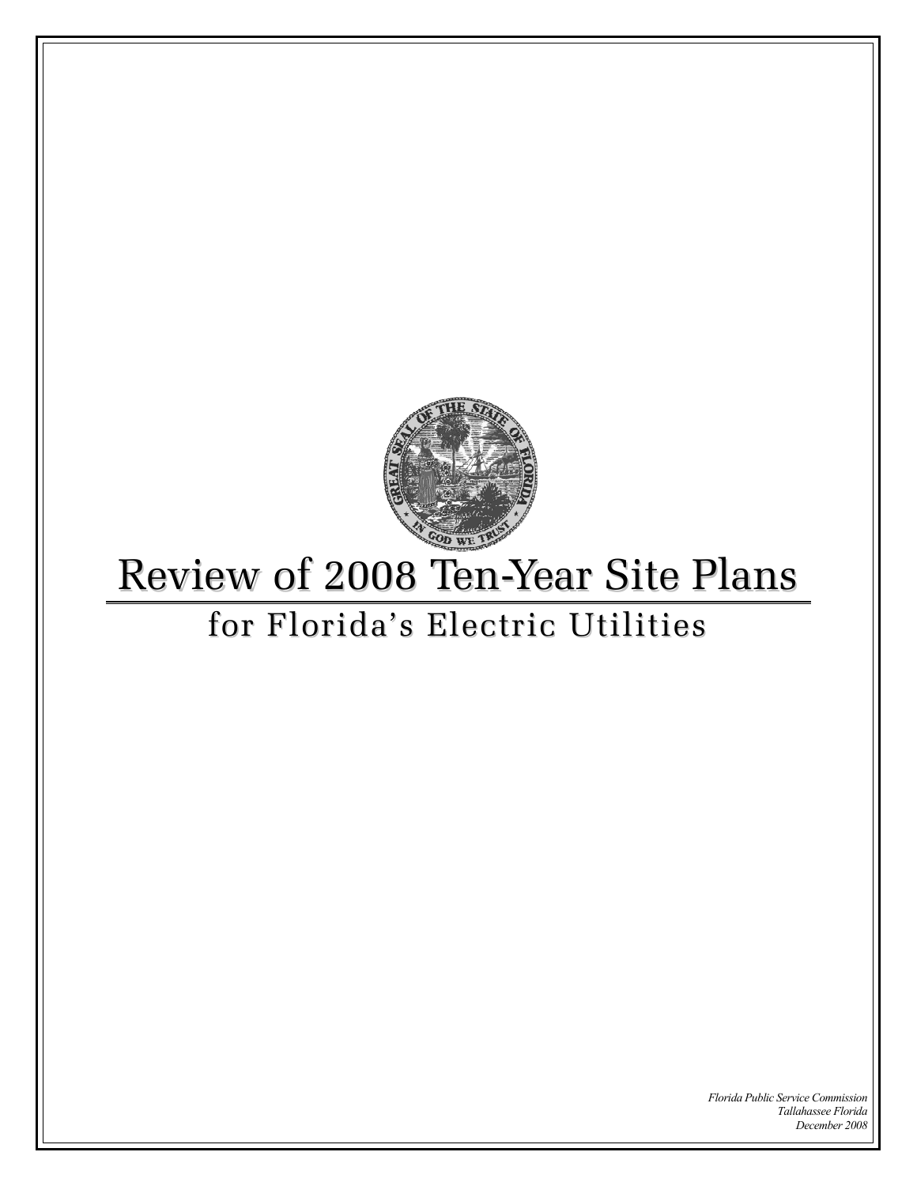# Review of 2008 Ten-Year Site Plans

## for Florida's Electric Utilities

*Florida Public Service Commission*
*Tallahassee Florida*
*December 2008*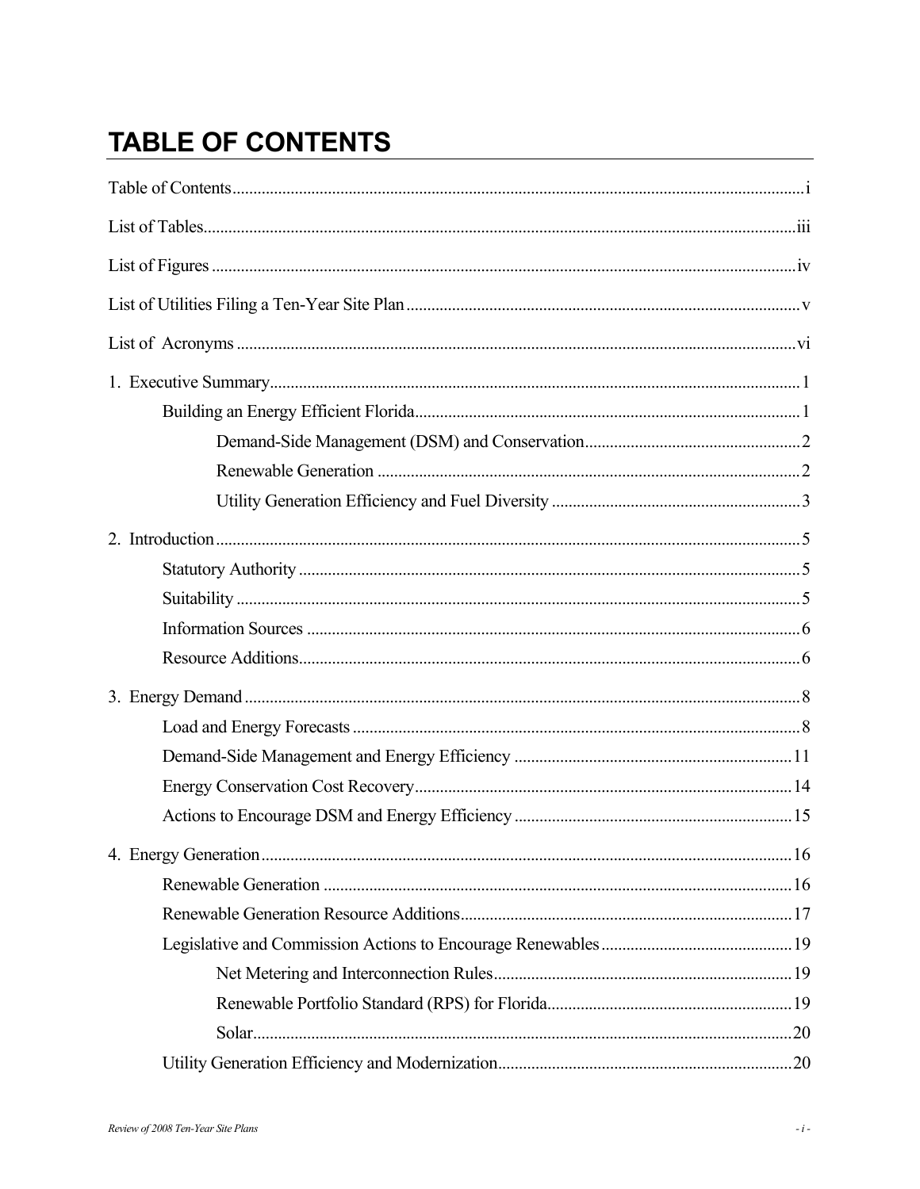# TABLE OF CONTENTS

Table of Contents ..... i

List of Tables ..... iii

List of Figures ..... iv

List of Utilities Filing a Ten-Year Site Plan ..... v

List of Acronyms ..... vi

1. Executive Summary ..... 1
   - Building an Energy Efficient Florida ..... 1
     - Demand-Side Management (DSM) and Conservation ..... 2
     - Renewable Generation ..... 2
     - Utility Generation Efficiency and Fuel Diversity ..... 3

2. Introduction ..... 5
   - Statutory Authority ..... 5
   - Suitability ..... 5
   - Information Sources ..... 6
   - Resource Additions ..... 6

3. Energy Demand ..... 8
   - Load and Energy Forecasts ..... 8
   - Demand-Side Management and Energy Efficiency ..... 11
   - Energy Conservation Cost Recovery ..... 14
   - Actions to Encourage DSM and Energy Efficiency ..... 15

4. Energy Generation ..... 16
   - Renewable Generation ..... 16
   - Renewable Generation Resource Additions ..... 17
   - Legislative and Commission Actions to Encourage Renewables ..... 19
     - Net Metering and Interconnection Rules ..... 19
     - Renewable Portfolio Standard (RPS) for Florida ..... 19
     - Solar ..... 20
   - Utility Generation Efficiency and Modernization ..... 20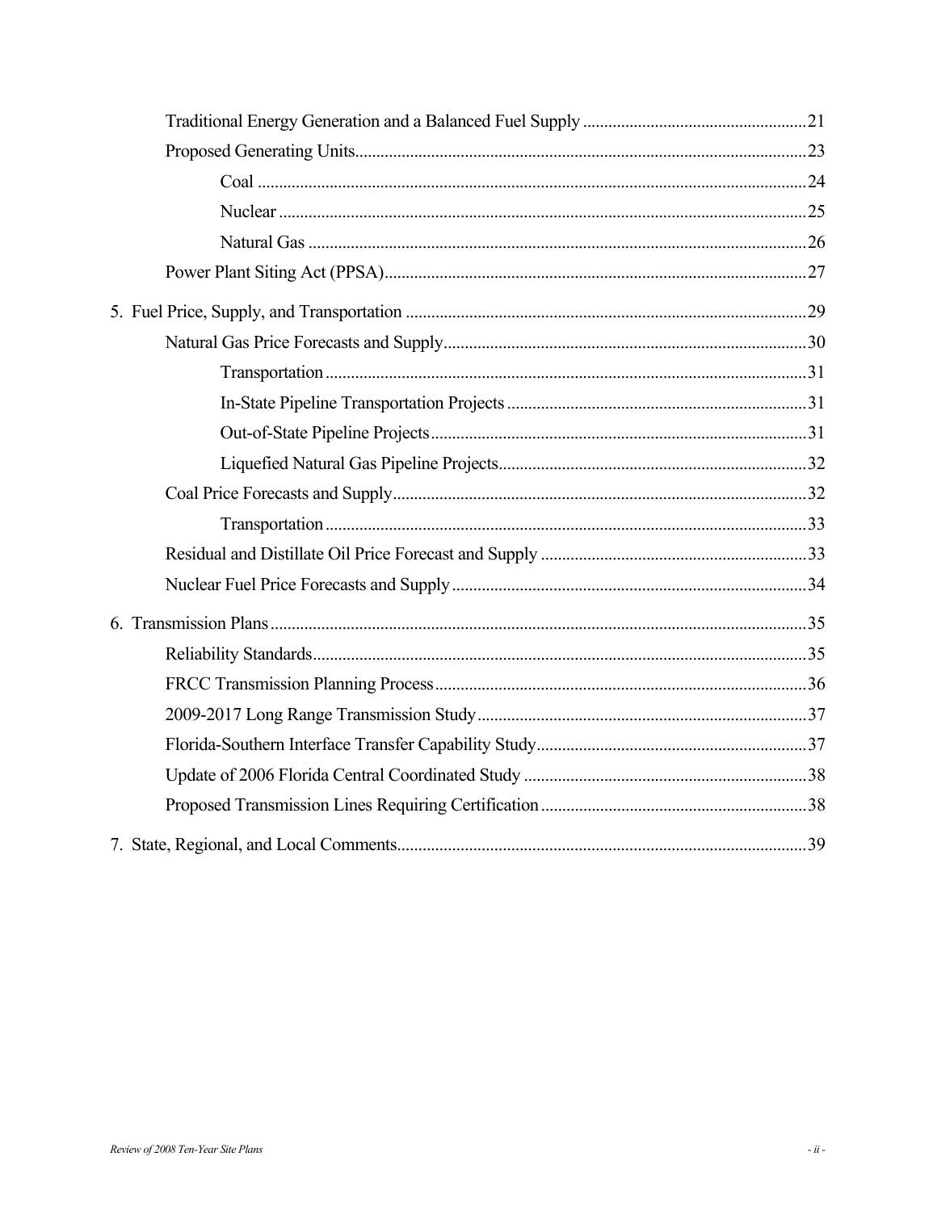Traditional Energy Generation and a Balanced Fuel Supply .......... 21

Proposed Generating Units .......... 23

Coal .......... 24

Nuclear .......... 25

Natural Gas .......... 26

Power Plant Siting Act (PPSA) .......... 27

5. Fuel Price, Supply, and Transportation .......... 29

Natural Gas Price Forecasts and Supply .......... 30

Transportation .......... 31

In-State Pipeline Transportation Projects .......... 31

Out-of-State Pipeline Projects .......... 31

Liquefied Natural Gas Pipeline Projects .......... 32

Coal Price Forecasts and Supply .......... 32

Transportation .......... 33

Residual and Distillate Oil Price Forecast and Supply .......... 33

Nuclear Fuel Price Forecasts and Supply .......... 34

6. Transmission Plans .......... 35

Reliability Standards .......... 35

FRCC Transmission Planning Process .......... 36

2009-2017 Long Range Transmission Study .......... 37

Florida-Southern Interface Transfer Capability Study .......... 37

Update of 2006 Florida Central Coordinated Study .......... 38

Proposed Transmission Lines Requiring Certification .......... 38

7. State, Regional, and Local Comments .......... 39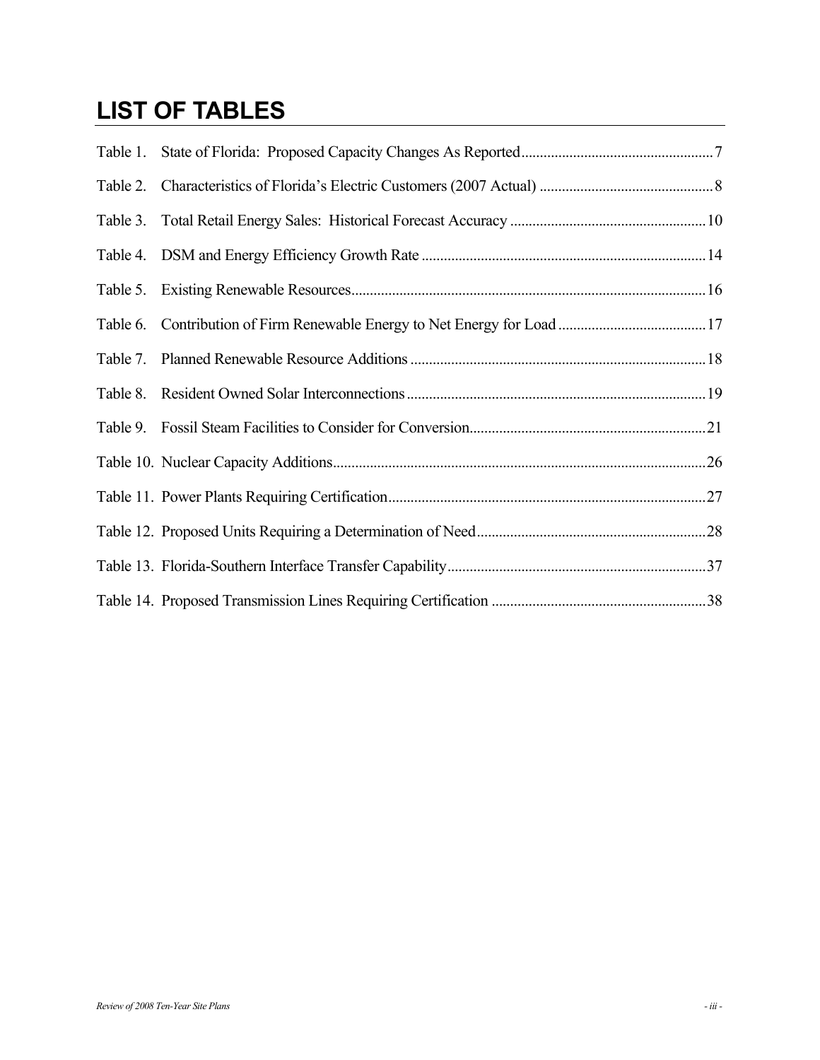# LIST OF TABLES

Table 1. State of Florida: Proposed Capacity Changes As Reported....7

Table 2. Characteristics of Florida's Electric Customers (2007 Actual) ....8

Table 3. Total Retail Energy Sales: Historical Forecast Accuracy ....10

Table 4. DSM and Energy Efficiency Growth Rate ....14

Table 5. Existing Renewable Resources....16

Table 6. Contribution of Firm Renewable Energy to Net Energy for Load....17

Table 7. Planned Renewable Resource Additions ....18

Table 8. Resident Owned Solar Interconnections....19

Table 9. Fossil Steam Facilities to Consider for Conversion....21

Table 10. Nuclear Capacity Additions....26

Table 11. Power Plants Requiring Certification....27

Table 12. Proposed Units Requiring a Determination of Need....28

Table 13. Florida-Southern Interface Transfer Capability....37

Table 14. Proposed Transmission Lines Requiring Certification ....38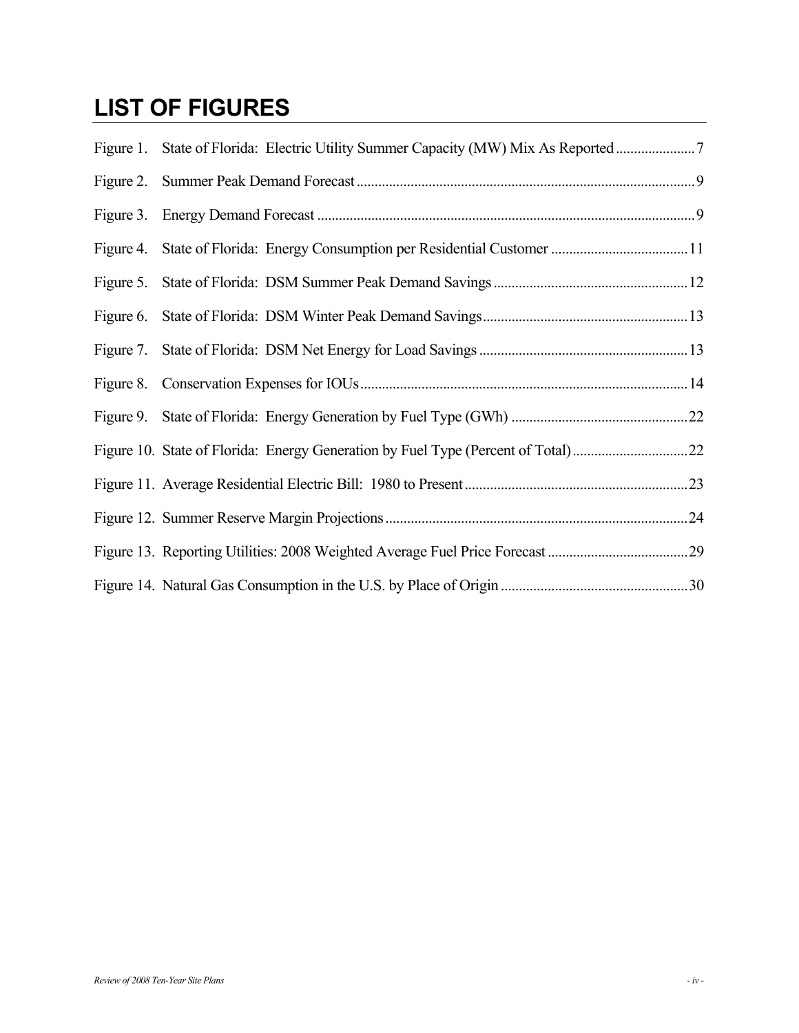# LIST OF FIGURES

Figure 1. State of Florida: Electric Utility Summer Capacity (MW) Mix As Reported ...................... 7

Figure 2. Summer Peak Demand Forecast ............................................................................................. 9

Figure 3. Energy Demand Forecast ........................................................................................................ 9

Figure 4. State of Florida: Energy Consumption per Residential Customer ...................................... 11

Figure 5. State of Florida: DSM Summer Peak Demand Savings ...................................................... 12

Figure 6. State of Florida: DSM Winter Peak Demand Savings ......................................................... 13

Figure 7. State of Florida: DSM Net Energy for Load Savings .......................................................... 13

Figure 8. Conservation Expenses for IOUs .......................................................................................... 14

Figure 9. State of Florida: Energy Generation by Fuel Type (GWh) ................................................. 22

Figure 10. State of Florida: Energy Generation by Fuel Type (Percent of Total) ................................ 22

Figure 11. Average Residential Electric Bill: 1980 to Present .............................................................. 23

Figure 12. Summer Reserve Margin Projections ................................................................................... 24

Figure 13. Reporting Utilities: 2008 Weighted Average Fuel Price Forecast ....................................... 29

Figure 14. Natural Gas Consumption in the U.S. by Place of Origin ................................................... 30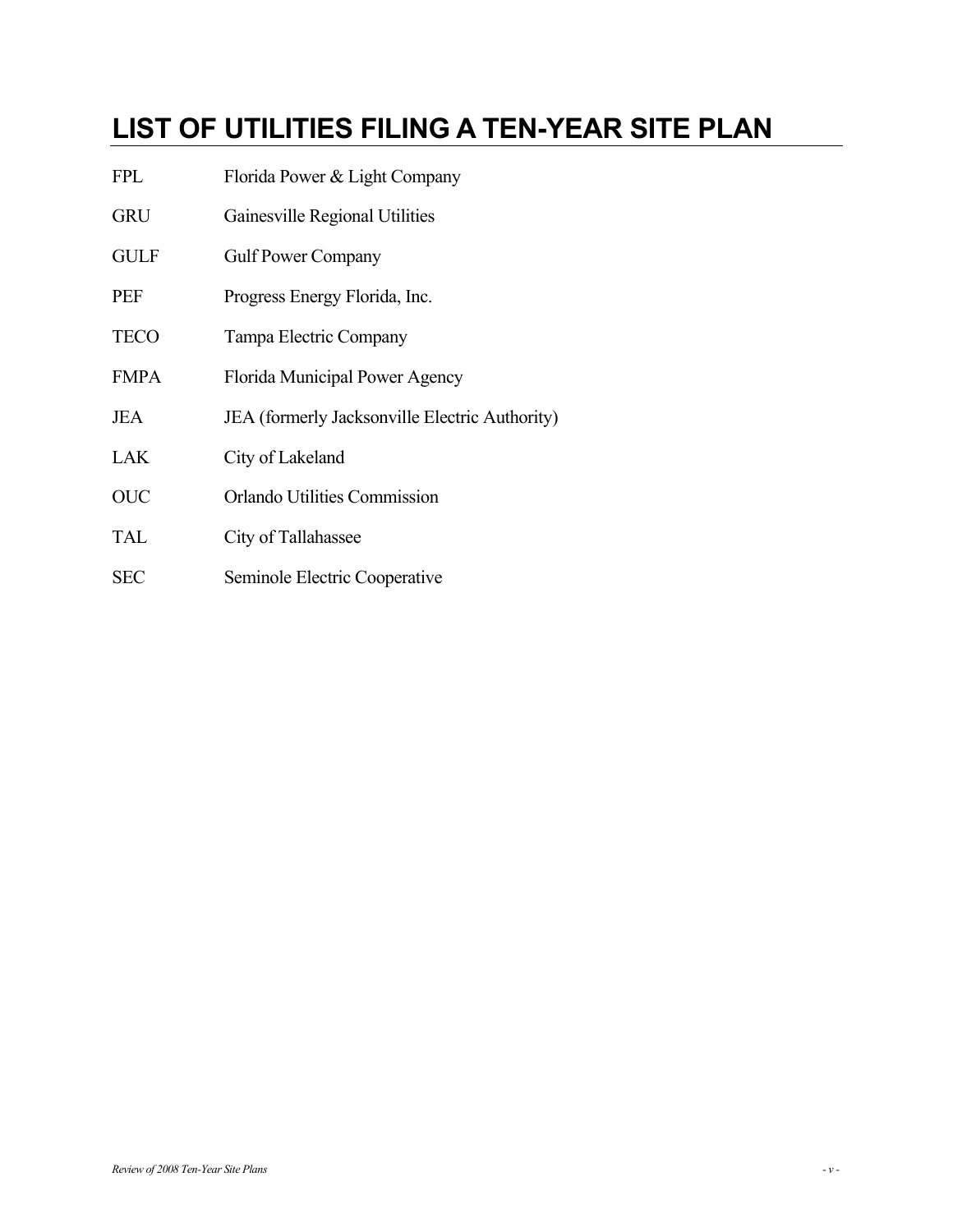# LIST OF UTILITIES FILING A TEN-YEAR SITE PLAN

| | |
|---|---|
| FPL | Florida Power & Light Company |
| GRU | Gainesville Regional Utilities |
| GULF | Gulf Power Company |
| PEF | Progress Energy Florida, Inc. |
| TECO | Tampa Electric Company |
| FMPA | Florida Municipal Power Agency |
| JEA | JEA (formerly Jacksonville Electric Authority) |
| LAK | City of Lakeland |
| OUC | Orlando Utilities Commission |
| TAL | City of Tallahassee |
| SEC | Seminole Electric Cooperative |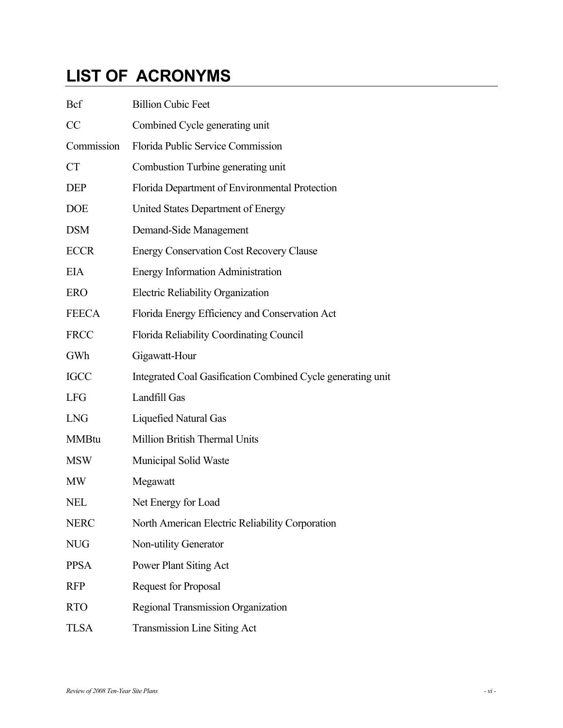# LIST OF ACRONYMS

| Acronym | Definition |
|---|---|
| Bcf | Billion Cubic Feet |
| CC | Combined Cycle generating unit |
| Commission | Florida Public Service Commission |
| CT | Combustion Turbine generating unit |
| DEP | Florida Department of Environmental Protection |
| DOE | United States Department of Energy |
| DSM | Demand-Side Management |
| ECCR | Energy Conservation Cost Recovery Clause |
| EIA | Energy Information Administration |
| ERO | Electric Reliability Organization |
| FEECA | Florida Energy Efficiency and Conservation Act |
| FRCC | Florida Reliability Coordinating Council |
| GWh | Gigawatt-Hour |
| IGCC | Integrated Coal Gasification Combined Cycle generating unit |
| LFG | Landfill Gas |
| LNG | Liquefied Natural Gas |
| MMBtu | Million British Thermal Units |
| MSW | Municipal Solid Waste |
| MW | Megawatt |
| NEL | Net Energy for Load |
| NERC | North American Electric Reliability Corporation |
| NUG | Non-utility Generator |
| PPSA | Power Plant Siting Act |
| RFP | Request for Proposal |
| RTO | Regional Transmission Organization |
| TLSA | Transmission Line Siting Act |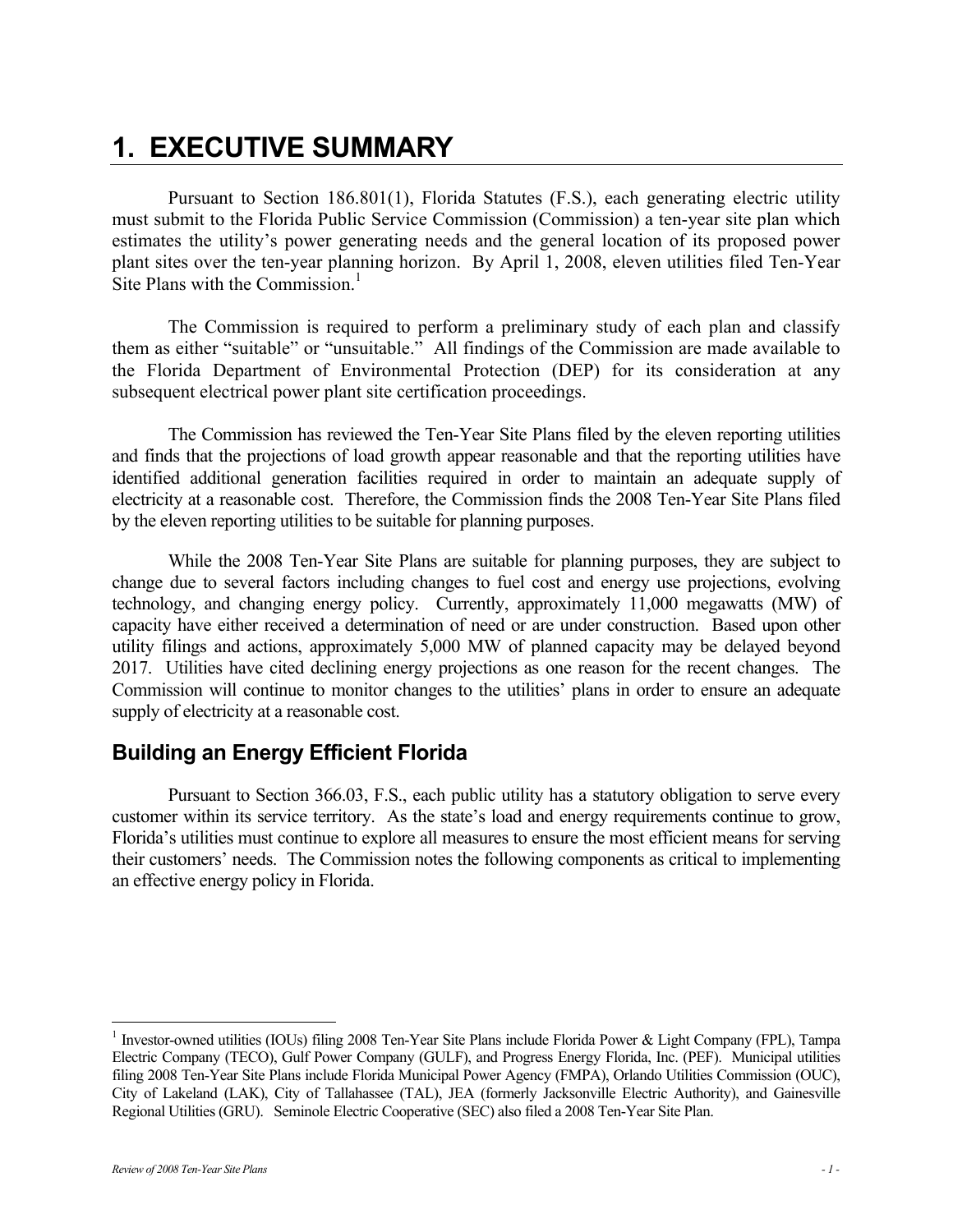# 1. EXECUTIVE SUMMARY

Pursuant to Section 186.801(1), Florida Statutes (F.S.), each generating electric utility must submit to the Florida Public Service Commission (Commission) a ten-year site plan which estimates the utility's power generating needs and the general location of its proposed power plant sites over the ten-year planning horizon. By April 1, 2008, eleven utilities filed Ten-Year Site Plans with the Commission.[1]

The Commission is required to perform a preliminary study of each plan and classify them as either "suitable" or "unsuitable." All findings of the Commission are made available to the Florida Department of Environmental Protection (DEP) for its consideration at any subsequent electrical power plant site certification proceedings.

The Commission has reviewed the Ten-Year Site Plans filed by the eleven reporting utilities and finds that the projections of load growth appear reasonable and that the reporting utilities have identified additional generation facilities required in order to maintain an adequate supply of electricity at a reasonable cost. Therefore, the Commission finds the 2008 Ten-Year Site Plans filed by the eleven reporting utilities to be suitable for planning purposes.

While the 2008 Ten-Year Site Plans are suitable for planning purposes, they are subject to change due to several factors including changes to fuel cost and energy use projections, evolving technology, and changing energy policy. Currently, approximately 11,000 megawatts (MW) of capacity have either received a determination of need or are under construction. Based upon other utility filings and actions, approximately 5,000 MW of planned capacity may be delayed beyond 2017. Utilities have cited declining energy projections as one reason for the recent changes. The Commission will continue to monitor changes to the utilities' plans in order to ensure an adequate supply of electricity at a reasonable cost.

## Building an Energy Efficient Florida

Pursuant to Section 366.03, F.S., each public utility has a statutory obligation to serve every customer within its service territory. As the state's load and energy requirements continue to grow, Florida's utilities must continue to explore all measures to ensure the most efficient means for serving their customers' needs. The Commission notes the following components as critical to implementing an effective energy policy in Florida.

---

[1] Investor-owned utilities (IOUs) filing 2008 Ten-Year Site Plans include Florida Power & Light Company (FPL), Tampa Electric Company (TECO), Gulf Power Company (GULF), and Progress Energy Florida, Inc. (PEF). Municipal utilities filing 2008 Ten-Year Site Plans include Florida Municipal Power Agency (FMPA), Orlando Utilities Commission (OUC), City of Lakeland (LAK), City of Tallahassee (TAL), JEA (formerly Jacksonville Electric Authority), and Gainesville Regional Utilities (GRU). Seminole Electric Cooperative (SEC) also filed a 2008 Ten-Year Site Plan.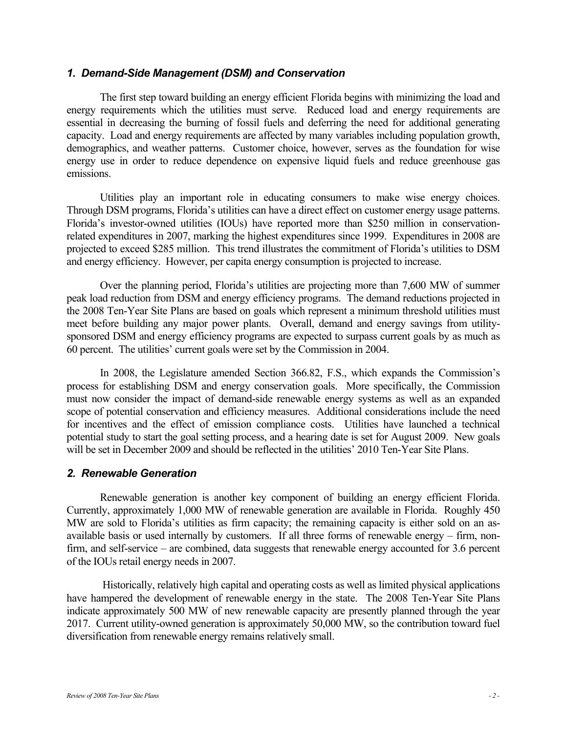### *1. Demand-Side Management (DSM) and Conservation*

The first step toward building an energy efficient Florida begins with minimizing the load and energy requirements which the utilities must serve. Reduced load and energy requirements are essential in decreasing the burning of fossil fuels and deferring the need for additional generating capacity. Load and energy requirements are affected by many variables including population growth, demographics, and weather patterns. Customer choice, however, serves as the foundation for wise energy use in order to reduce dependence on expensive liquid fuels and reduce greenhouse gas emissions.

Utilities play an important role in educating consumers to make wise energy choices. Through DSM programs, Florida's utilities can have a direct effect on customer energy usage patterns. Florida's investor-owned utilities (IOUs) have reported more than $250 million in conservation-related expenditures in 2007, marking the highest expenditures since 1999. Expenditures in 2008 are projected to exceed $285 million. This trend illustrates the commitment of Florida's utilities to DSM and energy efficiency. However, per capita energy consumption is projected to increase.

Over the planning period, Florida's utilities are projecting more than 7,600 MW of summer peak load reduction from DSM and energy efficiency programs. The demand reductions projected in the 2008 Ten-Year Site Plans are based on goals which represent a minimum threshold utilities must meet before building any major power plants. Overall, demand and energy savings from utility-sponsored DSM and energy efficiency programs are expected to surpass current goals by as much as 60 percent. The utilities' current goals were set by the Commission in 2004.

In 2008, the Legislature amended Section 366.82, F.S., which expands the Commission's process for establishing DSM and energy conservation goals. More specifically, the Commission must now consider the impact of demand-side renewable energy systems as well as an expanded scope of potential conservation and efficiency measures. Additional considerations include the need for incentives and the effect of emission compliance costs. Utilities have launched a technical potential study to start the goal setting process, and a hearing date is set for August 2009. New goals will be set in December 2009 and should be reflected in the utilities' 2010 Ten-Year Site Plans.

### *2. Renewable Generation*

Renewable generation is another key component of building an energy efficient Florida. Currently, approximately 1,000 MW of renewable generation are available in Florida. Roughly 450 MW are sold to Florida's utilities as firm capacity; the remaining capacity is either sold on an as-available basis or used internally by customers. If all three forms of renewable energy – firm, non-firm, and self-service – are combined, data suggests that renewable energy accounted for 3.6 percent of the IOUs retail energy needs in 2007.

Historically, relatively high capital and operating costs as well as limited physical applications have hampered the development of renewable energy in the state. The 2008 Ten-Year Site Plans indicate approximately 500 MW of new renewable capacity are presently planned through the year 2017. Current utility-owned generation is approximately 50,000 MW, so the contribution toward fuel diversification from renewable energy remains relatively small.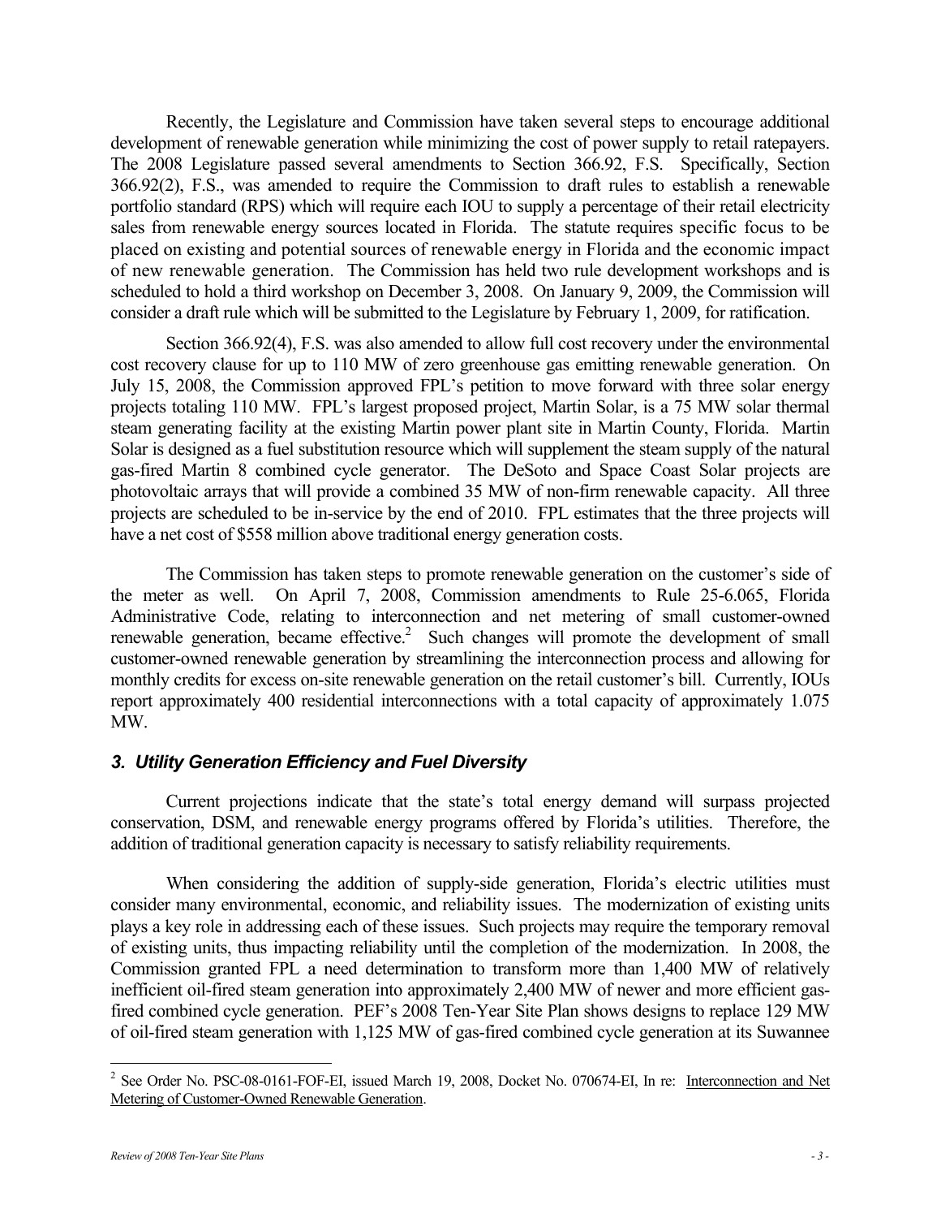Recently, the Legislature and Commission have taken several steps to encourage additional development of renewable generation while minimizing the cost of power supply to retail ratepayers. The 2008 Legislature passed several amendments to Section 366.92, F.S. Specifically, Section 366.92(2), F.S., was amended to require the Commission to draft rules to establish a renewable portfolio standard (RPS) which will require each IOU to supply a percentage of their retail electricity sales from renewable energy sources located in Florida. The statute requires specific focus to be placed on existing and potential sources of renewable energy in Florida and the economic impact of new renewable generation. The Commission has held two rule development workshops and is scheduled to hold a third workshop on December 3, 2008. On January 9, 2009, the Commission will consider a draft rule which will be submitted to the Legislature by February 1, 2009, for ratification.

Section 366.92(4), F.S. was also amended to allow full cost recovery under the environmental cost recovery clause for up to 110 MW of zero greenhouse gas emitting renewable generation. On July 15, 2008, the Commission approved FPL's petition to move forward with three solar energy projects totaling 110 MW. FPL's largest proposed project, Martin Solar, is a 75 MW solar thermal steam generating facility at the existing Martin power plant site in Martin County, Florida. Martin Solar is designed as a fuel substitution resource which will supplement the steam supply of the natural gas-fired Martin 8 combined cycle generator. The DeSoto and Space Coast Solar projects are photovoltaic arrays that will provide a combined 35 MW of non-firm renewable capacity. All three projects are scheduled to be in-service by the end of 2010. FPL estimates that the three projects will have a net cost of $558 million above traditional energy generation costs.

The Commission has taken steps to promote renewable generation on the customer's side of the meter as well. On April 7, 2008, Commission amendments to Rule 25-6.065, Florida Administrative Code, relating to interconnection and net metering of small customer-owned renewable generation, became effective.[2] Such changes will promote the development of small customer-owned renewable generation by streamlining the interconnection process and allowing for monthly credits for excess on-site renewable generation on the retail customer's bill. Currently, IOUs report approximately 400 residential interconnections with a total capacity of approximately 1.075 MW.

### *3. Utility Generation Efficiency and Fuel Diversity*

Current projections indicate that the state's total energy demand will surpass projected conservation, DSM, and renewable energy programs offered by Florida's utilities. Therefore, the addition of traditional generation capacity is necessary to satisfy reliability requirements.

When considering the addition of supply-side generation, Florida's electric utilities must consider many environmental, economic, and reliability issues. The modernization of existing units plays a key role in addressing each of these issues. Such projects may require the temporary removal of existing units, thus impacting reliability until the completion of the modernization. In 2008, the Commission granted FPL a need determination to transform more than 1,400 MW of relatively inefficient oil-fired steam generation into approximately 2,400 MW of newer and more efficient gas-fired combined cycle generation. PEF's 2008 Ten-Year Site Plan shows designs to replace 129 MW of oil-fired steam generation with 1,125 MW of gas-fired combined cycle generation at its Suwannee

---

[2] See Order No. PSC-08-0161-FOF-EI, issued March 19, 2008, Docket No. 070674-EI, In re: Interconnection and Net Metering of Customer-Owned Renewable Generation.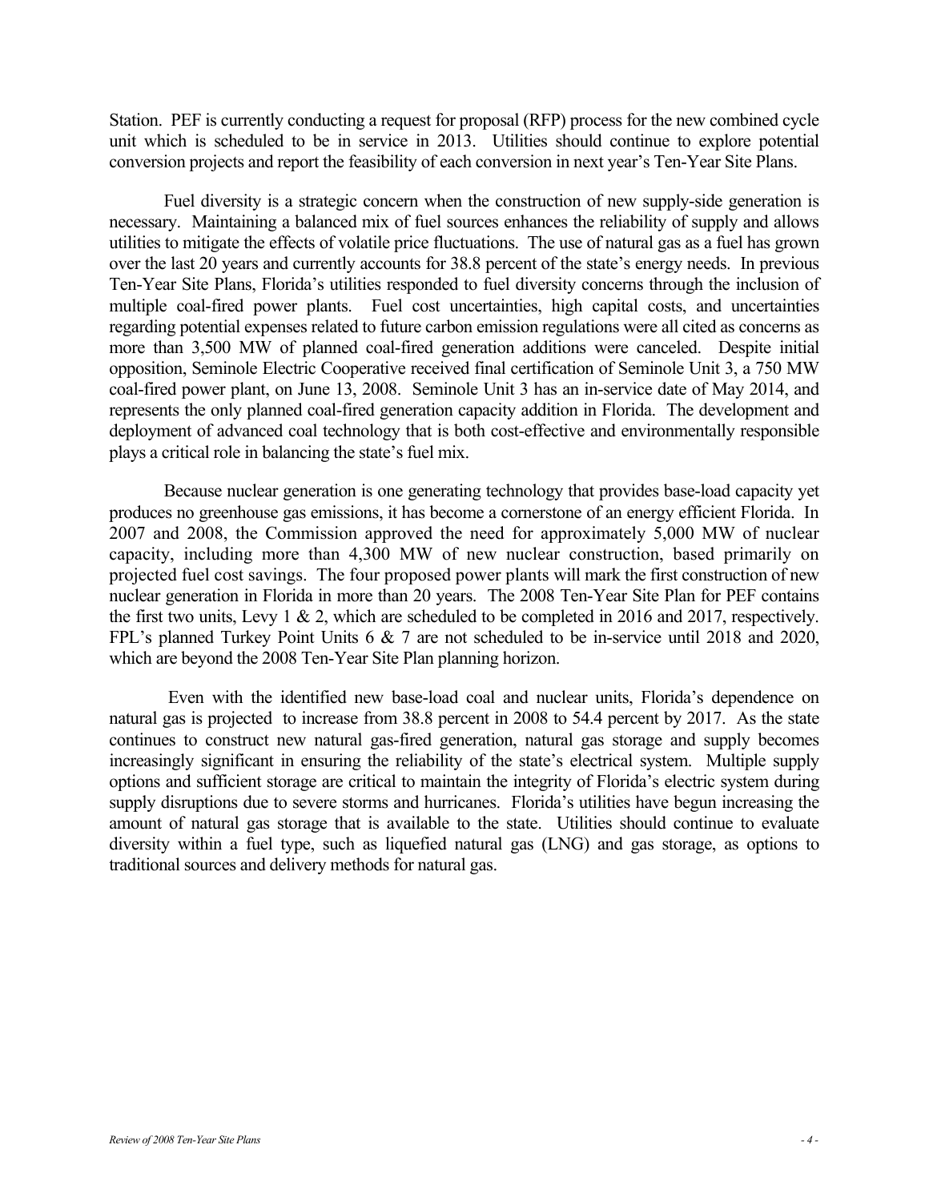Station. PEF is currently conducting a request for proposal (RFP) process for the new combined cycle unit which is scheduled to be in service in 2013. Utilities should continue to explore potential conversion projects and report the feasibility of each conversion in next year's Ten-Year Site Plans.

Fuel diversity is a strategic concern when the construction of new supply-side generation is necessary. Maintaining a balanced mix of fuel sources enhances the reliability of supply and allows utilities to mitigate the effects of volatile price fluctuations. The use of natural gas as a fuel has grown over the last 20 years and currently accounts for 38.8 percent of the state's energy needs. In previous Ten-Year Site Plans, Florida's utilities responded to fuel diversity concerns through the inclusion of multiple coal-fired power plants. Fuel cost uncertainties, high capital costs, and uncertainties regarding potential expenses related to future carbon emission regulations were all cited as concerns as more than 3,500 MW of planned coal-fired generation additions were canceled. Despite initial opposition, Seminole Electric Cooperative received final certification of Seminole Unit 3, a 750 MW coal-fired power plant, on June 13, 2008. Seminole Unit 3 has an in-service date of May 2014, and represents the only planned coal-fired generation capacity addition in Florida. The development and deployment of advanced coal technology that is both cost-effective and environmentally responsible plays a critical role in balancing the state's fuel mix.

Because nuclear generation is one generating technology that provides base-load capacity yet produces no greenhouse gas emissions, it has become a cornerstone of an energy efficient Florida. In 2007 and 2008, the Commission approved the need for approximately 5,000 MW of nuclear capacity, including more than 4,300 MW of new nuclear construction, based primarily on projected fuel cost savings. The four proposed power plants will mark the first construction of new nuclear generation in Florida in more than 20 years. The 2008 Ten-Year Site Plan for PEF contains the first two units, Levy 1 & 2, which are scheduled to be completed in 2016 and 2017, respectively. FPL's planned Turkey Point Units 6 & 7 are not scheduled to be in-service until 2018 and 2020, which are beyond the 2008 Ten-Year Site Plan planning horizon.

Even with the identified new base-load coal and nuclear units, Florida's dependence on natural gas is projected to increase from 38.8 percent in 2008 to 54.4 percent by 2017. As the state continues to construct new natural gas-fired generation, natural gas storage and supply becomes increasingly significant in ensuring the reliability of the state's electrical system. Multiple supply options and sufficient storage are critical to maintain the integrity of Florida's electric system during supply disruptions due to severe storms and hurricanes. Florida's utilities have begun increasing the amount of natural gas storage that is available to the state. Utilities should continue to evaluate diversity within a fuel type, such as liquefied natural gas (LNG) and gas storage, as options to traditional sources and delivery methods for natural gas.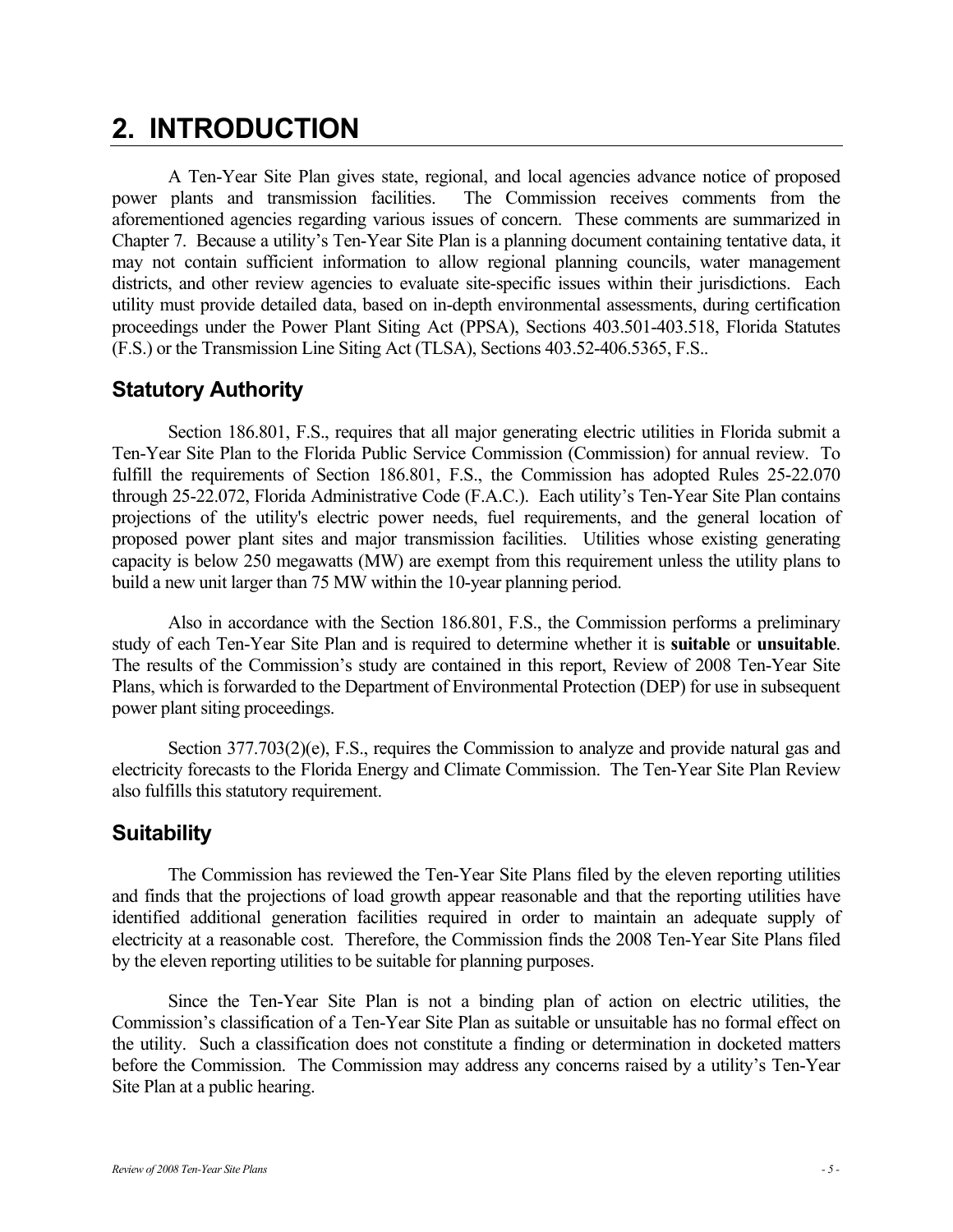# 2. INTRODUCTION

A Ten-Year Site Plan gives state, regional, and local agencies advance notice of proposed power plants and transmission facilities. The Commission receives comments from the aforementioned agencies regarding various issues of concern. These comments are summarized in Chapter 7. Because a utility's Ten-Year Site Plan is a planning document containing tentative data, it may not contain sufficient information to allow regional planning councils, water management districts, and other review agencies to evaluate site-specific issues within their jurisdictions. Each utility must provide detailed data, based on in-depth environmental assessments, during certification proceedings under the Power Plant Siting Act (PPSA), Sections 403.501-403.518, Florida Statutes (F.S.) or the Transmission Line Siting Act (TLSA), Sections 403.52-406.5365, F.S..

## Statutory Authority

Section 186.801, F.S., requires that all major generating electric utilities in Florida submit a Ten-Year Site Plan to the Florida Public Service Commission (Commission) for annual review. To fulfill the requirements of Section 186.801, F.S., the Commission has adopted Rules 25-22.070 through 25-22.072, Florida Administrative Code (F.A.C.). Each utility's Ten-Year Site Plan contains projections of the utility's electric power needs, fuel requirements, and the general location of proposed power plant sites and major transmission facilities. Utilities whose existing generating capacity is below 250 megawatts (MW) are exempt from this requirement unless the utility plans to build a new unit larger than 75 MW within the 10-year planning period.

Also in accordance with the Section 186.801, F.S., the Commission performs a preliminary study of each Ten-Year Site Plan and is required to determine whether it is **suitable** or **unsuitable**. The results of the Commission's study are contained in this report, Review of 2008 Ten-Year Site Plans, which is forwarded to the Department of Environmental Protection (DEP) for use in subsequent power plant siting proceedings.

Section 377.703(2)(e), F.S., requires the Commission to analyze and provide natural gas and electricity forecasts to the Florida Energy and Climate Commission. The Ten-Year Site Plan Review also fulfills this statutory requirement.

## Suitability

The Commission has reviewed the Ten-Year Site Plans filed by the eleven reporting utilities and finds that the projections of load growth appear reasonable and that the reporting utilities have identified additional generation facilities required in order to maintain an adequate supply of electricity at a reasonable cost. Therefore, the Commission finds the 2008 Ten-Year Site Plans filed by the eleven reporting utilities to be suitable for planning purposes.

Since the Ten-Year Site Plan is not a binding plan of action on electric utilities, the Commission's classification of a Ten-Year Site Plan as suitable or unsuitable has no formal effect on the utility. Such a classification does not constitute a finding or determination in docketed matters before the Commission. The Commission may address any concerns raised by a utility's Ten-Year Site Plan at a public hearing.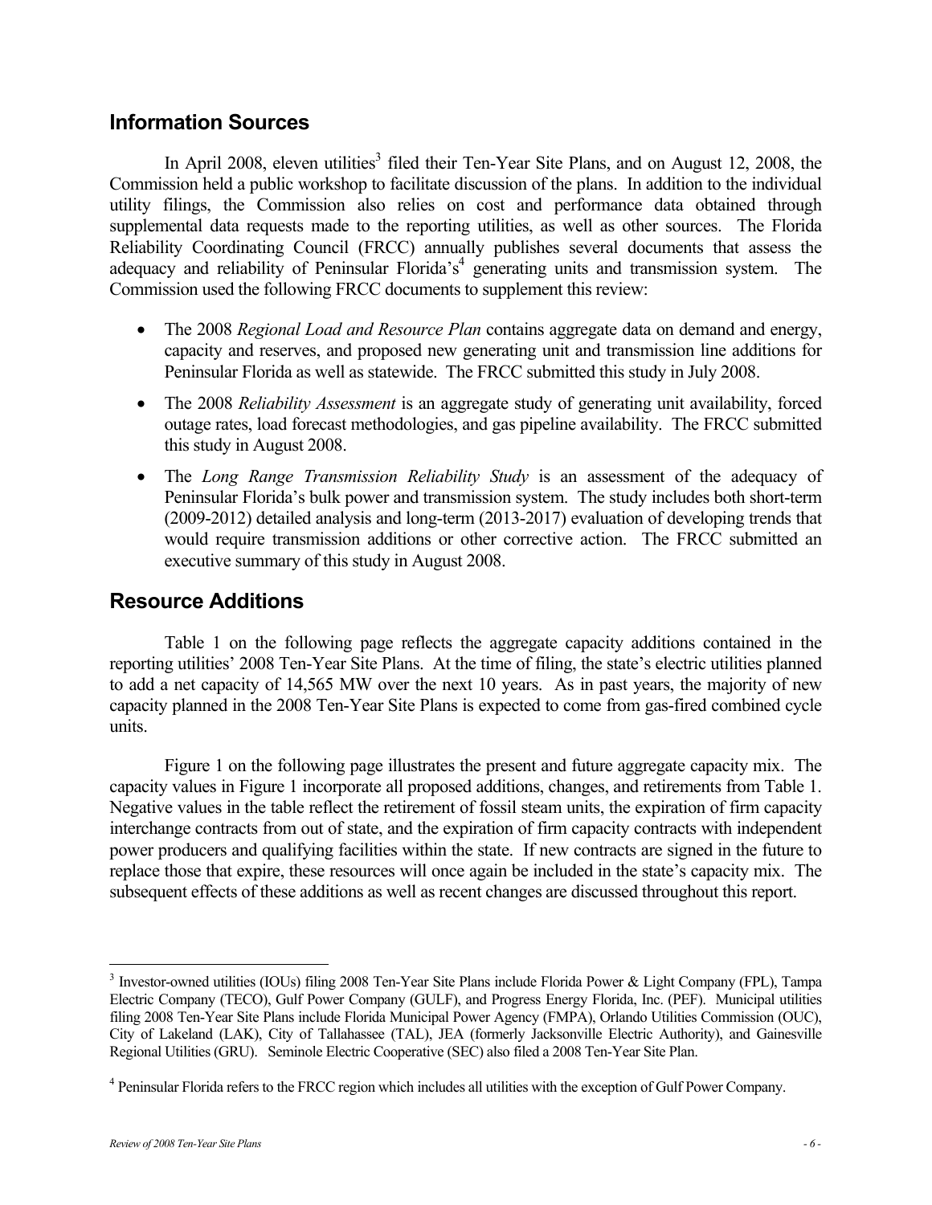## Information Sources

In April 2008, eleven utilities[3] filed their Ten-Year Site Plans, and on August 12, 2008, the Commission held a public workshop to facilitate discussion of the plans. In addition to the individual utility filings, the Commission also relies on cost and performance data obtained through supplemental data requests made to the reporting utilities, as well as other sources. The Florida Reliability Coordinating Council (FRCC) annually publishes several documents that assess the adequacy and reliability of Peninsular Florida's[4] generating units and transmission system. The Commission used the following FRCC documents to supplement this review:

- The 2008 *Regional Load and Resource Plan* contains aggregate data on demand and energy, capacity and reserves, and proposed new generating unit and transmission line additions for Peninsular Florida as well as statewide. The FRCC submitted this study in July 2008.
- The 2008 *Reliability Assessment* is an aggregate study of generating unit availability, forced outage rates, load forecast methodologies, and gas pipeline availability. The FRCC submitted this study in August 2008.
- The *Long Range Transmission Reliability Study* is an assessment of the adequacy of Peninsular Florida's bulk power and transmission system. The study includes both short-term (2009-2012) detailed analysis and long-term (2013-2017) evaluation of developing trends that would require transmission additions or other corrective action. The FRCC submitted an executive summary of this study in August 2008.

## Resource Additions

Table 1 on the following page reflects the aggregate capacity additions contained in the reporting utilities' 2008 Ten-Year Site Plans. At the time of filing, the state's electric utilities planned to add a net capacity of 14,565 MW over the next 10 years. As in past years, the majority of new capacity planned in the 2008 Ten-Year Site Plans is expected to come from gas-fired combined cycle units.

Figure 1 on the following page illustrates the present and future aggregate capacity mix. The capacity values in Figure 1 incorporate all proposed additions, changes, and retirements from Table 1. Negative values in the table reflect the retirement of fossil steam units, the expiration of firm capacity interchange contracts from out of state, and the expiration of firm capacity contracts with independent power producers and qualifying facilities within the state. If new contracts are signed in the future to replace those that expire, these resources will once again be included in the state's capacity mix. The subsequent effects of these additions as well as recent changes are discussed throughout this report.

---

[3] Investor-owned utilities (IOUs) filing 2008 Ten-Year Site Plans include Florida Power & Light Company (FPL), Tampa Electric Company (TECO), Gulf Power Company (GULF), and Progress Energy Florida, Inc. (PEF). Municipal utilities filing 2008 Ten-Year Site Plans include Florida Municipal Power Agency (FMPA), Orlando Utilities Commission (OUC), City of Lakeland (LAK), City of Tallahassee (TAL), JEA (formerly Jacksonville Electric Authority), and Gainesville Regional Utilities (GRU). Seminole Electric Cooperative (SEC) also filed a 2008 Ten-Year Site Plan.

[4] Peninsular Florida refers to the FRCC region which includes all utilities with the exception of Gulf Power Company.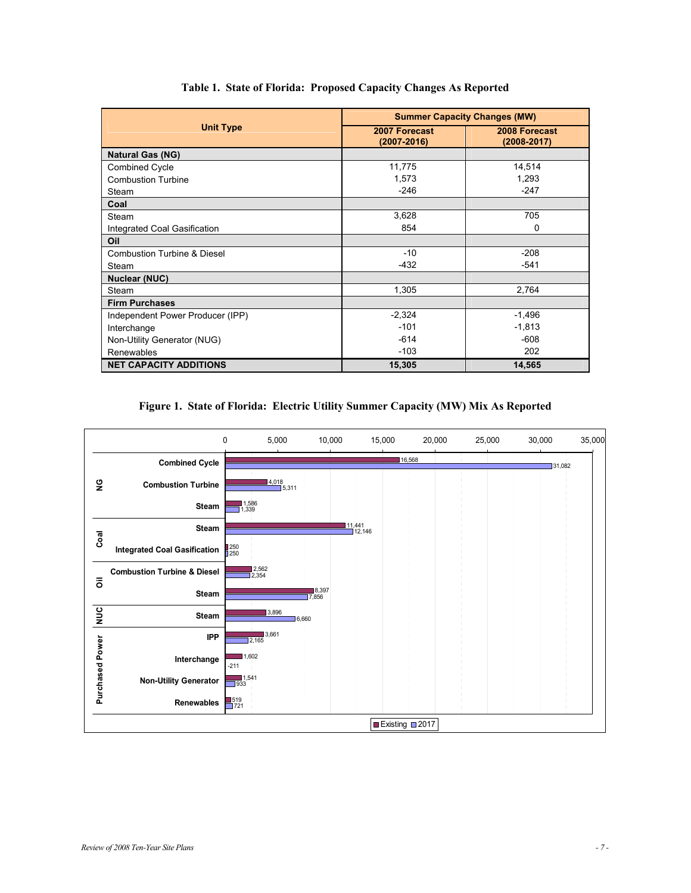**Table 1. State of Florida: Proposed Capacity Changes As Reported**

| Unit Type | Summer Capacity Changes (MW) | |
|---|---|---|
| | 2007 Forecast (2007-2016) | 2008 Forecast (2008-2017) |
| **Natural Gas (NG)** | | |
| Combined Cycle | 11,775 | 14,514 |
| Combustion Turbine | 1,573 | 1,293 |
| Steam | -246 | -247 |
| **Coal** | | |
| Steam | 3,628 | 705 |
| Integrated Coal Gasification | 854 | 0 |
| **Oil** | | |
| Combustion Turbine & Diesel | -10 | -208 |
| Steam | -432 | -541 |
| **Nuclear (NUC)** | | |
| Steam | 1,305 | 2,764 |
| **Firm Purchases** | | |
| Independent Power Producer (IPP) | -2,324 | -1,496 |
| Interchange | -101 | -1,813 |
| Non-Utility Generator (NUG) | -614 | -608 |
| Renewables | -103 | 202 |
| **NET CAPACITY ADDITIONS** | **15,305** | **14,565** |

**Figure 1. State of Florida: Electric Utility Summer Capacity (MW) Mix As Reported**

| Category | Unit Type | Existing | 2017 |
|---|---|---|---|
| NG | Combined Cycle | 16,568 | 31,082 |
| NG | Combustion Turbine | 4,018 | 5,311 |
| NG | Steam | 1,586 | 1,339 |
| Coal | Steam | 11,441 | 12,146 |
| Coal | Integrated Coal Gasification | 250 | 250 |
| Oil | Combustion Turbine & Diesel | 2,562 | 2,354 |
| Oil | Steam | 8,397 | 7,856 |
| NUC | Steam | 3,896 | 6,660 |
| Purchased Power | IPP | 3,661 | 2,165 |
| Purchased Power | Interchange | 1,602 | -211 |
| Purchased Power | Non-Utility Generator | 1,541 | 933 |
| Purchased Power | Renewables | 519 | 721 |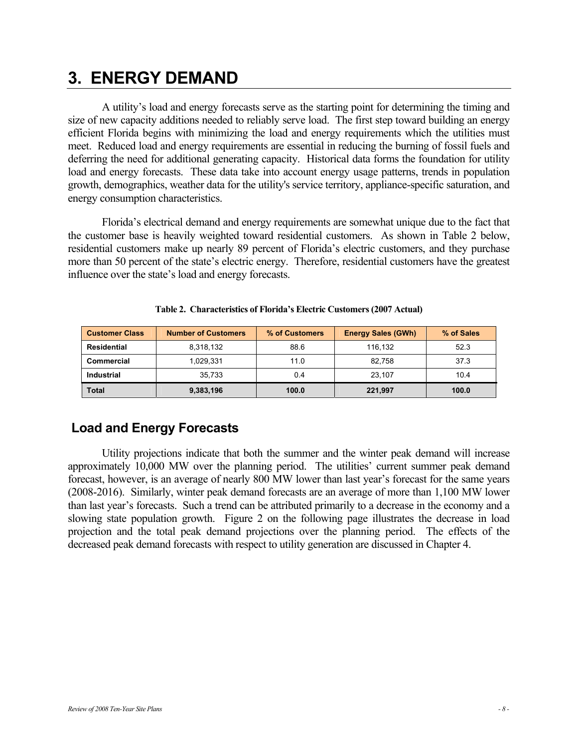# 3. ENERGY DEMAND

A utility's load and energy forecasts serve as the starting point for determining the timing and size of new capacity additions needed to reliably serve load. The first step toward building an energy efficient Florida begins with minimizing the load and energy requirements which the utilities must meet. Reduced load and energy requirements are essential in reducing the burning of fossil fuels and deferring the need for additional generating capacity. Historical data forms the foundation for utility load and energy forecasts. These data take into account energy usage patterns, trends in population growth, demographics, weather data for the utility's service territory, appliance-specific saturation, and energy consumption characteristics.

Florida's electrical demand and energy requirements are somewhat unique due to the fact that the customer base is heavily weighted toward residential customers. As shown in Table 2 below, residential customers make up nearly 89 percent of Florida's electric customers, and they purchase more than 50 percent of the state's electric energy. Therefore, residential customers have the greatest influence over the state's load and energy forecasts.

**Table 2. Characteristics of Florida's Electric Customers (2007 Actual)**

| Customer Class | Number of Customers | % of Customers | Energy Sales (GWh) | % of Sales |
|---|---|---|---|---|
| **Residential** | 8,318,132 | 88.6 | 116,132 | 52.3 |
| **Commercial** | 1,029,331 | 11.0 | 82,758 | 37.3 |
| **Industrial** | 35,733 | 0.4 | 23,107 | 10.4 |
| **Total** | **9,383,196** | **100.0** | **221,997** | **100.0** |

## Load and Energy Forecasts

Utility projections indicate that both the summer and the winter peak demand will increase approximately 10,000 MW over the planning period. The utilities' current summer peak demand forecast, however, is an average of nearly 800 MW lower than last year's forecast for the same years (2008-2016). Similarly, winter peak demand forecasts are an average of more than 1,100 MW lower than last year's forecasts. Such a trend can be attributed primarily to a decrease in the economy and a slowing state population growth. Figure 2 on the following page illustrates the decrease in load projection and the total peak demand projections over the planning period. The effects of the decreased peak demand forecasts with respect to utility generation are discussed in Chapter 4.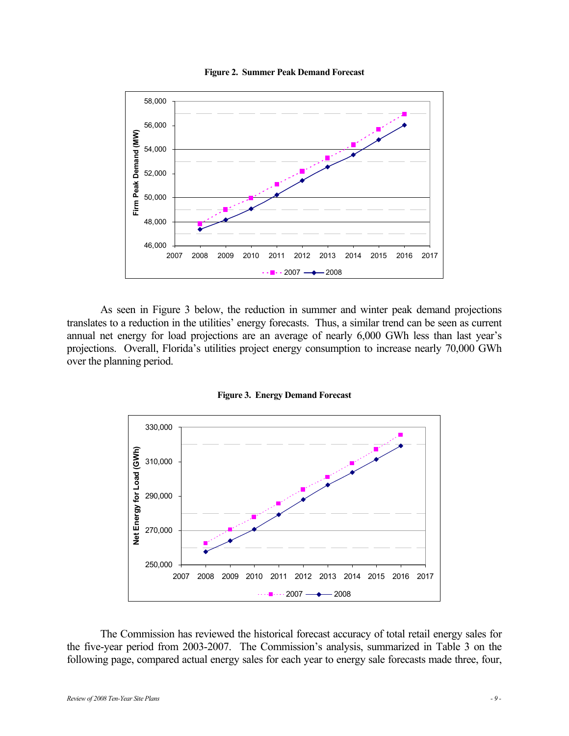**Figure 2. Summer Peak Demand Forecast**

As seen in Figure 3 below, the reduction in summer and winter peak demand projections translates to a reduction in the utilities' energy forecasts. Thus, a similar trend can be seen as current annual net energy for load projections are an average of nearly 6,000 GWh less than last year's projections. Overall, Florida's utilities project energy consumption to increase nearly 70,000 GWh over the planning period.

**Figure 3. Energy Demand Forecast**

The Commission has reviewed the historical forecast accuracy of total retail energy sales for the five-year period from 2003-2007. The Commission's analysis, summarized in Table 3 on the following page, compared actual energy sales for each year to energy sale forecasts made three, four,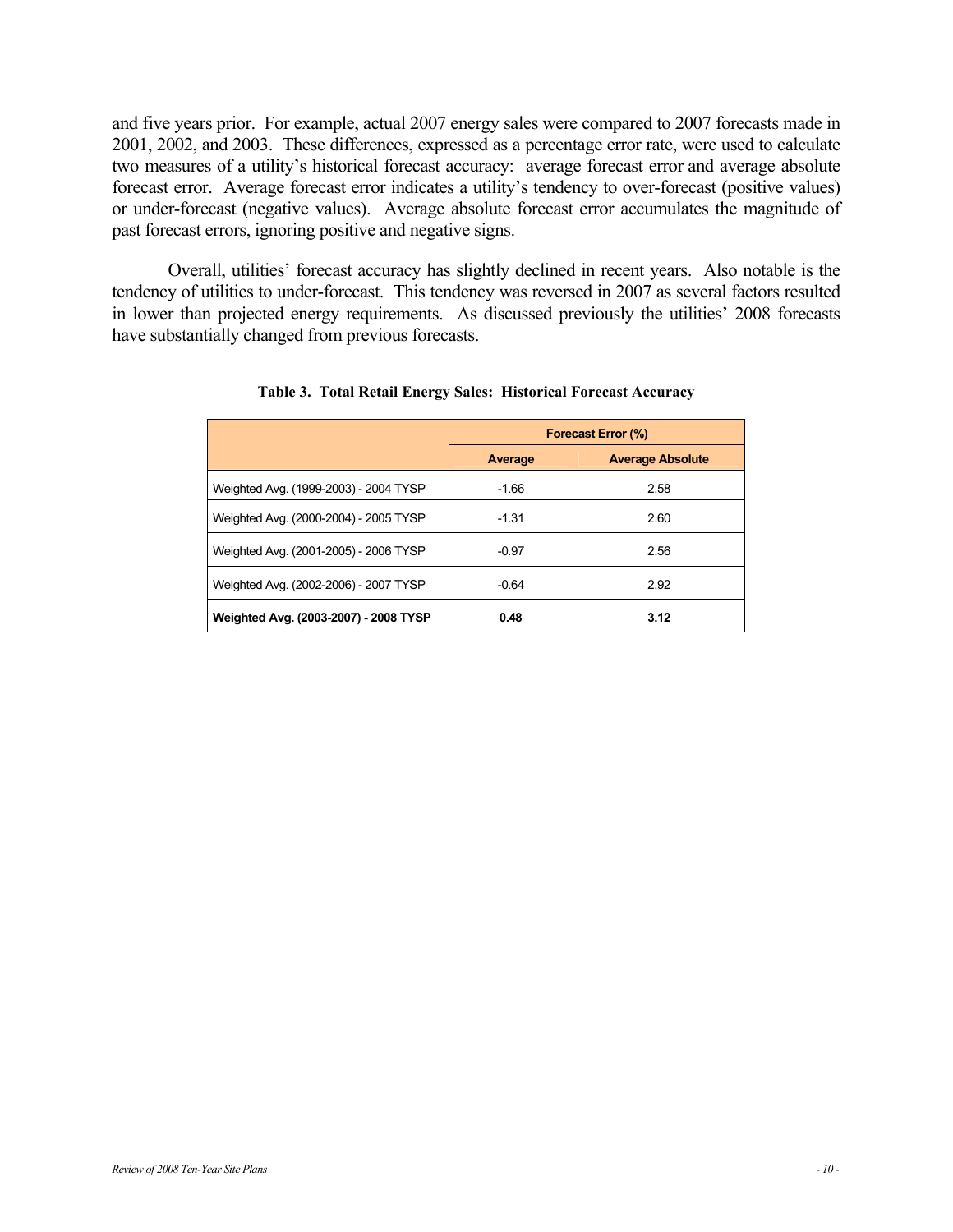and five years prior. For example, actual 2007 energy sales were compared to 2007 forecasts made in 2001, 2002, and 2003. These differences, expressed as a percentage error rate, were used to calculate two measures of a utility's historical forecast accuracy: average forecast error and average absolute forecast error. Average forecast error indicates a utility's tendency to over-forecast (positive values) or under-forecast (negative values). Average absolute forecast error accumulates the magnitude of past forecast errors, ignoring positive and negative signs.

Overall, utilities' forecast accuracy has slightly declined in recent years. Also notable is the tendency of utilities to under-forecast. This tendency was reversed in 2007 as several factors resulted in lower than projected energy requirements. As discussed previously the utilities' 2008 forecasts have substantially changed from previous forecasts.

**Table 3. Total Retail Energy Sales: Historical Forecast Accuracy**

| | Forecast Error (%) | |
|---|---|---|
| | **Average** | **Average Absolute** |
| Weighted Avg. (1999-2003) - 2004 TYSP | -1.66 | 2.58 |
| Weighted Avg. (2000-2004) - 2005 TYSP | -1.31 | 2.60 |
| Weighted Avg. (2001-2005) - 2006 TYSP | -0.97 | 2.56 |
| Weighted Avg. (2002-2006) - 2007 TYSP | -0.64 | 2.92 |
| **Weighted Avg. (2003-2007) - 2008 TYSP** | **0.48** | **3.12** |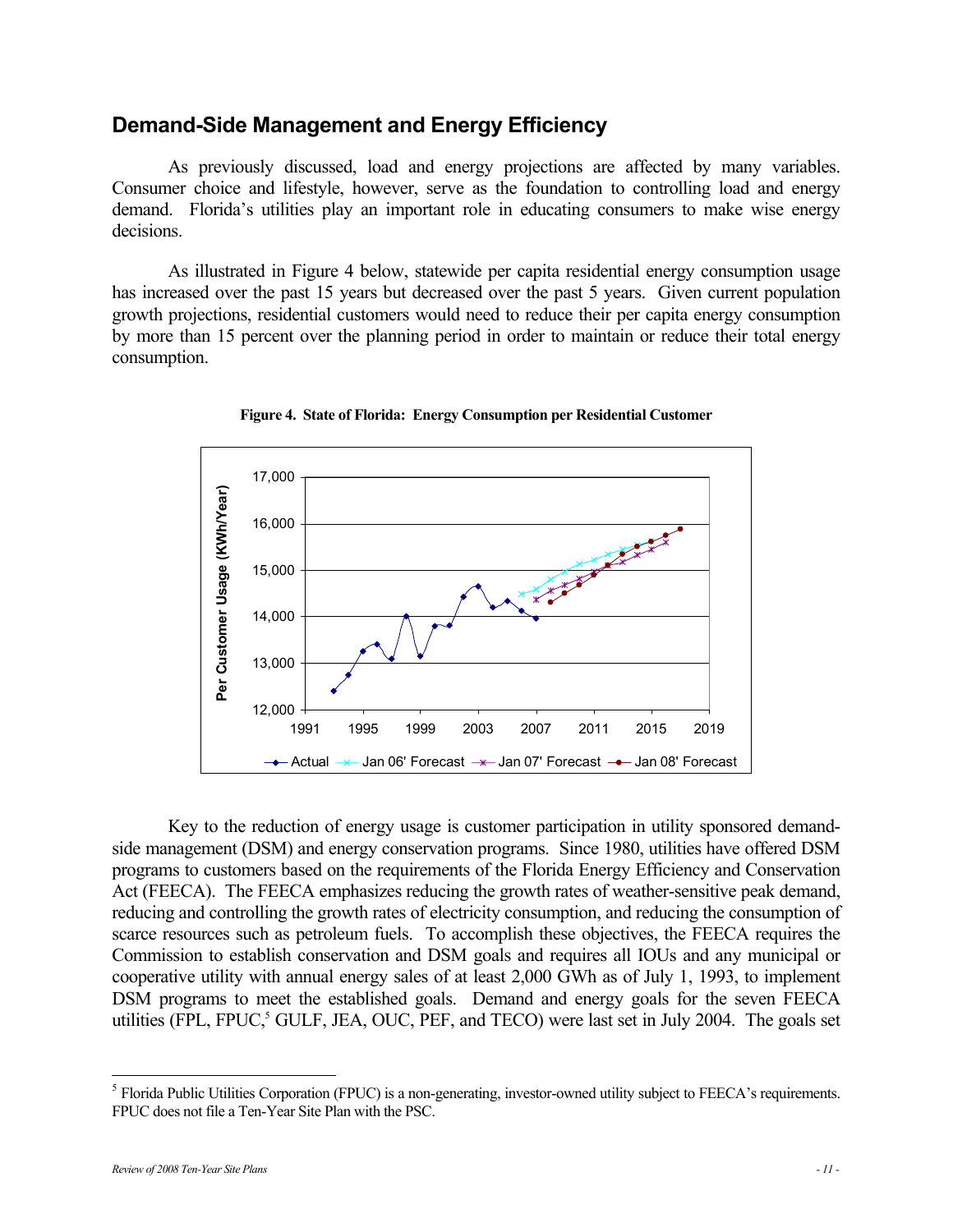## Demand-Side Management and Energy Efficiency

As previously discussed, load and energy projections are affected by many variables. Consumer choice and lifestyle, however, serve as the foundation to controlling load and energy demand. Florida's utilities play an important role in educating consumers to make wise energy decisions.

As illustrated in Figure 4 below, statewide per capita residential energy consumption usage has increased over the past 15 years but decreased over the past 5 years. Given current population growth projections, residential customers would need to reduce their per capita energy consumption by more than 15 percent over the planning period in order to maintain or reduce their total energy consumption.

**Figure 4. State of Florida: Energy Consumption per Residential Customer**

Key to the reduction of energy usage is customer participation in utility sponsored demand-side management (DSM) and energy conservation programs. Since 1980, utilities have offered DSM programs to customers based on the requirements of the Florida Energy Efficiency and Conservation Act (FEECA). The FEECA emphasizes reducing the growth rates of weather-sensitive peak demand, reducing and controlling the growth rates of electricity consumption, and reducing the consumption of scarce resources such as petroleum fuels. To accomplish these objectives, the FEECA requires the Commission to establish conservation and DSM goals and requires all IOUs and any municipal or cooperative utility with annual energy sales of at least 2,000 GWh as of July 1, 1993, to implement DSM programs to meet the established goals. Demand and energy goals for the seven FEECA utilities (FPL, FPUC,[5] GULF, JEA, OUC, PEF, and TECO) were last set in July 2004. The goals set

[5] Florida Public Utilities Corporation (FPUC) is a non-generating, investor-owned utility subject to FEECA's requirements. FPUC does not file a Ten-Year Site Plan with the PSC.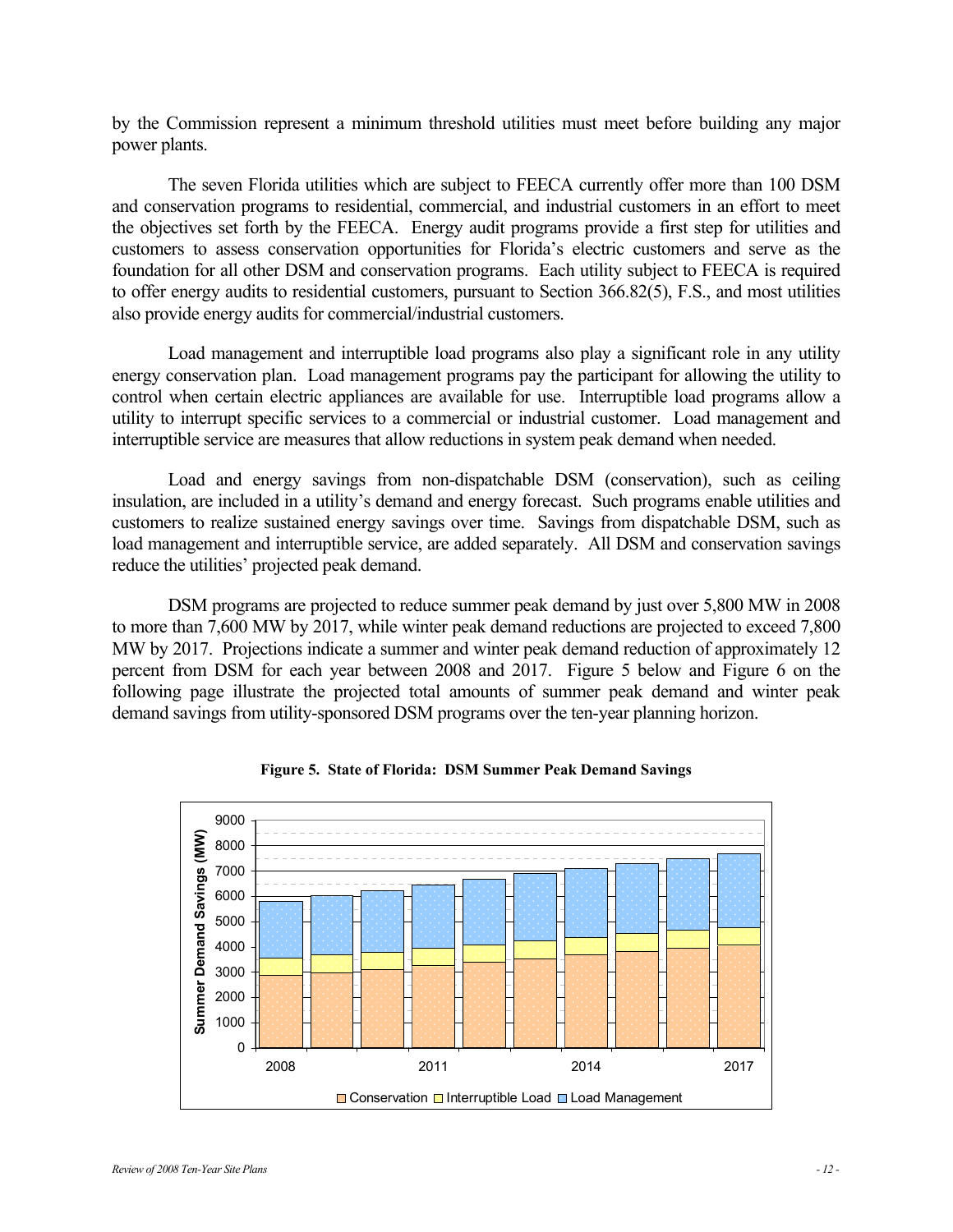by the Commission represent a minimum threshold utilities must meet before building any major power plants.

The seven Florida utilities which are subject to FEECA currently offer more than 100 DSM and conservation programs to residential, commercial, and industrial customers in an effort to meet the objectives set forth by the FEECA. Energy audit programs provide a first step for utilities and customers to assess conservation opportunities for Florida's electric customers and serve as the foundation for all other DSM and conservation programs. Each utility subject to FEECA is required to offer energy audits to residential customers, pursuant to Section 366.82(5), F.S., and most utilities also provide energy audits for commercial/industrial customers.

Load management and interruptible load programs also play a significant role in any utility energy conservation plan. Load management programs pay the participant for allowing the utility to control when certain electric appliances are available for use. Interruptible load programs allow a utility to interrupt specific services to a commercial or industrial customer. Load management and interruptible service are measures that allow reductions in system peak demand when needed.

Load and energy savings from non-dispatchable DSM (conservation), such as ceiling insulation, are included in a utility's demand and energy forecast. Such programs enable utilities and customers to realize sustained energy savings over time. Savings from dispatchable DSM, such as load management and interruptible service, are added separately. All DSM and conservation savings reduce the utilities' projected peak demand.

DSM programs are projected to reduce summer peak demand by just over 5,800 MW in 2008 to more than 7,600 MW by 2017, while winter peak demand reductions are projected to exceed 7,800 MW by 2017. Projections indicate a summer and winter peak demand reduction of approximately 12 percent from DSM for each year between 2008 and 2017. Figure 5 below and Figure 6 on the following page illustrate the projected total amounts of summer peak demand and winter peak demand savings from utility-sponsored DSM programs over the ten-year planning horizon.

**Figure 5. State of Florida: DSM Summer Peak Demand Savings**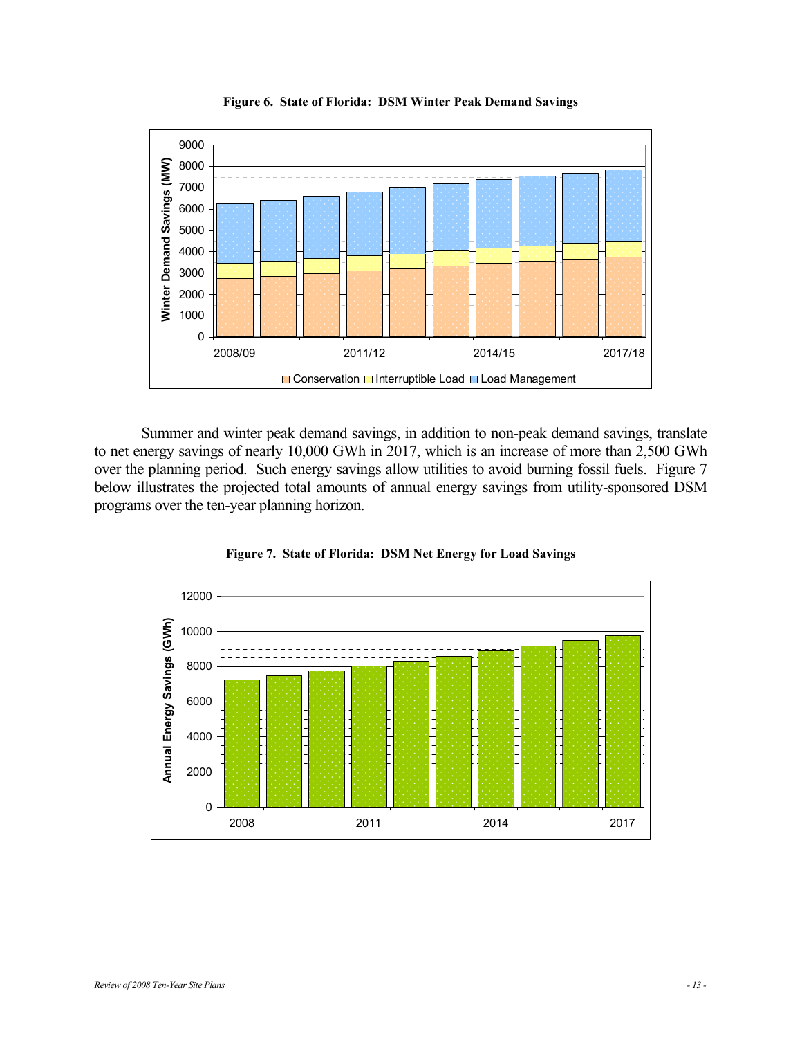**Figure 6. State of Florida: DSM Winter Peak Demand Savings**

Summer and winter peak demand savings, in addition to non-peak demand savings, translate to net energy savings of nearly 10,000 GWh in 2017, which is an increase of more than 2,500 GWh over the planning period. Such energy savings allow utilities to avoid burning fossil fuels. Figure 7 below illustrates the projected total amounts of annual energy savings from utility-sponsored DSM programs over the ten-year planning horizon.

**Figure 7. State of Florida: DSM Net Energy for Load Savings**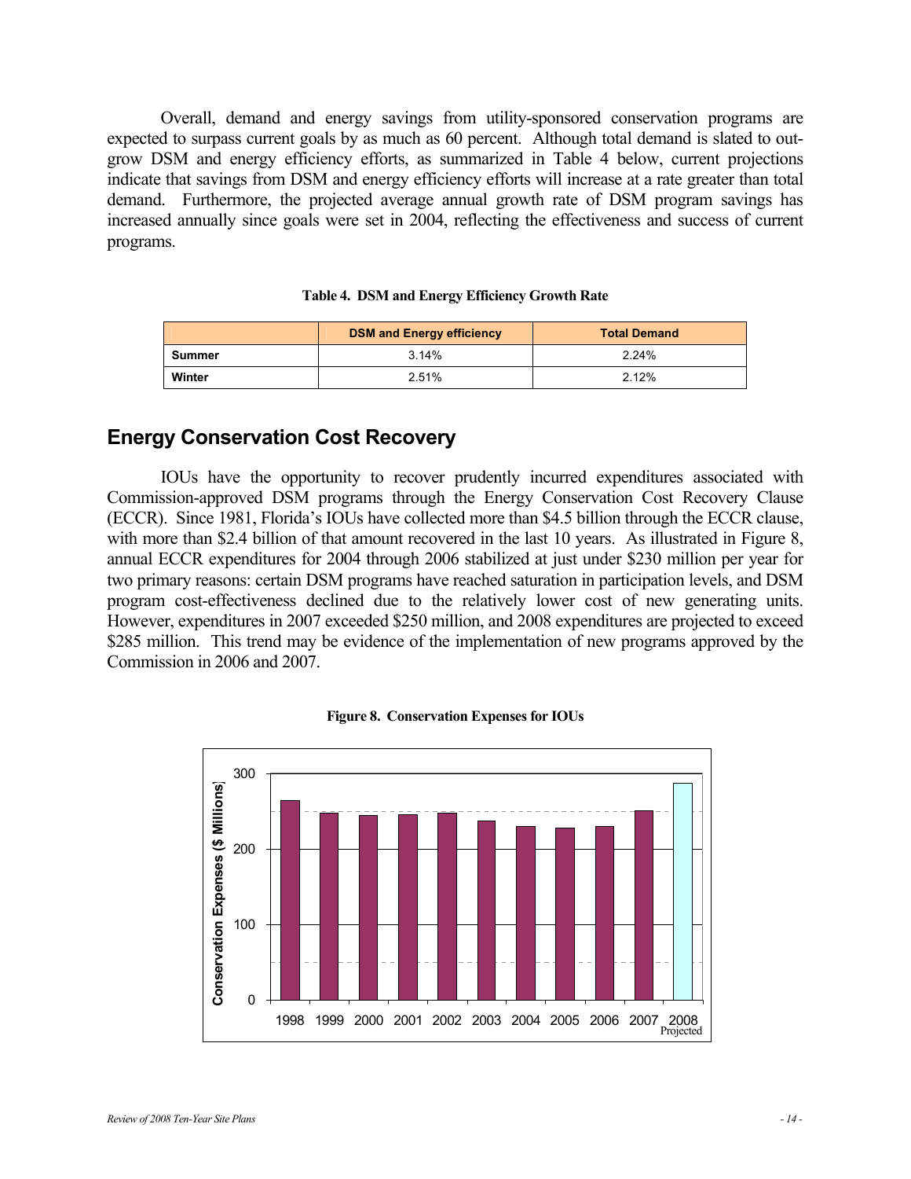Overall, demand and energy savings from utility-sponsored conservation programs are expected to surpass current goals by as much as 60 percent. Although total demand is slated to out-grow DSM and energy efficiency efforts, as summarized in Table 4 below, current projections indicate that savings from DSM and energy efficiency efforts will increase at a rate greater than total demand. Furthermore, the projected average annual growth rate of DSM program savings has increased annually since goals were set in 2004, reflecting the effectiveness and success of current programs.

**Table 4. DSM and Energy Efficiency Growth Rate**

| | DSM and Energy efficiency | Total Demand |
|---|---|---|
| **Summer** | 3.14% | 2.24% |
| **Winter** | 2.51% | 2.12% |

## Energy Conservation Cost Recovery

IOUs have the opportunity to recover prudently incurred expenditures associated with Commission-approved DSM programs through the Energy Conservation Cost Recovery Clause (ECCR). Since 1981, Florida's IOUs have collected more than $4.5 billion through the ECCR clause, with more than $2.4 billion of that amount recovered in the last 10 years. As illustrated in Figure 8, annual ECCR expenditures for 2004 through 2006 stabilized at just under $230 million per year for two primary reasons: certain DSM programs have reached saturation in participation levels, and DSM program cost-effectiveness declined due to the relatively lower cost of new generating units. However, expenditures in 2007 exceeded $250 million, and 2008 expenditures are projected to exceed $285 million. This trend may be evidence of the implementation of new programs approved by the Commission in 2006 and 2007.

**Figure 8. Conservation Expenses for IOUs**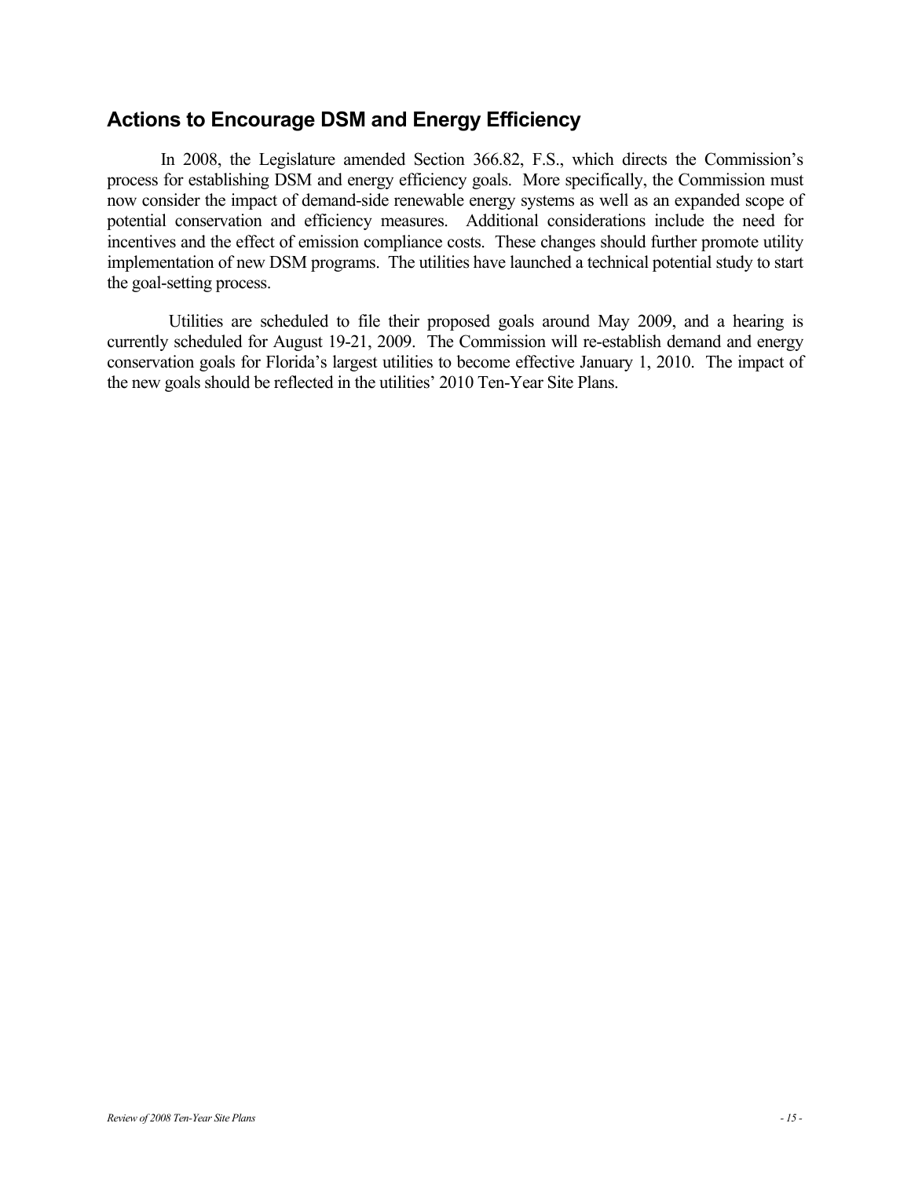## Actions to Encourage DSM and Energy Efficiency

In 2008, the Legislature amended Section 366.82, F.S., which directs the Commission's process for establishing DSM and energy efficiency goals. More specifically, the Commission must now consider the impact of demand-side renewable energy systems as well as an expanded scope of potential conservation and efficiency measures. Additional considerations include the need for incentives and the effect of emission compliance costs. These changes should further promote utility implementation of new DSM programs. The utilities have launched a technical potential study to start the goal-setting process.

Utilities are scheduled to file their proposed goals around May 2009, and a hearing is currently scheduled for August 19-21, 2009. The Commission will re-establish demand and energy conservation goals for Florida's largest utilities to become effective January 1, 2010. The impact of the new goals should be reflected in the utilities' 2010 Ten-Year Site Plans.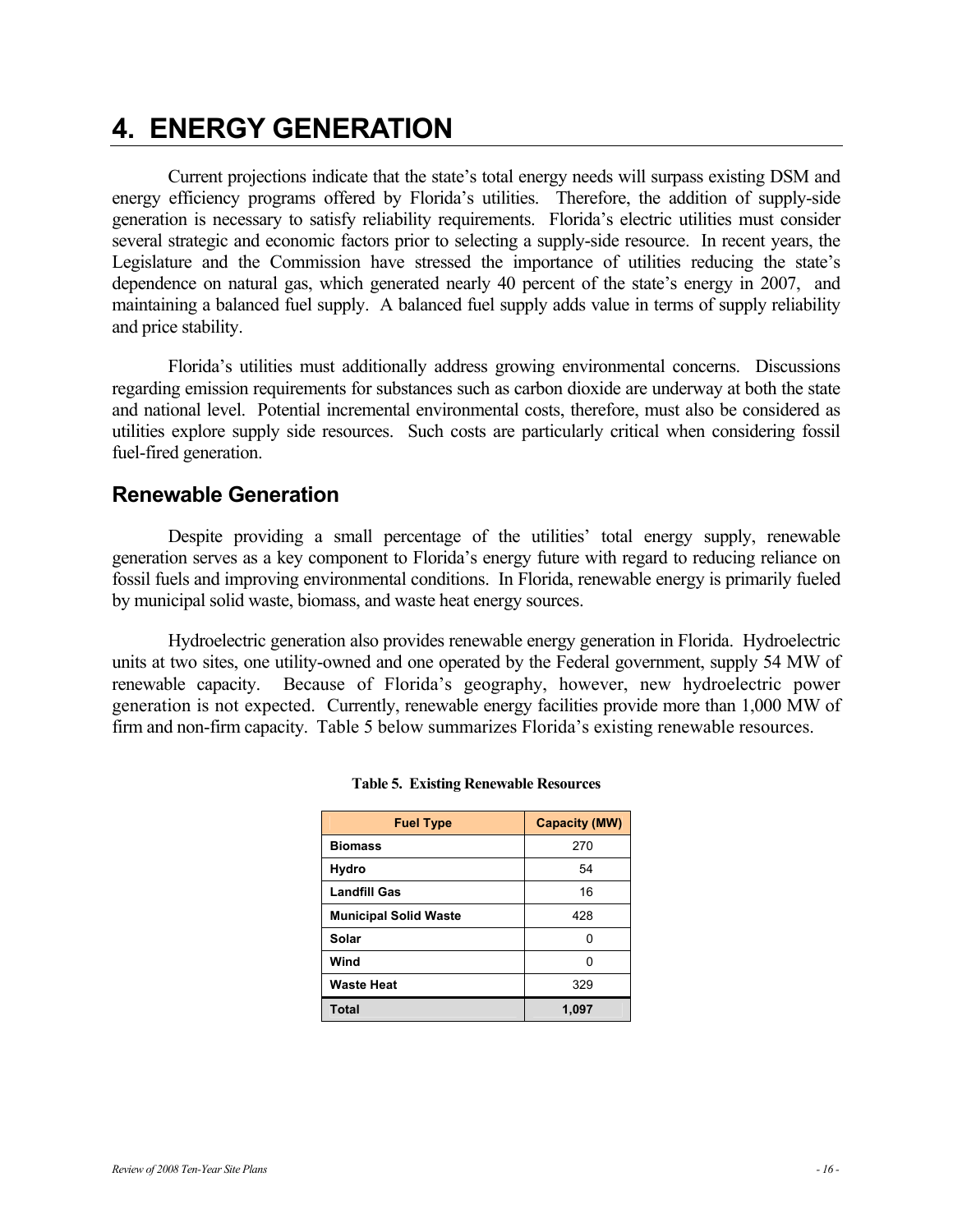# 4. ENERGY GENERATION

Current projections indicate that the state's total energy needs will surpass existing DSM and energy efficiency programs offered by Florida's utilities. Therefore, the addition of supply-side generation is necessary to satisfy reliability requirements. Florida's electric utilities must consider several strategic and economic factors prior to selecting a supply-side resource. In recent years, the Legislature and the Commission have stressed the importance of utilities reducing the state's dependence on natural gas, which generated nearly 40 percent of the state's energy in 2007, and maintaining a balanced fuel supply. A balanced fuel supply adds value in terms of supply reliability and price stability.

Florida's utilities must additionally address growing environmental concerns. Discussions regarding emission requirements for substances such as carbon dioxide are underway at both the state and national level. Potential incremental environmental costs, therefore, must also be considered as utilities explore supply side resources. Such costs are particularly critical when considering fossil fuel-fired generation.

## Renewable Generation

Despite providing a small percentage of the utilities' total energy supply, renewable generation serves as a key component to Florida's energy future with regard to reducing reliance on fossil fuels and improving environmental conditions. In Florida, renewable energy is primarily fueled by municipal solid waste, biomass, and waste heat energy sources.

Hydroelectric generation also provides renewable energy generation in Florida. Hydroelectric units at two sites, one utility-owned and one operated by the Federal government, supply 54 MW of renewable capacity. Because of Florida's geography, however, new hydroelectric power generation is not expected. Currently, renewable energy facilities provide more than 1,000 MW of firm and non-firm capacity. Table 5 below summarizes Florida's existing renewable resources.

**Table 5. Existing Renewable Resources**

| Fuel Type | Capacity (MW) |
|---|---|
| **Biomass** | 270 |
| **Hydro** | 54 |
| **Landfill Gas** | 16 |
| **Municipal Solid Waste** | 428 |
| **Solar** | 0 |
| **Wind** | 0 |
| **Waste Heat** | 329 |
| **Total** | **1,097** |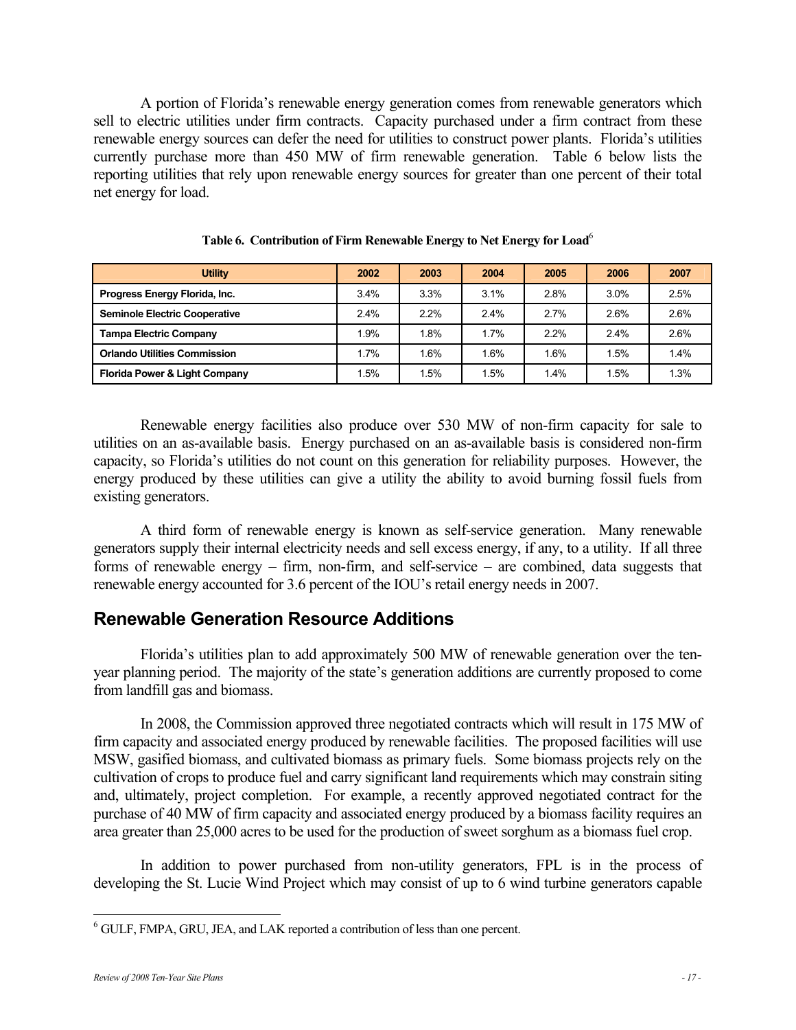A portion of Florida's renewable energy generation comes from renewable generators which sell to electric utilities under firm contracts. Capacity purchased under a firm contract from these renewable energy sources can defer the need for utilities to construct power plants. Florida's utilities currently purchase more than 450 MW of firm renewable generation. Table 6 below lists the reporting utilities that rely upon renewable energy sources for greater than one percent of their total net energy for load.

**Table 6. Contribution of Firm Renewable Energy to Net Energy for Load**[6]

| Utility | 2002 | 2003 | 2004 | 2005 | 2006 | 2007 |
|---|---|---|---|---|---|---|
| Progress Energy Florida, Inc. | 3.4% | 3.3% | 3.1% | 2.8% | 3.0% | 2.5% |
| Seminole Electric Cooperative | 2.4% | 2.2% | 2.4% | 2.7% | 2.6% | 2.6% |
| Tampa Electric Company | 1.9% | 1.8% | 1.7% | 2.2% | 2.4% | 2.6% |
| Orlando Utilities Commission | 1.7% | 1.6% | 1.6% | 1.6% | 1.5% | 1.4% |
| Florida Power & Light Company | 1.5% | 1.5% | 1.5% | 1.4% | 1.5% | 1.3% |

Renewable energy facilities also produce over 530 MW of non-firm capacity for sale to utilities on an as-available basis. Energy purchased on an as-available basis is considered non-firm capacity, so Florida's utilities do not count on this generation for reliability purposes. However, the energy produced by these utilities can give a utility the ability to avoid burning fossil fuels from existing generators.

A third form of renewable energy is known as self-service generation. Many renewable generators supply their internal electricity needs and sell excess energy, if any, to a utility. If all three forms of renewable energy – firm, non-firm, and self-service – are combined, data suggests that renewable energy accounted for 3.6 percent of the IOU's retail energy needs in 2007.

## Renewable Generation Resource Additions

Florida's utilities plan to add approximately 500 MW of renewable generation over the ten-year planning period. The majority of the state's generation additions are currently proposed to come from landfill gas and biomass.

In 2008, the Commission approved three negotiated contracts which will result in 175 MW of firm capacity and associated energy produced by renewable facilities. The proposed facilities will use MSW, gasified biomass, and cultivated biomass as primary fuels. Some biomass projects rely on the cultivation of crops to produce fuel and carry significant land requirements which may constrain siting and, ultimately, project completion. For example, a recently approved negotiated contract for the purchase of 40 MW of firm capacity and associated energy produced by a biomass facility requires an area greater than 25,000 acres to be used for the production of sweet sorghum as a biomass fuel crop.

In addition to power purchased from non-utility generators, FPL is in the process of developing the St. Lucie Wind Project which may consist of up to 6 wind turbine generators capable

[6] GULF, FMPA, GRU, JEA, and LAK reported a contribution of less than one percent.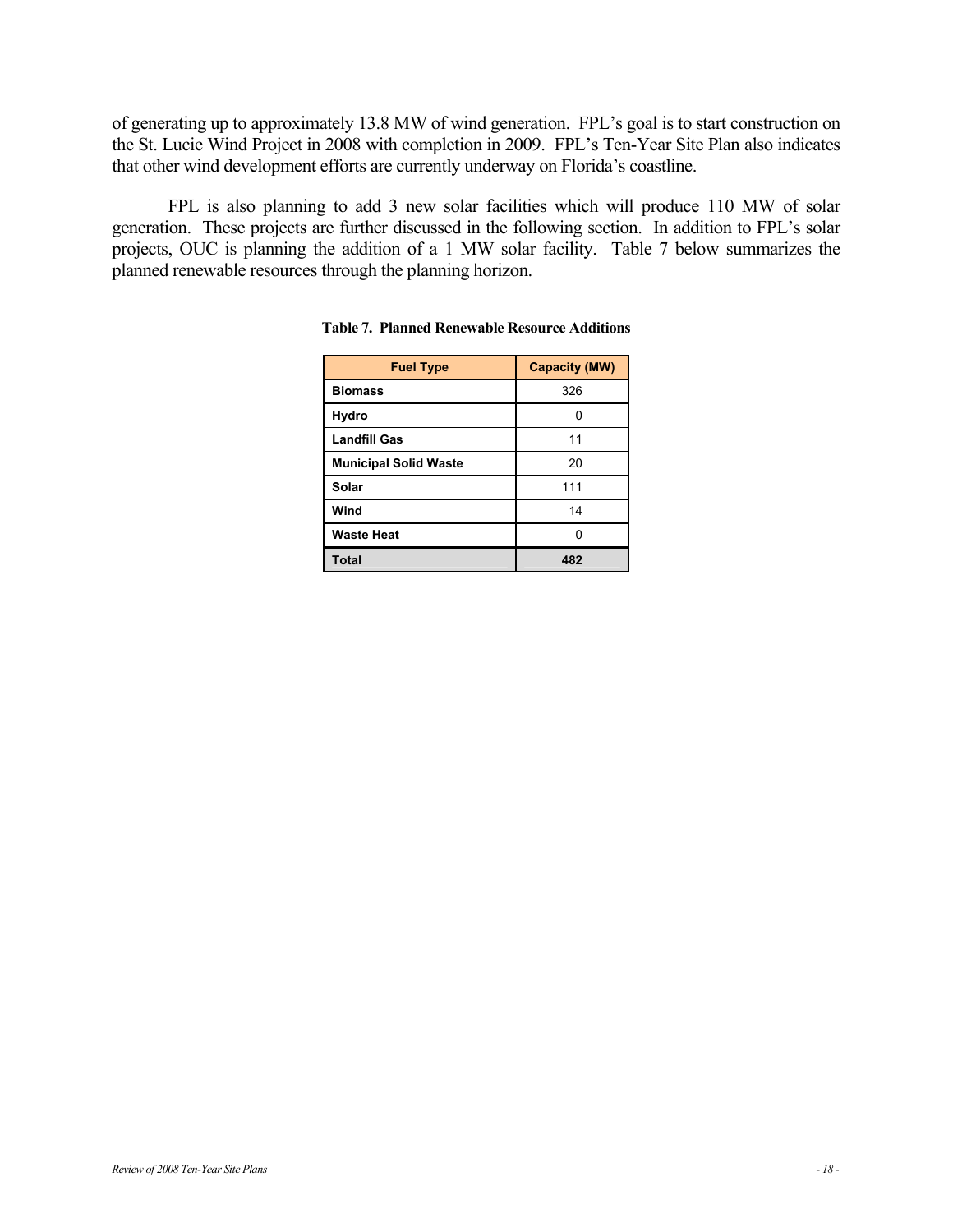of generating up to approximately 13.8 MW of wind generation. FPL's goal is to start construction on the St. Lucie Wind Project in 2008 with completion in 2009. FPL's Ten-Year Site Plan also indicates that other wind development efforts are currently underway on Florida's coastline.

FPL is also planning to add 3 new solar facilities which will produce 110 MW of solar generation. These projects are further discussed in the following section. In addition to FPL's solar projects, OUC is planning the addition of a 1 MW solar facility. Table 7 below summarizes the planned renewable resources through the planning horizon.

**Table 7. Planned Renewable Resource Additions**

| Fuel Type | Capacity (MW) |
|---|---|
| **Biomass** | 326 |
| **Hydro** | 0 |
| **Landfill Gas** | 11 |
| **Municipal Solid Waste** | 20 |
| **Solar** | 111 |
| **Wind** | 14 |
| **Waste Heat** | 0 |
| **Total** | **482** |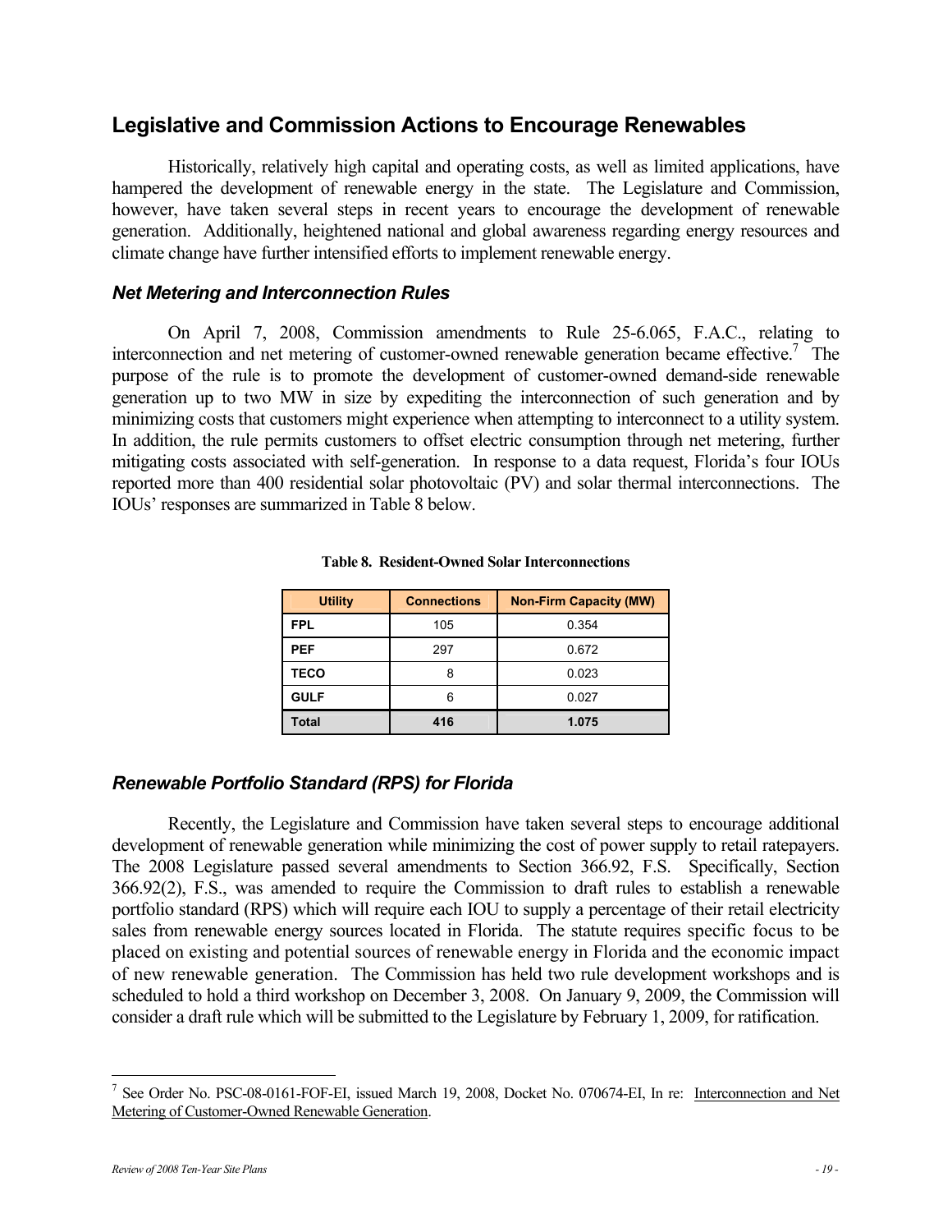## Legislative and Commission Actions to Encourage Renewables

Historically, relatively high capital and operating costs, as well as limited applications, have hampered the development of renewable energy in the state. The Legislature and Commission, however, have taken several steps in recent years to encourage the development of renewable generation. Additionally, heightened national and global awareness regarding energy resources and climate change have further intensified efforts to implement renewable energy.

### *Net Metering and Interconnection Rules*

On April 7, 2008, Commission amendments to Rule 25-6.065, F.A.C., relating to interconnection and net metering of customer-owned renewable generation became effective.[7] The purpose of the rule is to promote the development of customer-owned demand-side renewable generation up to two MW in size by expediting the interconnection of such generation and by minimizing costs that customers might experience when attempting to interconnect to a utility system. In addition, the rule permits customers to offset electric consumption through net metering, further mitigating costs associated with self-generation. In response to a data request, Florida's four IOUs reported more than 400 residential solar photovoltaic (PV) and solar thermal interconnections. The IOUs' responses are summarized in Table 8 below.

**Table 8. Resident-Owned Solar Interconnections**

| Utility | Connections | Non-Firm Capacity (MW) |
|---|---|---|
| FPL | 105 | 0.354 |
| PEF | 297 | 0.672 |
| TECO | 8 | 0.023 |
| GULF | 6 | 0.027 |
| **Total** | **416** | **1.075** |

### *Renewable Portfolio Standard (RPS) for Florida*

Recently, the Legislature and Commission have taken several steps to encourage additional development of renewable generation while minimizing the cost of power supply to retail ratepayers. The 2008 Legislature passed several amendments to Section 366.92, F.S. Specifically, Section 366.92(2), F.S., was amended to require the Commission to draft rules to establish a renewable portfolio standard (RPS) which will require each IOU to supply a percentage of their retail electricity sales from renewable energy sources located in Florida. The statute requires specific focus to be placed on existing and potential sources of renewable energy in Florida and the economic impact of new renewable generation. The Commission has held two rule development workshops and is scheduled to hold a third workshop on December 3, 2008. On January 9, 2009, the Commission will consider a draft rule which will be submitted to the Legislature by February 1, 2009, for ratification.

---

[7] See Order No. PSC-08-0161-FOF-EI, issued March 19, 2008, Docket No. 070674-EI, In re: Interconnection and Net Metering of Customer-Owned Renewable Generation.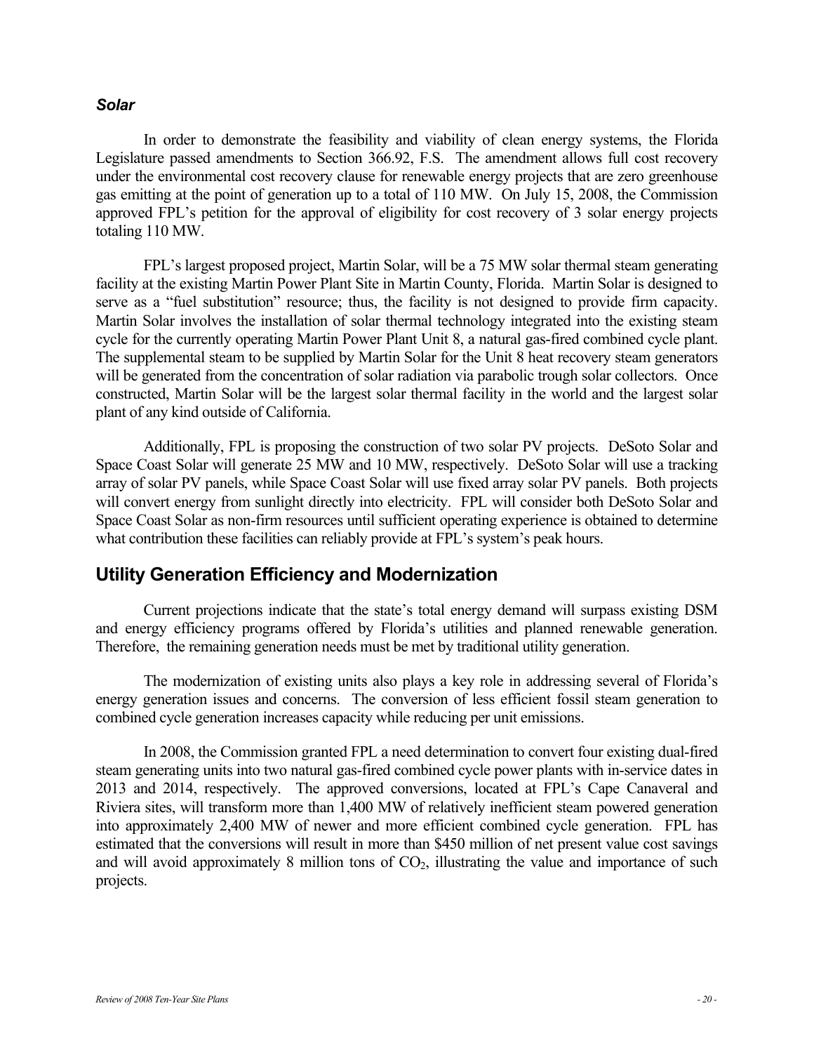### *Solar*

In order to demonstrate the feasibility and viability of clean energy systems, the Florida Legislature passed amendments to Section 366.92, F.S. The amendment allows full cost recovery under the environmental cost recovery clause for renewable energy projects that are zero greenhouse gas emitting at the point of generation up to a total of 110 MW. On July 15, 2008, the Commission approved FPL's petition for the approval of eligibility for cost recovery of 3 solar energy projects totaling 110 MW.

FPL's largest proposed project, Martin Solar, will be a 75 MW solar thermal steam generating facility at the existing Martin Power Plant Site in Martin County, Florida. Martin Solar is designed to serve as a "fuel substitution" resource; thus, the facility is not designed to provide firm capacity. Martin Solar involves the installation of solar thermal technology integrated into the existing steam cycle for the currently operating Martin Power Plant Unit 8, a natural gas-fired combined cycle plant. The supplemental steam to be supplied by Martin Solar for the Unit 8 heat recovery steam generators will be generated from the concentration of solar radiation via parabolic trough solar collectors. Once constructed, Martin Solar will be the largest solar thermal facility in the world and the largest solar plant of any kind outside of California.

Additionally, FPL is proposing the construction of two solar PV projects. DeSoto Solar and Space Coast Solar will generate 25 MW and 10 MW, respectively. DeSoto Solar will use a tracking array of solar PV panels, while Space Coast Solar will use fixed array solar PV panels. Both projects will convert energy from sunlight directly into electricity. FPL will consider both DeSoto Solar and Space Coast Solar as non-firm resources until sufficient operating experience is obtained to determine what contribution these facilities can reliably provide at FPL's system's peak hours.

## Utility Generation Efficiency and Modernization

Current projections indicate that the state's total energy demand will surpass existing DSM and energy efficiency programs offered by Florida's utilities and planned renewable generation. Therefore, the remaining generation needs must be met by traditional utility generation.

The modernization of existing units also plays a key role in addressing several of Florida's energy generation issues and concerns. The conversion of less efficient fossil steam generation to combined cycle generation increases capacity while reducing per unit emissions.

In 2008, the Commission granted FPL a need determination to convert four existing dual-fired steam generating units into two natural gas-fired combined cycle power plants with in-service dates in 2013 and 2014, respectively. The approved conversions, located at FPL's Cape Canaveral and Riviera sites, will transform more than 1,400 MW of relatively inefficient steam powered generation into approximately 2,400 MW of newer and more efficient combined cycle generation. FPL has estimated that the conversions will result in more than \$450 million of net present value cost savings and will avoid approximately 8 million tons of $CO_2$, illustrating the value and importance of such projects.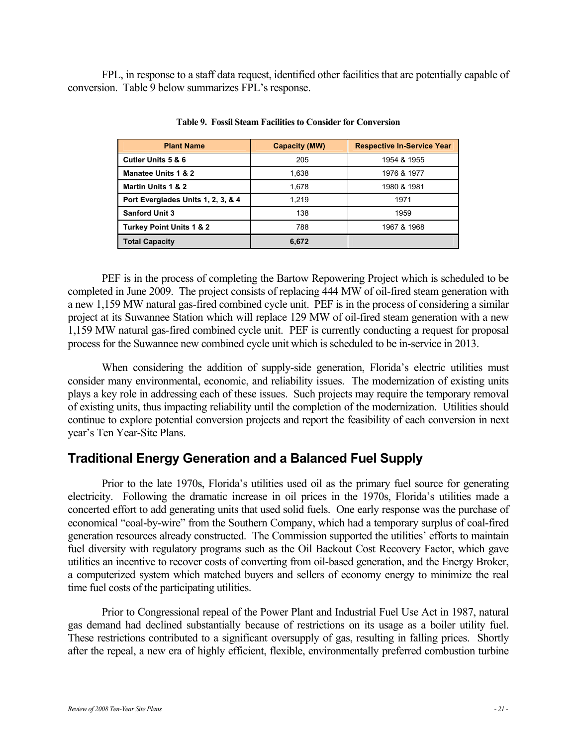FPL, in response to a staff data request, identified other facilities that are potentially capable of conversion. Table 9 below summarizes FPL's response.

**Table 9. Fossil Steam Facilities to Consider for Conversion**

| Plant Name | Capacity (MW) | Respective In-Service Year |
|---|---|---|
| Cutler Units 5 & 6 | 205 | 1954 & 1955 |
| Manatee Units 1 & 2 | 1,638 | 1976 & 1977 |
| Martin Units 1 & 2 | 1,678 | 1980 & 1981 |
| Port Everglades Units 1, 2, 3, & 4 | 1,219 | 1971 |
| Sanford Unit 3 | 138 | 1959 |
| Turkey Point Units 1 & 2 | 788 | 1967 & 1968 |
| **Total Capacity** | **6,672** | |

PEF is in the process of completing the Bartow Repowering Project which is scheduled to be completed in June 2009. The project consists of replacing 444 MW of oil-fired steam generation with a new 1,159 MW natural gas-fired combined cycle unit. PEF is in the process of considering a similar project at its Suwannee Station which will replace 129 MW of oil-fired steam generation with a new 1,159 MW natural gas-fired combined cycle unit. PEF is currently conducting a request for proposal process for the Suwannee new combined cycle unit which is scheduled to be in-service in 2013.

When considering the addition of supply-side generation, Florida's electric utilities must consider many environmental, economic, and reliability issues. The modernization of existing units plays a key role in addressing each of these issues. Such projects may require the temporary removal of existing units, thus impacting reliability until the completion of the modernization. Utilities should continue to explore potential conversion projects and report the feasibility of each conversion in next year's Ten Year-Site Plans.

## Traditional Energy Generation and a Balanced Fuel Supply

Prior to the late 1970s, Florida's utilities used oil as the primary fuel source for generating electricity. Following the dramatic increase in oil prices in the 1970s, Florida's utilities made a concerted effort to add generating units that used solid fuels. One early response was the purchase of economical "coal-by-wire" from the Southern Company, which had a temporary surplus of coal-fired generation resources already constructed. The Commission supported the utilities' efforts to maintain fuel diversity with regulatory programs such as the Oil Backout Cost Recovery Factor, which gave utilities an incentive to recover costs of converting from oil-based generation, and the Energy Broker, a computerized system which matched buyers and sellers of economy energy to minimize the real time fuel costs of the participating utilities.

Prior to Congressional repeal of the Power Plant and Industrial Fuel Use Act in 1987, natural gas demand had declined substantially because of restrictions on its usage as a boiler utility fuel. These restrictions contributed to a significant oversupply of gas, resulting in falling prices. Shortly after the repeal, a new era of highly efficient, flexible, environmentally preferred combustion turbine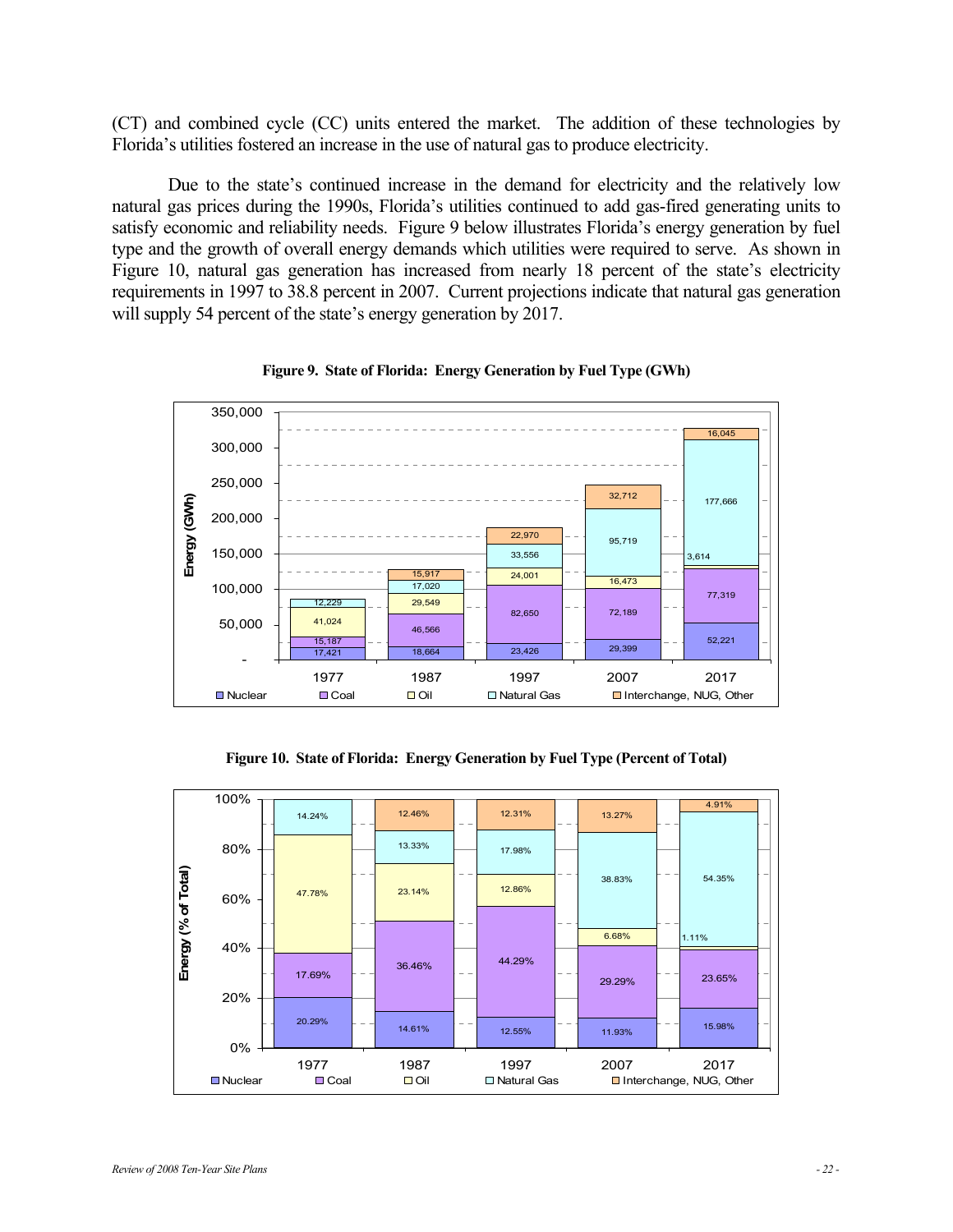(CT) and combined cycle (CC) units entered the market. The addition of these technologies by Florida's utilities fostered an increase in the use of natural gas to produce electricity.

Due to the state's continued increase in the demand for electricity and the relatively low natural gas prices during the 1990s, Florida's utilities continued to add gas-fired generating units to satisfy economic and reliability needs. Figure 9 below illustrates Florida's energy generation by fuel type and the growth of overall energy demands which utilities were required to serve. As shown in Figure 10, natural gas generation has increased from nearly 18 percent of the state's electricity requirements in 1997 to 38.8 percent in 2007. Current projections indicate that natural gas generation will supply 54 percent of the state's energy generation by 2017.

**Figure 9. State of Florida: Energy Generation by Fuel Type (GWh)**

| Energy (GWh) | 1977 | 1987 | 1997 | 2007 | 2017 |
|---|---|---|---|---|---|
| Nuclear | 17,421 | 18,664 | 23,426 | 29,399 | 52,221 |
| Coal | 15,187 | 46,566 | 82,650 | 72,189 | 77,319 |
| Oil | 41,024 | 29,549 | 24,001 | 16,473 | 3,614 |
| Natural Gas | 12,229 | 17,020 | 33,556 | 95,719 | 177,666 |
| Interchange, NUG, Other | | 15,917 | 22,970 | 32,712 | 16,045 |

**Figure 10. State of Florida: Energy Generation by Fuel Type (Percent of Total)**

| Energy (% of Total) | 1977 | 1987 | 1997 | 2007 | 2017 |
|---|---|---|---|---|---|
| Nuclear | 20.29% | 14.61% | 12.55% | 11.93% | 15.98% |
| Coal | 17.69% | 36.46% | 44.29% | 29.29% | 23.65% |
| Oil | 47.78% | 23.14% | 12.86% | 6.68% | 1.11% |
| Natural Gas | 14.24% | 13.33% | 17.98% | 38.83% | 54.35% |
| Interchange, NUG, Other | | 12.46% | 12.31% | 13.27% | 4.91% |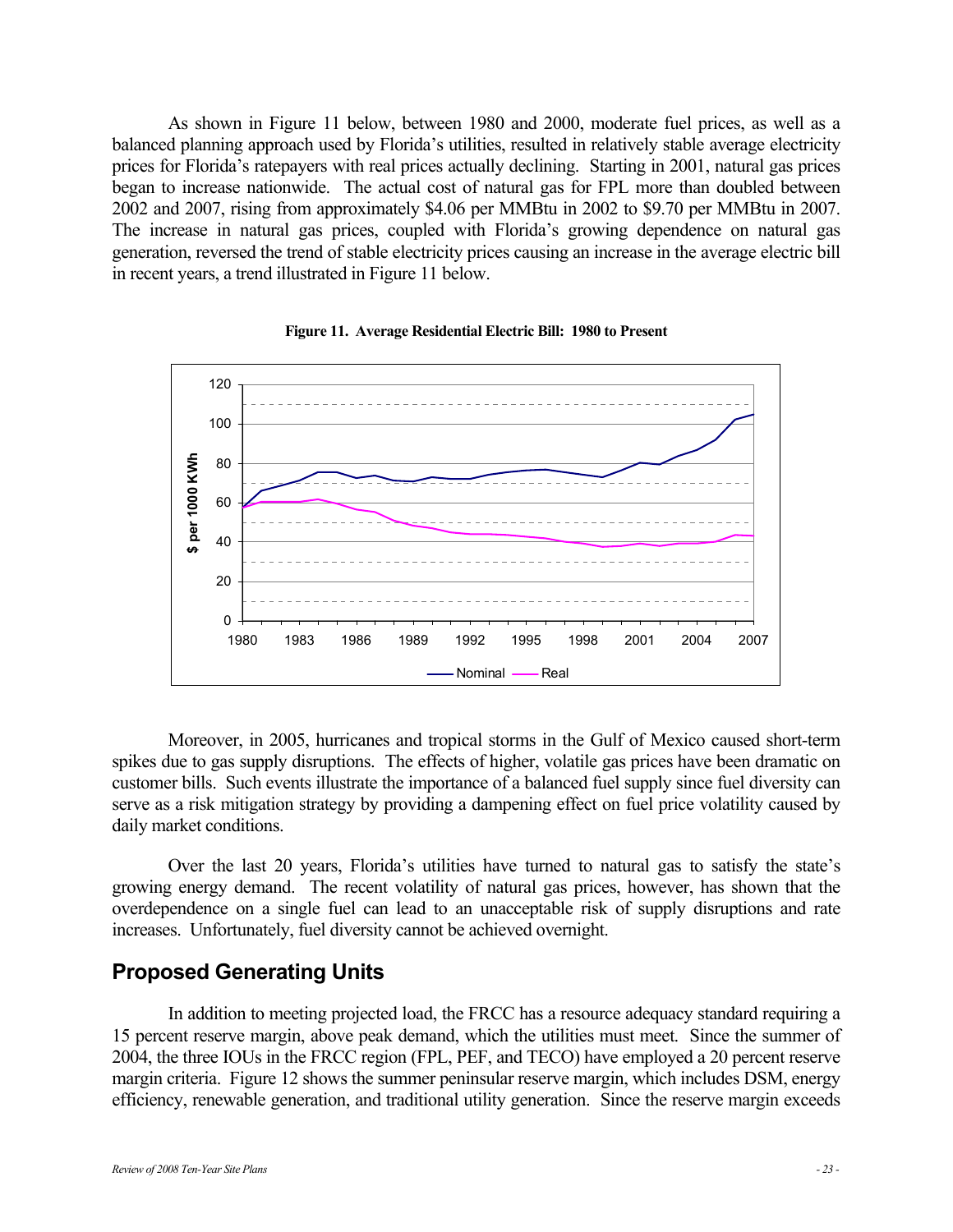As shown in Figure 11 below, between 1980 and 2000, moderate fuel prices, as well as a balanced planning approach used by Florida's utilities, resulted in relatively stable average electricity prices for Florida's ratepayers with real prices actually declining. Starting in 2001, natural gas prices began to increase nationwide. The actual cost of natural gas for FPL more than doubled between 2002 and 2007, rising from approximately $4.06 per MMBtu in 2002 to $9.70 per MMBtu in 2007. The increase in natural gas prices, coupled with Florida's growing dependence on natural gas generation, reversed the trend of stable electricity prices causing an increase in the average electric bill in recent years, a trend illustrated in Figure 11 below.

**Figure 11. Average Residential Electric Bill: 1980 to Present**

Moreover, in 2005, hurricanes and tropical storms in the Gulf of Mexico caused short-term spikes due to gas supply disruptions. The effects of higher, volatile gas prices have been dramatic on customer bills. Such events illustrate the importance of a balanced fuel supply since fuel diversity can serve as a risk mitigation strategy by providing a dampening effect on fuel price volatility caused by daily market conditions.

Over the last 20 years, Florida's utilities have turned to natural gas to satisfy the state's growing energy demand. The recent volatility of natural gas prices, however, has shown that the overdependence on a single fuel can lead to an unacceptable risk of supply disruptions and rate increases. Unfortunately, fuel diversity cannot be achieved overnight.

## Proposed Generating Units

In addition to meeting projected load, the FRCC has a resource adequacy standard requiring a 15 percent reserve margin, above peak demand, which the utilities must meet. Since the summer of 2004, the three IOUs in the FRCC region (FPL, PEF, and TECO) have employed a 20 percent reserve margin criteria. Figure 12 shows the summer peninsular reserve margin, which includes DSM, energy efficiency, renewable generation, and traditional utility generation. Since the reserve margin exceeds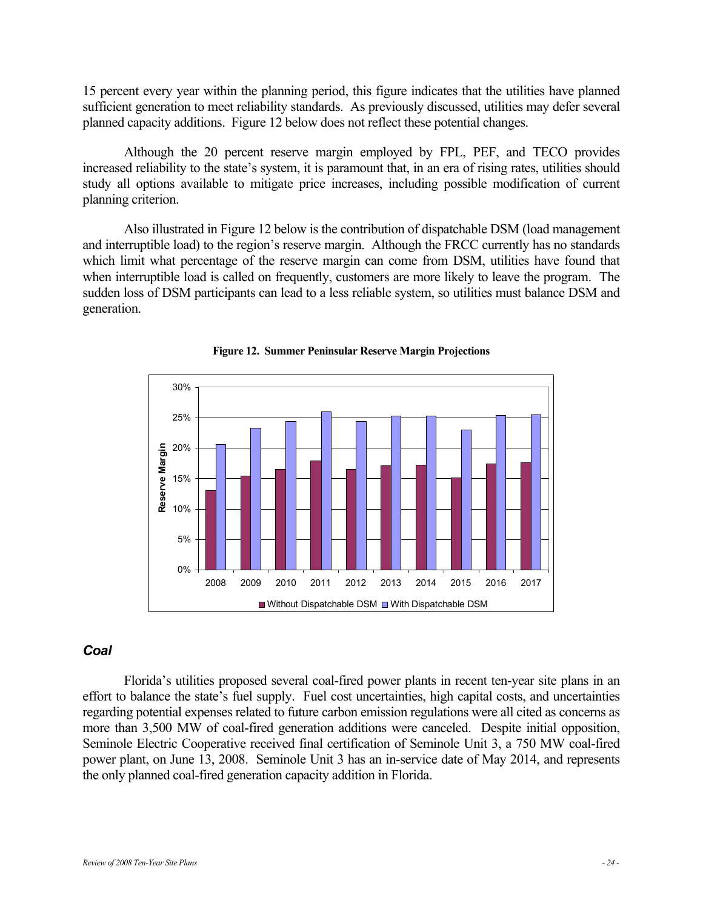15 percent every year within the planning period, this figure indicates that the utilities have planned sufficient generation to meet reliability standards. As previously discussed, utilities may defer several planned capacity additions. Figure 12 below does not reflect these potential changes.

Although the 20 percent reserve margin employed by FPL, PEF, and TECO provides increased reliability to the state's system, it is paramount that, in an era of rising rates, utilities should study all options available to mitigate price increases, including possible modification of current planning criterion.

Also illustrated in Figure 12 below is the contribution of dispatchable DSM (load management and interruptible load) to the region's reserve margin. Although the FRCC currently has no standards which limit what percentage of the reserve margin can come from DSM, utilities have found that when interruptible load is called on frequently, customers are more likely to leave the program. The sudden loss of DSM participants can lead to a less reliable system, so utilities must balance DSM and generation.

**Figure 12. Summer Peninsular Reserve Margin Projections**

## *Coal*

Florida's utilities proposed several coal-fired power plants in recent ten-year site plans in an effort to balance the state's fuel supply. Fuel cost uncertainties, high capital costs, and uncertainties regarding potential expenses related to future carbon emission regulations were all cited as concerns as more than 3,500 MW of coal-fired generation additions were canceled. Despite initial opposition, Seminole Electric Cooperative received final certification of Seminole Unit 3, a 750 MW coal-fired power plant, on June 13, 2008. Seminole Unit 3 has an in-service date of May 2014, and represents the only planned coal-fired generation capacity addition in Florida.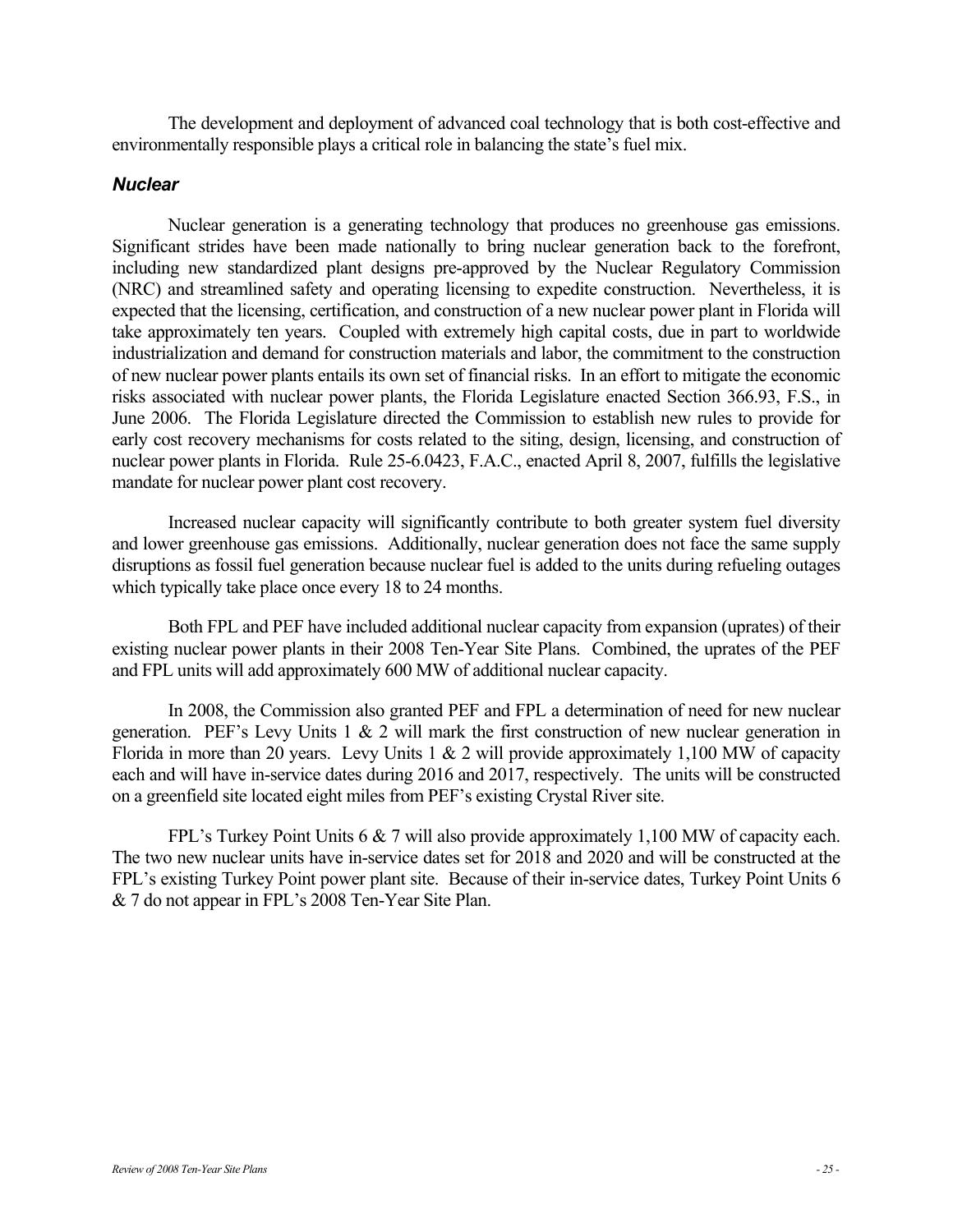The development and deployment of advanced coal technology that is both cost-effective and environmentally responsible plays a critical role in balancing the state's fuel mix.

### *Nuclear*

Nuclear generation is a generating technology that produces no greenhouse gas emissions. Significant strides have been made nationally to bring nuclear generation back to the forefront, including new standardized plant designs pre-approved by the Nuclear Regulatory Commission (NRC) and streamlined safety and operating licensing to expedite construction. Nevertheless, it is expected that the licensing, certification, and construction of a new nuclear power plant in Florida will take approximately ten years. Coupled with extremely high capital costs, due in part to worldwide industrialization and demand for construction materials and labor, the commitment to the construction of new nuclear power plants entails its own set of financial risks. In an effort to mitigate the economic risks associated with nuclear power plants, the Florida Legislature enacted Section 366.93, F.S., in June 2006. The Florida Legislature directed the Commission to establish new rules to provide for early cost recovery mechanisms for costs related to the siting, design, licensing, and construction of nuclear power plants in Florida. Rule 25-6.0423, F.A.C., enacted April 8, 2007, fulfills the legislative mandate for nuclear power plant cost recovery.

Increased nuclear capacity will significantly contribute to both greater system fuel diversity and lower greenhouse gas emissions. Additionally, nuclear generation does not face the same supply disruptions as fossil fuel generation because nuclear fuel is added to the units during refueling outages which typically take place once every 18 to 24 months.

Both FPL and PEF have included additional nuclear capacity from expansion (uprates) of their existing nuclear power plants in their 2008 Ten-Year Site Plans. Combined, the uprates of the PEF and FPL units will add approximately 600 MW of additional nuclear capacity.

In 2008, the Commission also granted PEF and FPL a determination of need for new nuclear generation. PEF's Levy Units 1 & 2 will mark the first construction of new nuclear generation in Florida in more than 20 years. Levy Units 1 & 2 will provide approximately 1,100 MW of capacity each and will have in-service dates during 2016 and 2017, respectively. The units will be constructed on a greenfield site located eight miles from PEF's existing Crystal River site.

FPL's Turkey Point Units 6 & 7 will also provide approximately 1,100 MW of capacity each. The two new nuclear units have in-service dates set for 2018 and 2020 and will be constructed at the FPL's existing Turkey Point power plant site. Because of their in-service dates, Turkey Point Units 6 & 7 do not appear in FPL's 2008 Ten-Year Site Plan.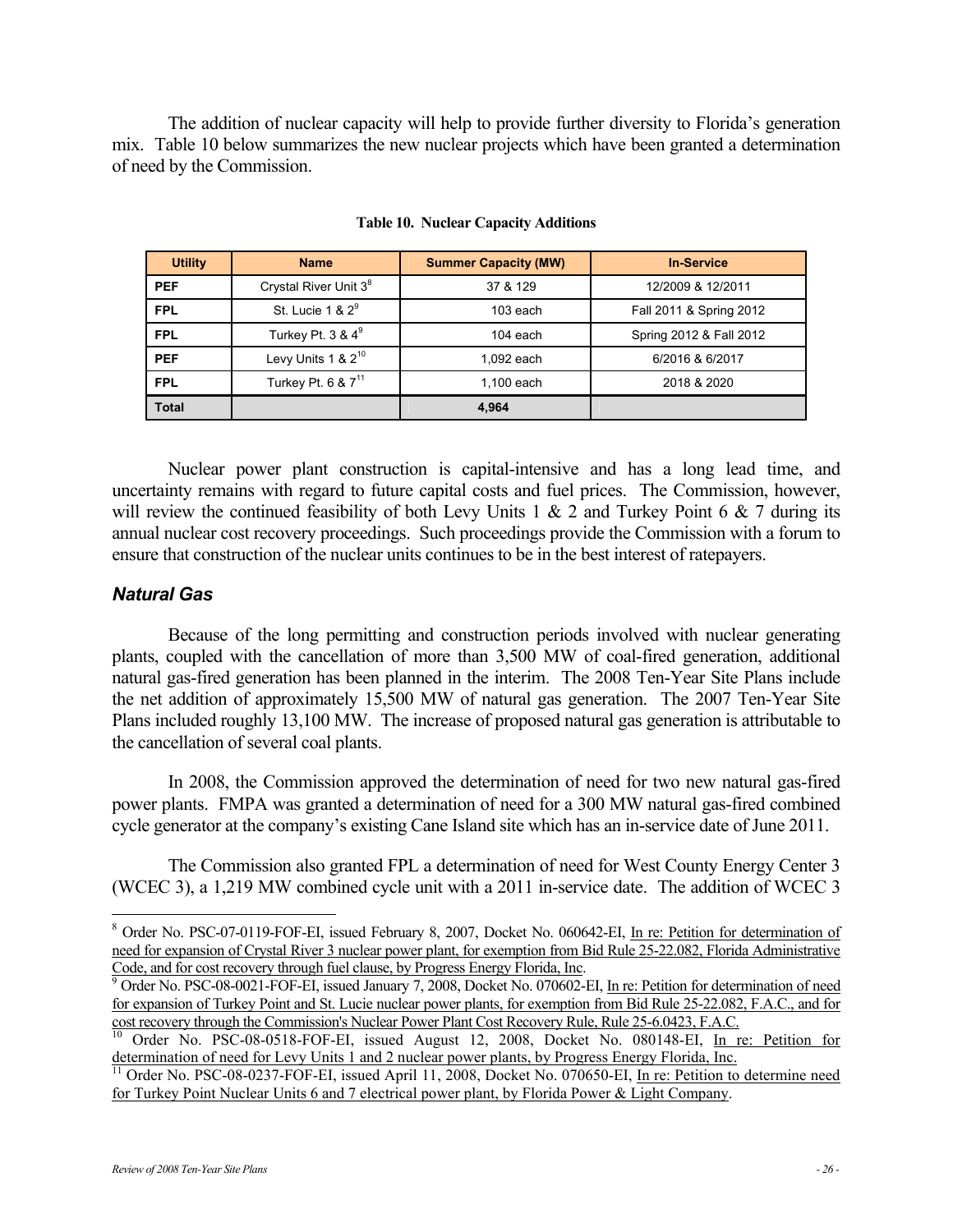The addition of nuclear capacity will help to provide further diversity to Florida's generation mix. Table 10 below summarizes the new nuclear projects which have been granted a determination of need by the Commission.

**Table 10. Nuclear Capacity Additions**

| Utility | Name | Summer Capacity (MW) | In-Service |
|---|---|---|---|
| PEF | Crystal River Unit 3[8] | 37 & 129 | 12/2009 & 12/2011 |
| FPL | St. Lucie 1 & 2[9] | 103 each | Fall 2011 & Spring 2012 |
| FPL | Turkey Pt. 3 & 4[9] | 104 each | Spring 2012 & Fall 2012 |
| PEF | Levy Units 1 & 2[10] | 1,092 each | 6/2016 & 6/2017 |
| FPL | Turkey Pt. 6 & 7[11] | 1,100 each | 2018 & 2020 |
| Total | | 4,964 | |

Nuclear power plant construction is capital-intensive and has a long lead time, and uncertainty remains with regard to future capital costs and fuel prices. The Commission, however, will review the continued feasibility of both Levy Units 1 & 2 and Turkey Point 6 & 7 during its annual nuclear cost recovery proceedings. Such proceedings provide the Commission with a forum to ensure that construction of the nuclear units continues to be in the best interest of ratepayers.

### *Natural Gas*

Because of the long permitting and construction periods involved with nuclear generating plants, coupled with the cancellation of more than 3,500 MW of coal-fired generation, additional natural gas-fired generation has been planned in the interim. The 2008 Ten-Year Site Plans include the net addition of approximately 15,500 MW of natural gas generation. The 2007 Ten-Year Site Plans included roughly 13,100 MW. The increase of proposed natural gas generation is attributable to the cancellation of several coal plants.

In 2008, the Commission approved the determination of need for two new natural gas-fired power plants. FMPA was granted a determination of need for a 300 MW natural gas-fired combined cycle generator at the company's existing Cane Island site which has an in-service date of June 2011.

The Commission also granted FPL a determination of need for West County Energy Center 3 (WCEC 3), a 1,219 MW combined cycle unit with a 2011 in-service date. The addition of WCEC 3

---

[8] Order No. PSC-07-0119-FOF-EI, issued February 8, 2007, Docket No. 060642-EI, In re: Petition for determination of need for expansion of Crystal River 3 nuclear power plant, for exemption from Bid Rule 25-22.082, Florida Administrative Code, and for cost recovery through fuel clause, by Progress Energy Florida, Inc.

[9] Order No. PSC-08-0021-FOF-EI, issued January 7, 2008, Docket No. 070602-EI, In re: Petition for determination of need for expansion of Turkey Point and St. Lucie nuclear power plants, for exemption from Bid Rule 25-22.082, F.A.C., and for cost recovery through the Commission's Nuclear Power Plant Cost Recovery Rule, Rule 25-6.0423, F.A.C.

[10] Order No. PSC-08-0518-FOF-EI, issued August 12, 2008, Docket No. 080148-EI, In re: Petition for determination of need for Levy Units 1 and 2 nuclear power plants, by Progress Energy Florida, Inc.

[11] Order No. PSC-08-0237-FOF-EI, issued April 11, 2008, Docket No. 070650-EI, In re: Petition to determine need for Turkey Point Nuclear Units 6 and 7 electrical power plant, by Florida Power & Light Company.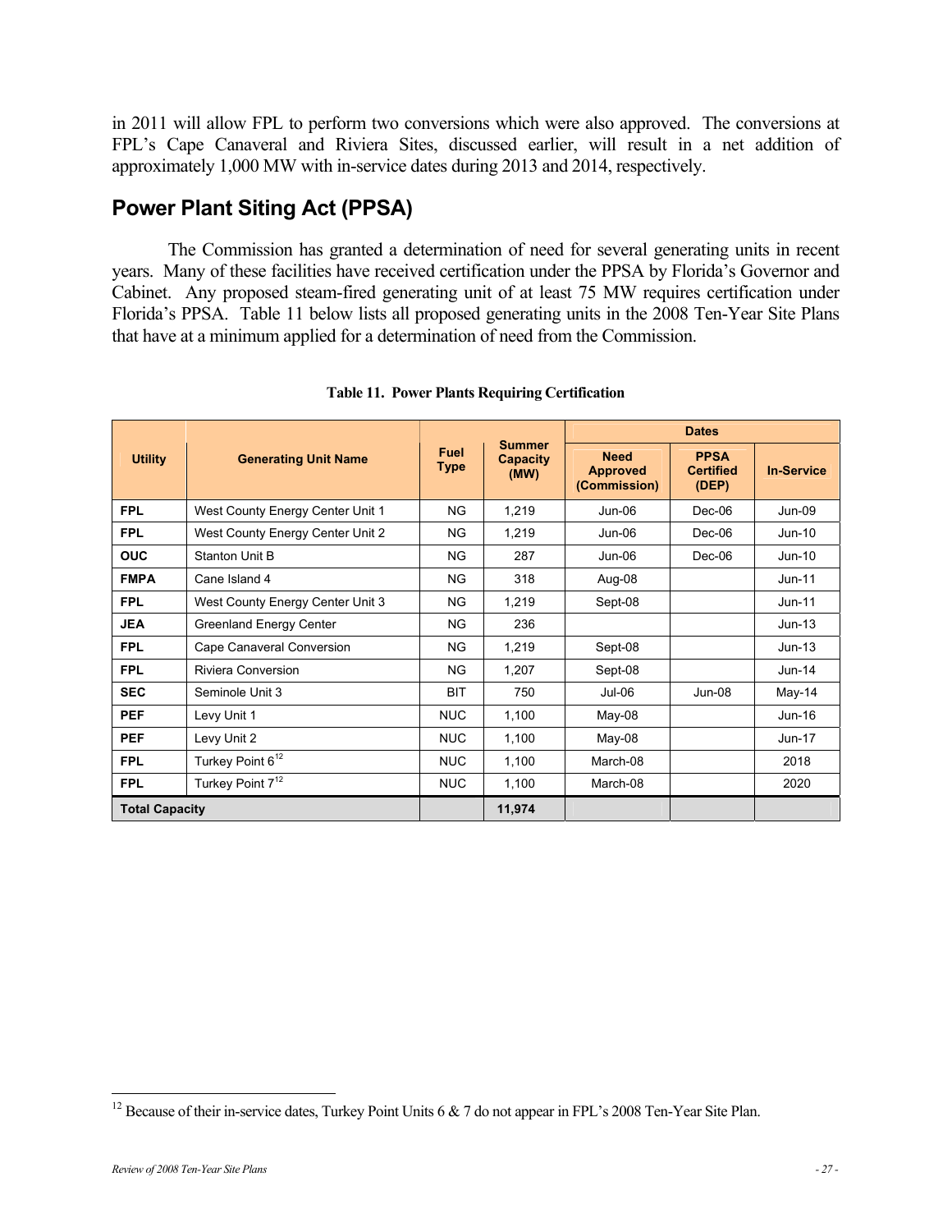in 2011 will allow FPL to perform two conversions which were also approved. The conversions at FPL's Cape Canaveral and Riviera Sites, discussed earlier, will result in a net addition of approximately 1,000 MW with in-service dates during 2013 and 2014, respectively.

## Power Plant Siting Act (PPSA)

The Commission has granted a determination of need for several generating units in recent years. Many of these facilities have received certification under the PPSA by Florida's Governor and Cabinet. Any proposed steam-fired generating unit of at least 75 MW requires certification under Florida's PPSA. Table 11 below lists all proposed generating units in the 2008 Ten-Year Site Plans that have at a minimum applied for a determination of need from the Commission.

**Table 11. Power Plants Requiring Certification**

| Utility | Generating Unit Name | Fuel Type | Summer Capacity (MW) | Dates | | |
|---|---|---|---|---|---|---|
| | | | | Need Approved (Commission) | PPSA Certified (DEP) | In-Service |
| **FPL** | West County Energy Center Unit 1 | NG | 1,219 | Jun-06 | Dec-06 | Jun-09 |
| **FPL** | West County Energy Center Unit 2 | NG | 1,219 | Jun-06 | Dec-06 | Jun-10 |
| **OUC** | Stanton Unit B | NG | 287 | Jun-06 | Dec-06 | Jun-10 |
| **FMPA** | Cane Island 4 | NG | 318 | Aug-08 | | Jun-11 |
| **FPL** | West County Energy Center Unit 3 | NG | 1,219 | Sept-08 | | Jun-11 |
| **JEA** | Greenland Energy Center | NG | 236 | | | Jun-13 |
| **FPL** | Cape Canaveral Conversion | NG | 1,219 | Sept-08 | | Jun-13 |
| **FPL** | Riviera Conversion | NG | 1,207 | Sept-08 | | Jun-14 |
| **SEC** | Seminole Unit 3 | BIT | 750 | Jul-06 | Jun-08 | May-14 |
| **PEF** | Levy Unit 1 | NUC | 1,100 | May-08 | | Jun-16 |
| **PEF** | Levy Unit 2 | NUC | 1,100 | May-08 | | Jun-17 |
| **FPL** | Turkey Point 6[12] | NUC | 1,100 | March-08 | | 2018 |
| **FPL** | Turkey Point 7[12] | NUC | 1,100 | March-08 | | 2020 |
| **Total Capacity** | | | **11,974** | | | |

[12] Because of their in-service dates, Turkey Point Units 6 & 7 do not appear in FPL's 2008 Ten-Year Site Plan.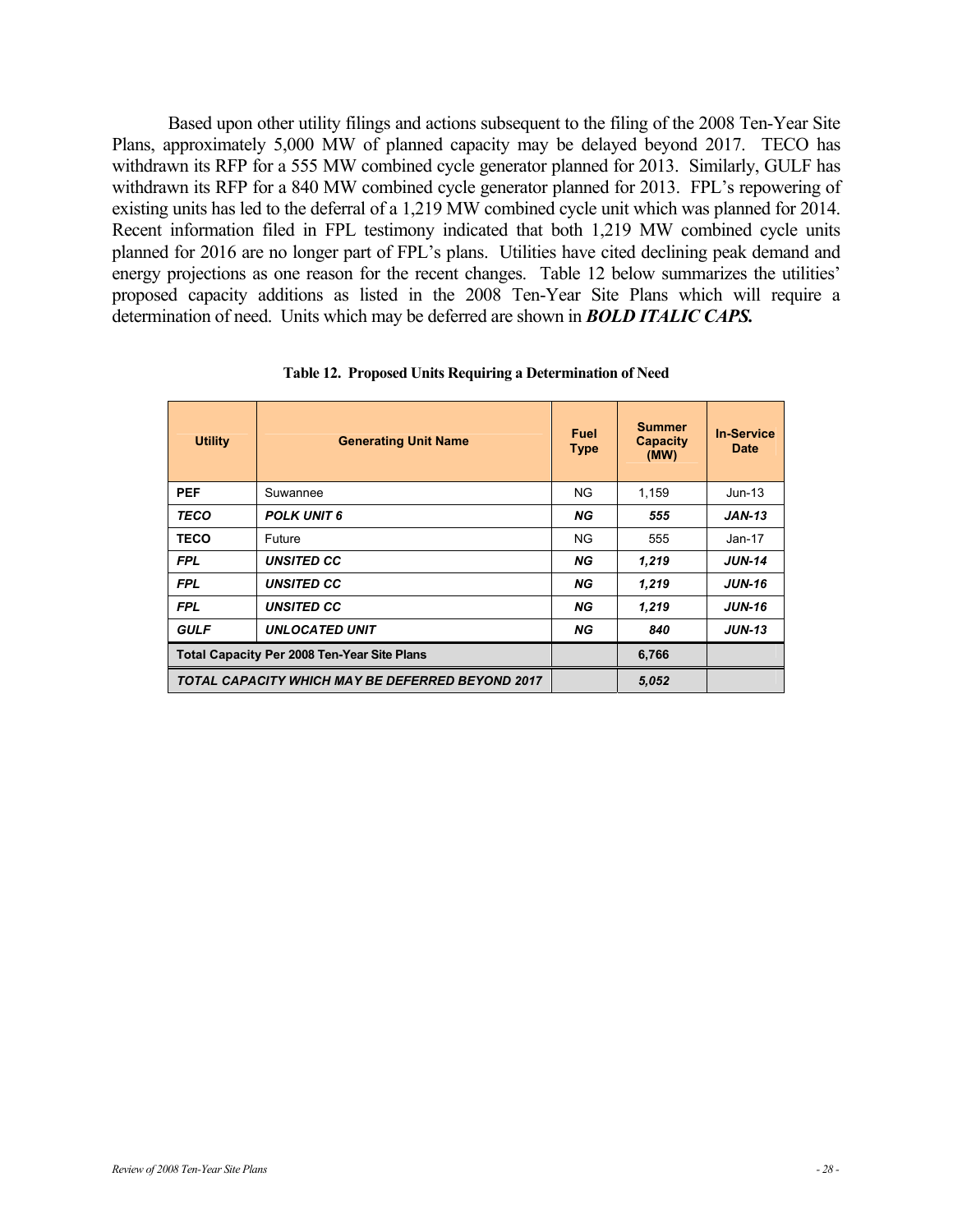Based upon other utility filings and actions subsequent to the filing of the 2008 Ten-Year Site Plans, approximately 5,000 MW of planned capacity may be delayed beyond 2017. TECO has withdrawn its RFP for a 555 MW combined cycle generator planned for 2013. Similarly, GULF has withdrawn its RFP for a 840 MW combined cycle generator planned for 2013. FPL's repowering of existing units has led to the deferral of a 1,219 MW combined cycle unit which was planned for 2014. Recent information filed in FPL testimony indicated that both 1,219 MW combined cycle units planned for 2016 are no longer part of FPL's plans. Utilities have cited declining peak demand and energy projections as one reason for the recent changes. Table 12 below summarizes the utilities' proposed capacity additions as listed in the 2008 Ten-Year Site Plans which will require a determination of need. Units which may be deferred are shown in ***BOLD ITALIC CAPS.***

**Table 12. Proposed Units Requiring a Determination of Need**

| Utility | Generating Unit Name | Fuel Type | Summer Capacity (MW) | In-Service Date |
|---|---|---|---|---|
| **PEF** | Suwannee | NG | 1,159 | Jun-13 |
| ***TECO*** | ***POLK UNIT 6*** | ***NG*** | ***555*** | ***JAN-13*** |
| **TECO** | Future | NG | 555 | Jan-17 |
| ***FPL*** | ***UNSITED CC*** | ***NG*** | ***1,219*** | ***JUN-14*** |
| ***FPL*** | ***UNSITED CC*** | ***NG*** | ***1,219*** | ***JUN-16*** |
| ***FPL*** | ***UNSITED CC*** | ***NG*** | ***1,219*** | ***JUN-16*** |
| ***GULF*** | ***UNLOCATED UNIT*** | ***NG*** | ***840*** | ***JUN-13*** |
| **Total Capacity Per 2008 Ten-Year Site Plans** | | | **6,766** | |
| ***TOTAL CAPACITY WHICH MAY BE DEFERRED BEYOND 2017*** | | | ***5,052*** | |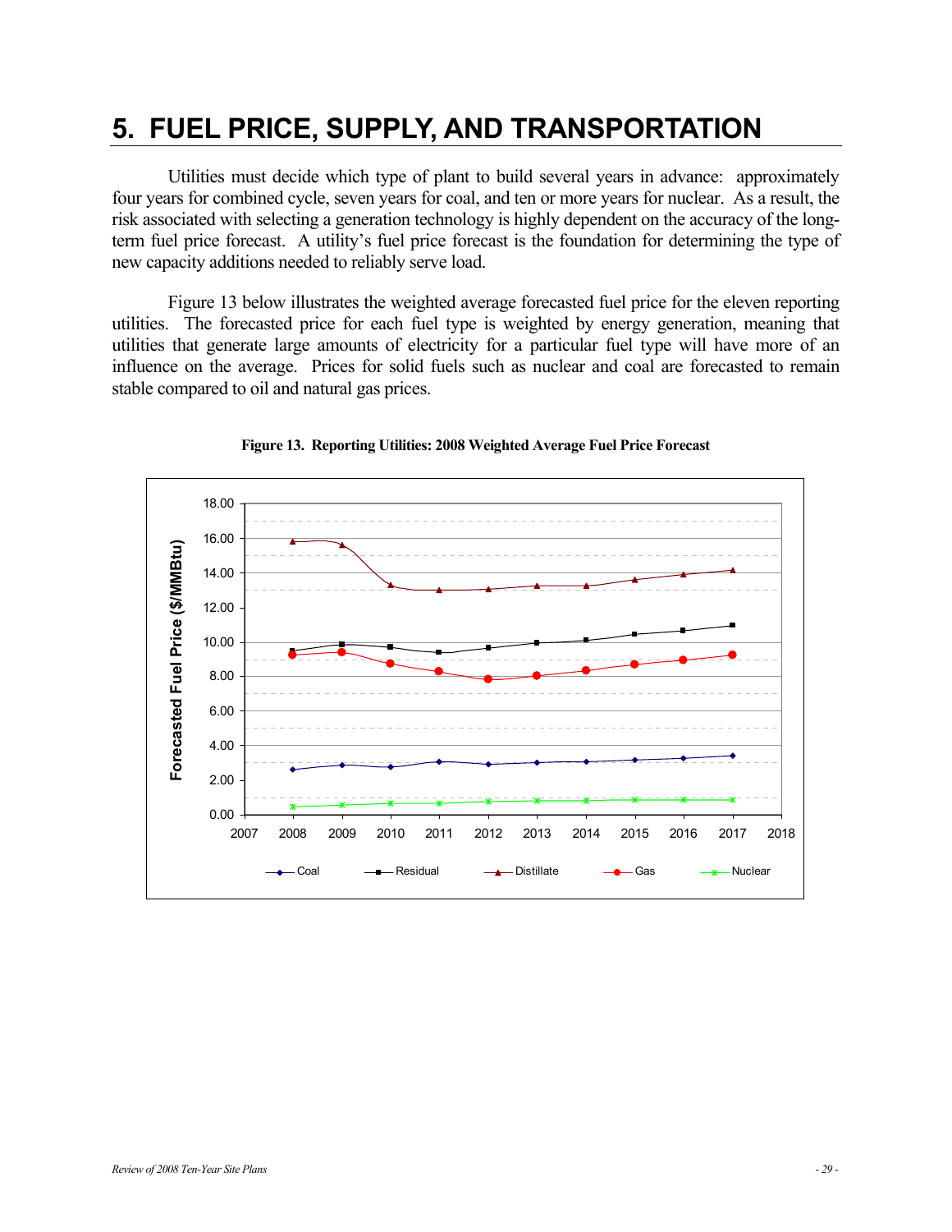# 5. FUEL PRICE, SUPPLY, AND TRANSPORTATION

Utilities must decide which type of plant to build several years in advance: approximately four years for combined cycle, seven years for coal, and ten or more years for nuclear. As a result, the risk associated with selecting a generation technology is highly dependent on the accuracy of the long-term fuel price forecast. A utility's fuel price forecast is the foundation for determining the type of new capacity additions needed to reliably serve load.

Figure 13 below illustrates the weighted average forecasted fuel price for the eleven reporting utilities. The forecasted price for each fuel type is weighted by energy generation, meaning that utilities that generate large amounts of electricity for a particular fuel type will have more of an influence on the average. Prices for solid fuels such as nuclear and coal are forecasted to remain stable compared to oil and natural gas prices.

**Figure 13. Reporting Utilities: 2008 Weighted Average Fuel Price Forecast**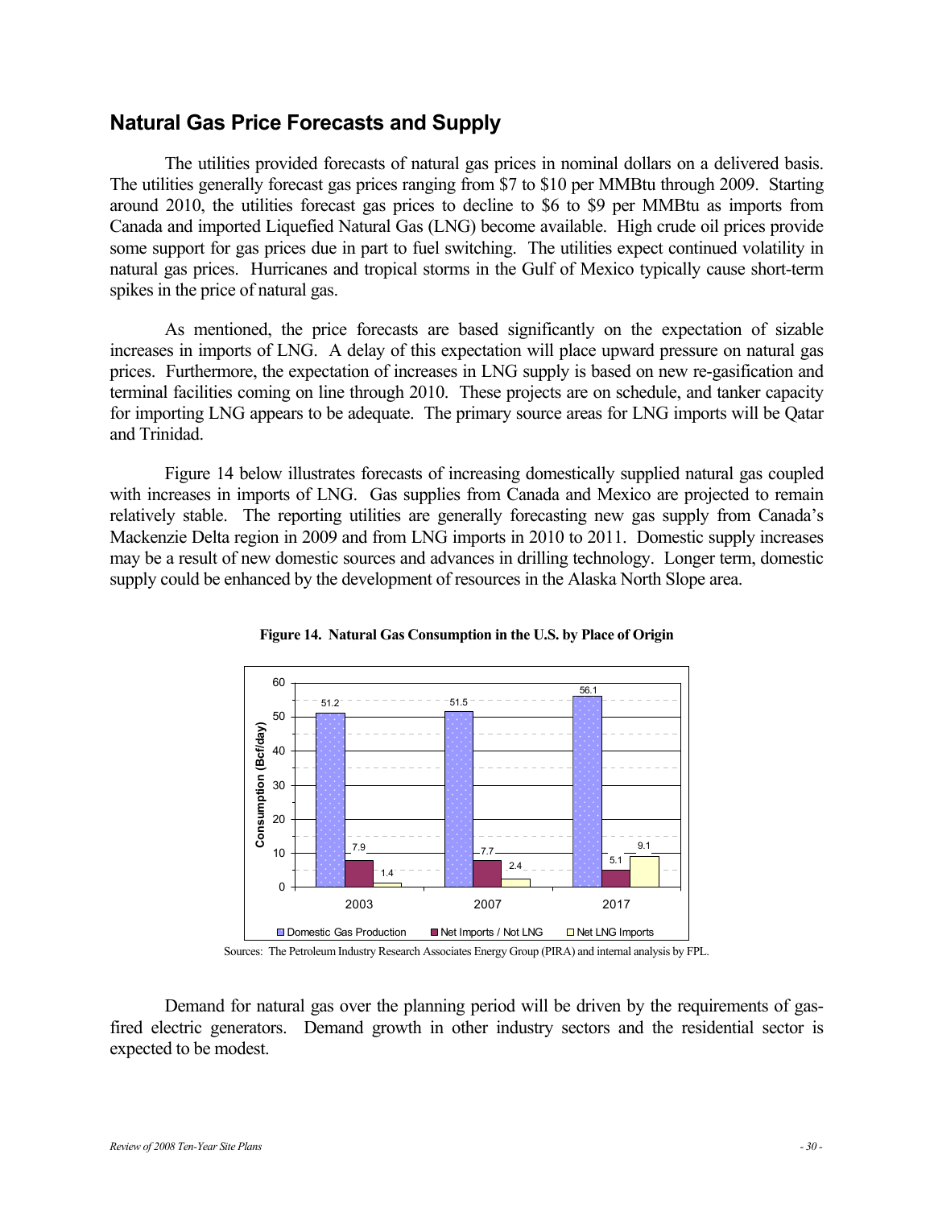## Natural Gas Price Forecasts and Supply

The utilities provided forecasts of natural gas prices in nominal dollars on a delivered basis. The utilities generally forecast gas prices ranging from $7 to $10 per MMBtu through 2009. Starting around 2010, the utilities forecast gas prices to decline to $6 to $9 per MMBtu as imports from Canada and imported Liquefied Natural Gas (LNG) become available. High crude oil prices provide some support for gas prices due in part to fuel switching. The utilities expect continued volatility in natural gas prices. Hurricanes and tropical storms in the Gulf of Mexico typically cause short-term spikes in the price of natural gas.

As mentioned, the price forecasts are based significantly on the expectation of sizable increases in imports of LNG. A delay of this expectation will place upward pressure on natural gas prices. Furthermore, the expectation of increases in LNG supply is based on new re-gasification and terminal facilities coming on line through 2010. These projects are on schedule, and tanker capacity for importing LNG appears to be adequate. The primary source areas for LNG imports will be Qatar and Trinidad.

Figure 14 below illustrates forecasts of increasing domestically supplied natural gas coupled with increases in imports of LNG. Gas supplies from Canada and Mexico are projected to remain relatively stable. The reporting utilities are generally forecasting new gas supply from Canada's Mackenzie Delta region in 2009 and from LNG imports in 2010 to 2011. Domestic supply increases may be a result of new domestic sources and advances in drilling technology. Longer term, domestic supply could be enhanced by the development of resources in the Alaska North Slope area.

**Figure 14. Natural Gas Consumption in the U.S. by Place of Origin**

| Consumption (Bcf/day) | 2003 | 2007 | 2017 |
|---|---|---|---|
| Domestic Gas Production | 51.2 | 51.5 | 56.1 |
| Net Imports / Not LNG | 7.9 | 7.7 | 5.1 |
| Net LNG Imports | 1.4 | 2.4 | 9.1 |

Sources: The Petroleum Industry Research Associates Energy Group (PIRA) and internal analysis by FPL.

Demand for natural gas over the planning period will be driven by the requirements of gas-fired electric generators. Demand growth in other industry sectors and the residential sector is expected to be modest.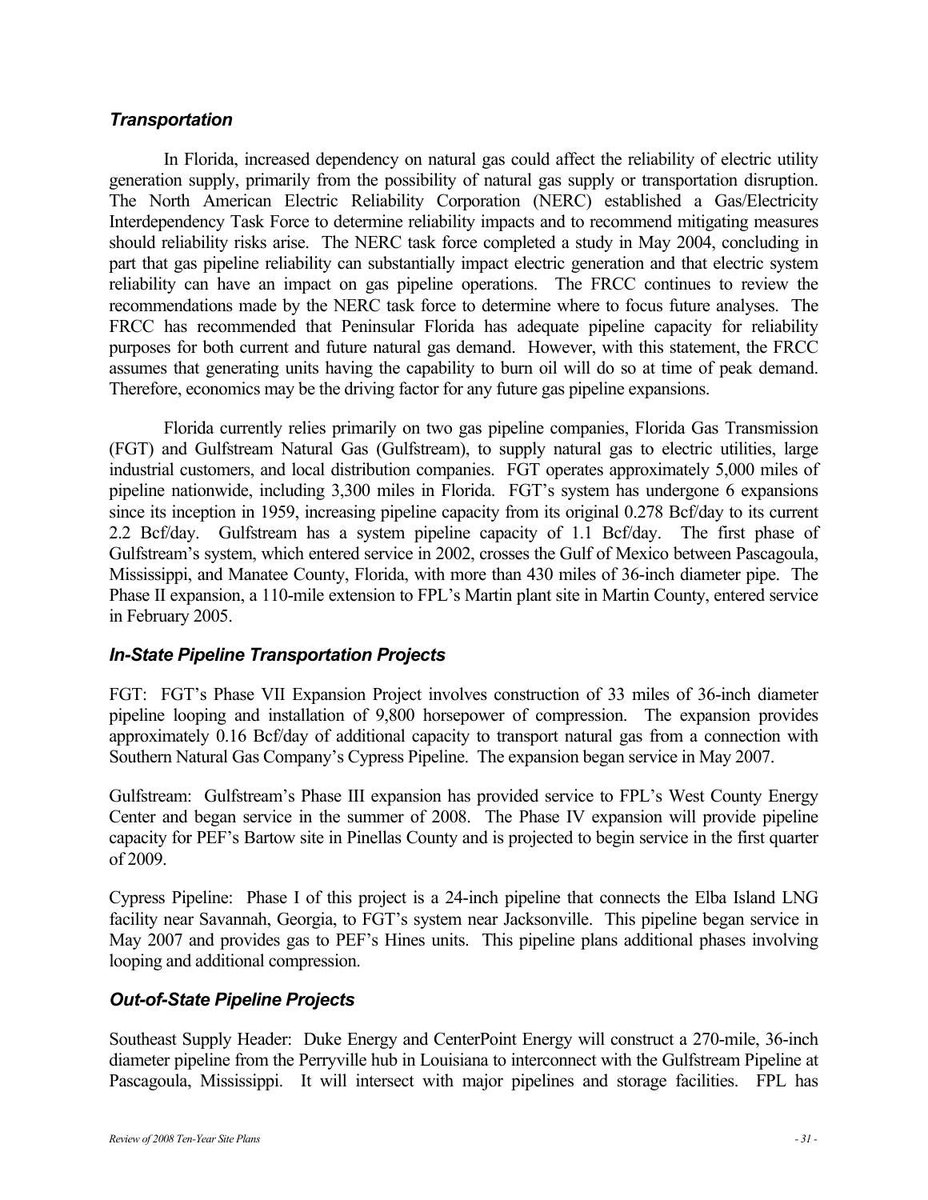### *Transportation*

In Florida, increased dependency on natural gas could affect the reliability of electric utility generation supply, primarily from the possibility of natural gas supply or transportation disruption. The North American Electric Reliability Corporation (NERC) established a Gas/Electricity Interdependency Task Force to determine reliability impacts and to recommend mitigating measures should reliability risks arise. The NERC task force completed a study in May 2004, concluding in part that gas pipeline reliability can substantially impact electric generation and that electric system reliability can have an impact on gas pipeline operations. The FRCC continues to review the recommendations made by the NERC task force to determine where to focus future analyses. The FRCC has recommended that Peninsular Florida has adequate pipeline capacity for reliability purposes for both current and future natural gas demand. However, with this statement, the FRCC assumes that generating units having the capability to burn oil will do so at time of peak demand. Therefore, economics may be the driving factor for any future gas pipeline expansions.

Florida currently relies primarily on two gas pipeline companies, Florida Gas Transmission (FGT) and Gulfstream Natural Gas (Gulfstream), to supply natural gas to electric utilities, large industrial customers, and local distribution companies. FGT operates approximately 5,000 miles of pipeline nationwide, including 3,300 miles in Florida. FGT's system has undergone 6 expansions since its inception in 1959, increasing pipeline capacity from its original 0.278 Bcf/day to its current 2.2 Bcf/day. Gulfstream has a system pipeline capacity of 1.1 Bcf/day. The first phase of Gulfstream's system, which entered service in 2002, crosses the Gulf of Mexico between Pascagoula, Mississippi, and Manatee County, Florida, with more than 430 miles of 36-inch diameter pipe. The Phase II expansion, a 110-mile extension to FPL's Martin plant site in Martin County, entered service in February 2005.

### *In-State Pipeline Transportation Projects*

FGT: FGT's Phase VII Expansion Project involves construction of 33 miles of 36-inch diameter pipeline looping and installation of 9,800 horsepower of compression. The expansion provides approximately 0.16 Bcf/day of additional capacity to transport natural gas from a connection with Southern Natural Gas Company's Cypress Pipeline. The expansion began service in May 2007.

Gulfstream: Gulfstream's Phase III expansion has provided service to FPL's West County Energy Center and began service in the summer of 2008. The Phase IV expansion will provide pipeline capacity for PEF's Bartow site in Pinellas County and is projected to begin service in the first quarter of 2009.

Cypress Pipeline: Phase I of this project is a 24-inch pipeline that connects the Elba Island LNG facility near Savannah, Georgia, to FGT's system near Jacksonville. This pipeline began service in May 2007 and provides gas to PEF's Hines units. This pipeline plans additional phases involving looping and additional compression.

### *Out-of-State Pipeline Projects*

Southeast Supply Header: Duke Energy and CenterPoint Energy will construct a 270-mile, 36-inch diameter pipeline from the Perryville hub in Louisiana to interconnect with the Gulfstream Pipeline at Pascagoula, Mississippi. It will intersect with major pipelines and storage facilities. FPL has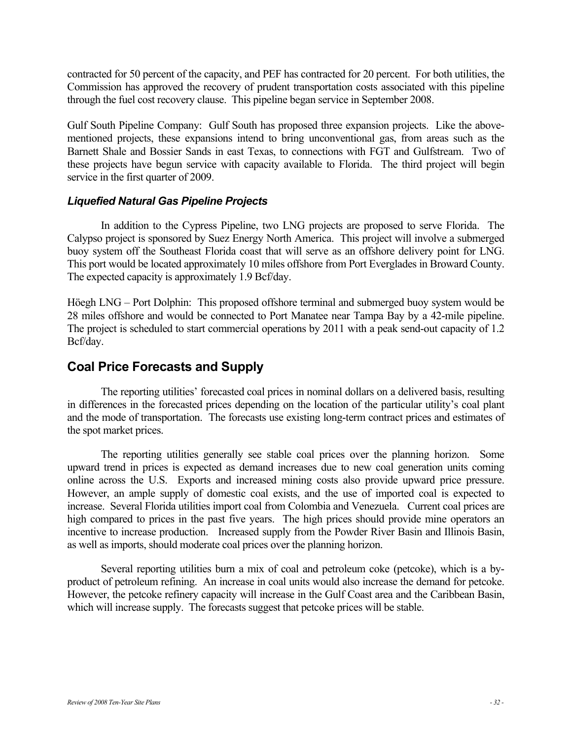contracted for 50 percent of the capacity, and PEF has contracted for 20 percent. For both utilities, the Commission has approved the recovery of prudent transportation costs associated with this pipeline through the fuel cost recovery clause. This pipeline began service in September 2008.

Gulf South Pipeline Company: Gulf South has proposed three expansion projects. Like the above-mentioned projects, these expansions intend to bring unconventional gas, from areas such as the Barnett Shale and Bossier Sands in east Texas, to connections with FGT and Gulfstream. Two of these projects have begun service with capacity available to Florida. The third project will begin service in the first quarter of 2009.

### *Liquefied Natural Gas Pipeline Projects*

In addition to the Cypress Pipeline, two LNG projects are proposed to serve Florida. The Calypso project is sponsored by Suez Energy North America. This project will involve a submerged buoy system off the Southeast Florida coast that will serve as an offshore delivery point for LNG. This port would be located approximately 10 miles offshore from Port Everglades in Broward County. The expected capacity is approximately 1.9 Bcf/day.

Höegh LNG – Port Dolphin: This proposed offshore terminal and submerged buoy system would be 28 miles offshore and would be connected to Port Manatee near Tampa Bay by a 42-mile pipeline. The project is scheduled to start commercial operations by 2011 with a peak send-out capacity of 1.2 Bcf/day.

## Coal Price Forecasts and Supply

The reporting utilities' forecasted coal prices in nominal dollars on a delivered basis, resulting in differences in the forecasted prices depending on the location of the particular utility's coal plant and the mode of transportation. The forecasts use existing long-term contract prices and estimates of the spot market prices.

The reporting utilities generally see stable coal prices over the planning horizon. Some upward trend in prices is expected as demand increases due to new coal generation units coming online across the U.S. Exports and increased mining costs also provide upward price pressure. However, an ample supply of domestic coal exists, and the use of imported coal is expected to increase. Several Florida utilities import coal from Colombia and Venezuela. Current coal prices are high compared to prices in the past five years. The high prices should provide mine operators an incentive to increase production. Increased supply from the Powder River Basin and Illinois Basin, as well as imports, should moderate coal prices over the planning horizon.

Several reporting utilities burn a mix of coal and petroleum coke (petcoke), which is a by-product of petroleum refining. An increase in coal units would also increase the demand for petcoke. However, the petcoke refinery capacity will increase in the Gulf Coast area and the Caribbean Basin, which will increase supply. The forecasts suggest that petcoke prices will be stable.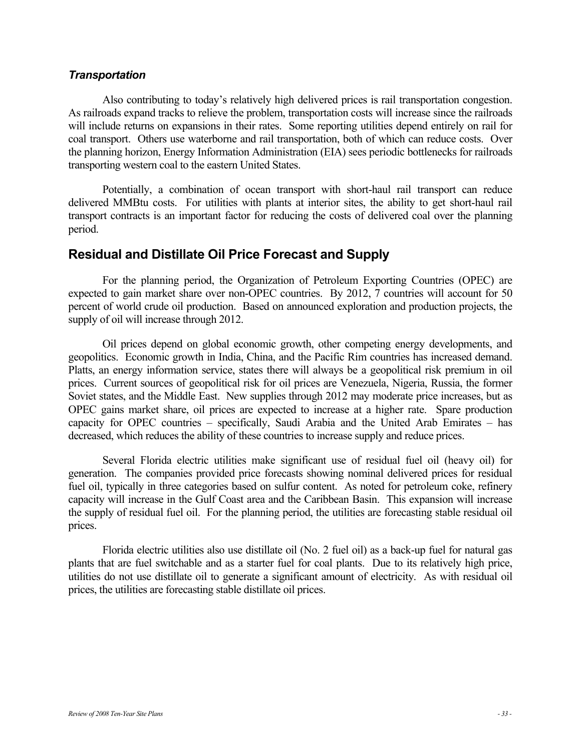### *Transportation*

Also contributing to today's relatively high delivered prices is rail transportation congestion. As railroads expand tracks to relieve the problem, transportation costs will increase since the railroads will include returns on expansions in their rates. Some reporting utilities depend entirely on rail for coal transport. Others use waterborne and rail transportation, both of which can reduce costs. Over the planning horizon, Energy Information Administration (EIA) sees periodic bottlenecks for railroads transporting western coal to the eastern United States.

Potentially, a combination of ocean transport with short-haul rail transport can reduce delivered MMBtu costs. For utilities with plants at interior sites, the ability to get short-haul rail transport contracts is an important factor for reducing the costs of delivered coal over the planning period.

## Residual and Distillate Oil Price Forecast and Supply

For the planning period, the Organization of Petroleum Exporting Countries (OPEC) are expected to gain market share over non-OPEC countries. By 2012, 7 countries will account for 50 percent of world crude oil production. Based on announced exploration and production projects, the supply of oil will increase through 2012.

Oil prices depend on global economic growth, other competing energy developments, and geopolitics. Economic growth in India, China, and the Pacific Rim countries has increased demand. Platts, an energy information service, states there will always be a geopolitical risk premium in oil prices. Current sources of geopolitical risk for oil prices are Venezuela, Nigeria, Russia, the former Soviet states, and the Middle East. New supplies through 2012 may moderate price increases, but as OPEC gains market share, oil prices are expected to increase at a higher rate. Spare production capacity for OPEC countries – specifically, Saudi Arabia and the United Arab Emirates – has decreased, which reduces the ability of these countries to increase supply and reduce prices.

Several Florida electric utilities make significant use of residual fuel oil (heavy oil) for generation. The companies provided price forecasts showing nominal delivered prices for residual fuel oil, typically in three categories based on sulfur content. As noted for petroleum coke, refinery capacity will increase in the Gulf Coast area and the Caribbean Basin. This expansion will increase the supply of residual fuel oil. For the planning period, the utilities are forecasting stable residual oil prices.

Florida electric utilities also use distillate oil (No. 2 fuel oil) as a back-up fuel for natural gas plants that are fuel switchable and as a starter fuel for coal plants. Due to its relatively high price, utilities do not use distillate oil to generate a significant amount of electricity. As with residual oil prices, the utilities are forecasting stable distillate oil prices.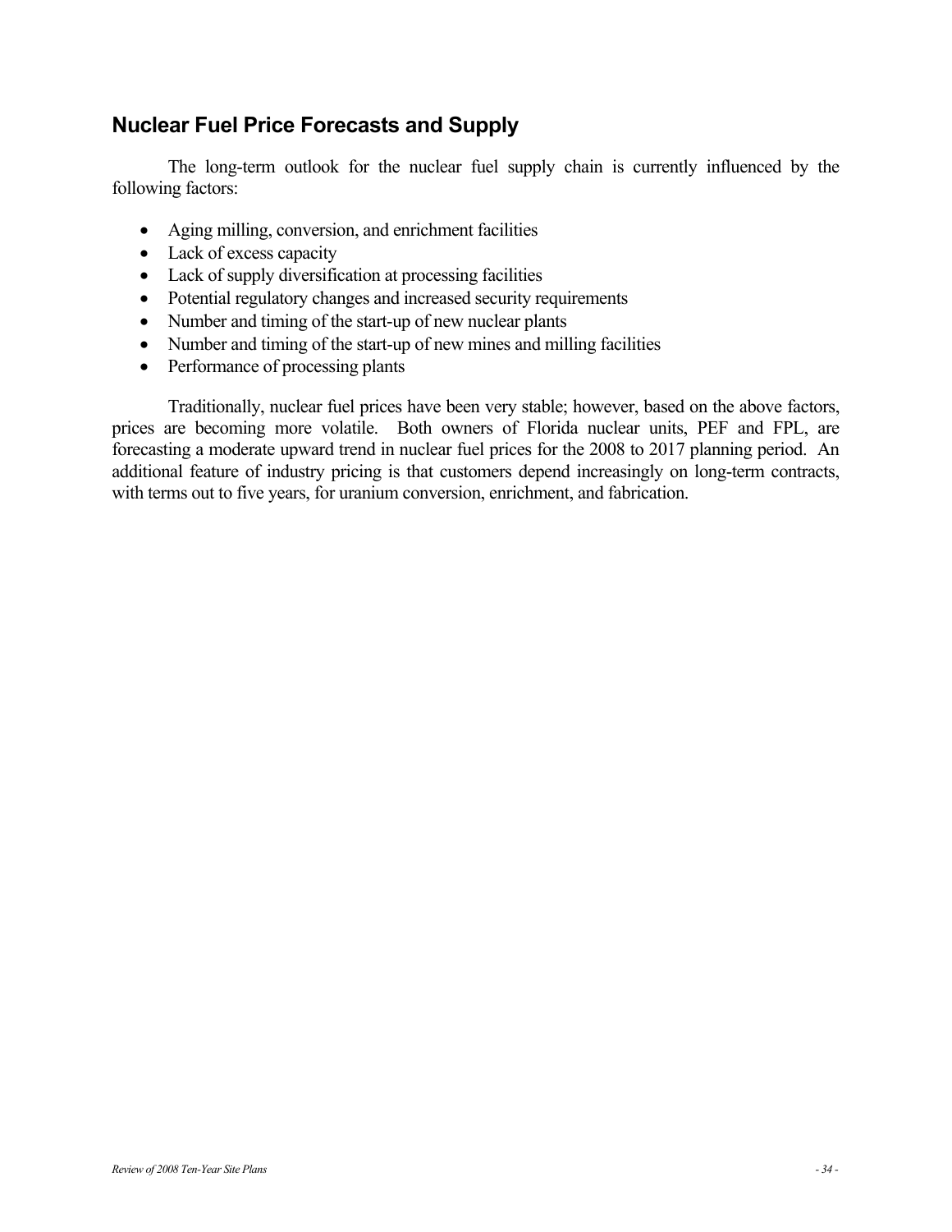## Nuclear Fuel Price Forecasts and Supply

The long-term outlook for the nuclear fuel supply chain is currently influenced by the following factors:

- Aging milling, conversion, and enrichment facilities
- Lack of excess capacity
- Lack of supply diversification at processing facilities
- Potential regulatory changes and increased security requirements
- Number and timing of the start-up of new nuclear plants
- Number and timing of the start-up of new mines and milling facilities
- Performance of processing plants

Traditionally, nuclear fuel prices have been very stable; however, based on the above factors, prices are becoming more volatile. Both owners of Florida nuclear units, PEF and FPL, are forecasting a moderate upward trend in nuclear fuel prices for the 2008 to 2017 planning period. An additional feature of industry pricing is that customers depend increasingly on long-term contracts, with terms out to five years, for uranium conversion, enrichment, and fabrication.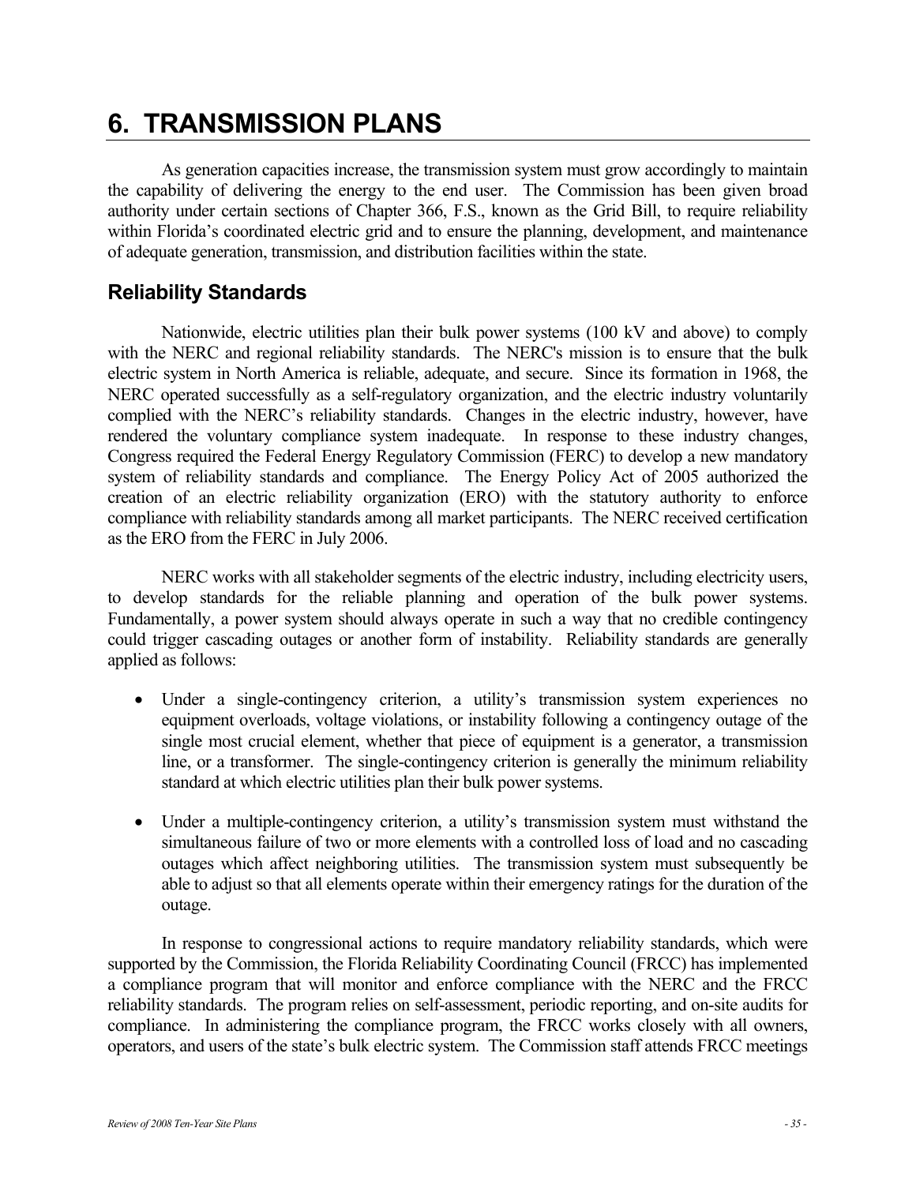# 6. TRANSMISSION PLANS

As generation capacities increase, the transmission system must grow accordingly to maintain the capability of delivering the energy to the end user. The Commission has been given broad authority under certain sections of Chapter 366, F.S., known as the Grid Bill, to require reliability within Florida's coordinated electric grid and to ensure the planning, development, and maintenance of adequate generation, transmission, and distribution facilities within the state.

## Reliability Standards

Nationwide, electric utilities plan their bulk power systems (100 kV and above) to comply with the NERC and regional reliability standards. The NERC's mission is to ensure that the bulk electric system in North America is reliable, adequate, and secure. Since its formation in 1968, the NERC operated successfully as a self-regulatory organization, and the electric industry voluntarily complied with the NERC's reliability standards. Changes in the electric industry, however, have rendered the voluntary compliance system inadequate. In response to these industry changes, Congress required the Federal Energy Regulatory Commission (FERC) to develop a new mandatory system of reliability standards and compliance. The Energy Policy Act of 2005 authorized the creation of an electric reliability organization (ERO) with the statutory authority to enforce compliance with reliability standards among all market participants. The NERC received certification as the ERO from the FERC in July 2006.

NERC works with all stakeholder segments of the electric industry, including electricity users, to develop standards for the reliable planning and operation of the bulk power systems. Fundamentally, a power system should always operate in such a way that no credible contingency could trigger cascading outages or another form of instability. Reliability standards are generally applied as follows:

- Under a single-contingency criterion, a utility's transmission system experiences no equipment overloads, voltage violations, or instability following a contingency outage of the single most crucial element, whether that piece of equipment is a generator, a transmission line, or a transformer. The single-contingency criterion is generally the minimum reliability standard at which electric utilities plan their bulk power systems.
- Under a multiple-contingency criterion, a utility's transmission system must withstand the simultaneous failure of two or more elements with a controlled loss of load and no cascading outages which affect neighboring utilities. The transmission system must subsequently be able to adjust so that all elements operate within their emergency ratings for the duration of the outage.

In response to congressional actions to require mandatory reliability standards, which were supported by the Commission, the Florida Reliability Coordinating Council (FRCC) has implemented a compliance program that will monitor and enforce compliance with the NERC and the FRCC reliability standards. The program relies on self-assessment, periodic reporting, and on-site audits for compliance. In administering the compliance program, the FRCC works closely with all owners, operators, and users of the state's bulk electric system. The Commission staff attends FRCC meetings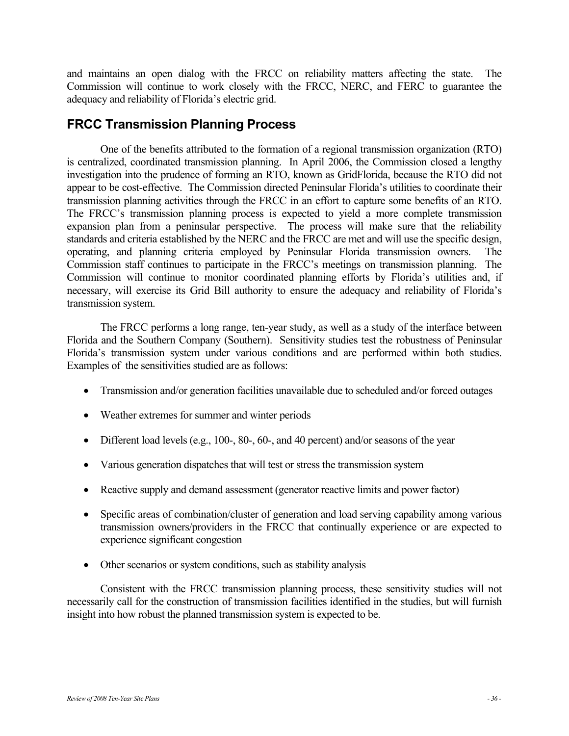and maintains an open dialog with the FRCC on reliability matters affecting the state. The Commission will continue to work closely with the FRCC, NERC, and FERC to guarantee the adequacy and reliability of Florida's electric grid.

## FRCC Transmission Planning Process

One of the benefits attributed to the formation of a regional transmission organization (RTO) is centralized, coordinated transmission planning. In April 2006, the Commission closed a lengthy investigation into the prudence of forming an RTO, known as GridFlorida, because the RTO did not appear to be cost-effective. The Commission directed Peninsular Florida's utilities to coordinate their transmission planning activities through the FRCC in an effort to capture some benefits of an RTO. The FRCC's transmission planning process is expected to yield a more complete transmission expansion plan from a peninsular perspective. The process will make sure that the reliability standards and criteria established by the NERC and the FRCC are met and will use the specific design, operating, and planning criteria employed by Peninsular Florida transmission owners. The Commission staff continues to participate in the FRCC's meetings on transmission planning. The Commission will continue to monitor coordinated planning efforts by Florida's utilities and, if necessary, will exercise its Grid Bill authority to ensure the adequacy and reliability of Florida's transmission system.

The FRCC performs a long range, ten-year study, as well as a study of the interface between Florida and the Southern Company (Southern). Sensitivity studies test the robustness of Peninsular Florida's transmission system under various conditions and are performed within both studies. Examples of the sensitivities studied are as follows:

- Transmission and/or generation facilities unavailable due to scheduled and/or forced outages
- Weather extremes for summer and winter periods
- Different load levels (e.g., 100-, 80-, 60-, and 40 percent) and/or seasons of the year
- Various generation dispatches that will test or stress the transmission system
- Reactive supply and demand assessment (generator reactive limits and power factor)
- Specific areas of combination/cluster of generation and load serving capability among various transmission owners/providers in the FRCC that continually experience or are expected to experience significant congestion
- Other scenarios or system conditions, such as stability analysis

Consistent with the FRCC transmission planning process, these sensitivity studies will not necessarily call for the construction of transmission facilities identified in the studies, but will furnish insight into how robust the planned transmission system is expected to be.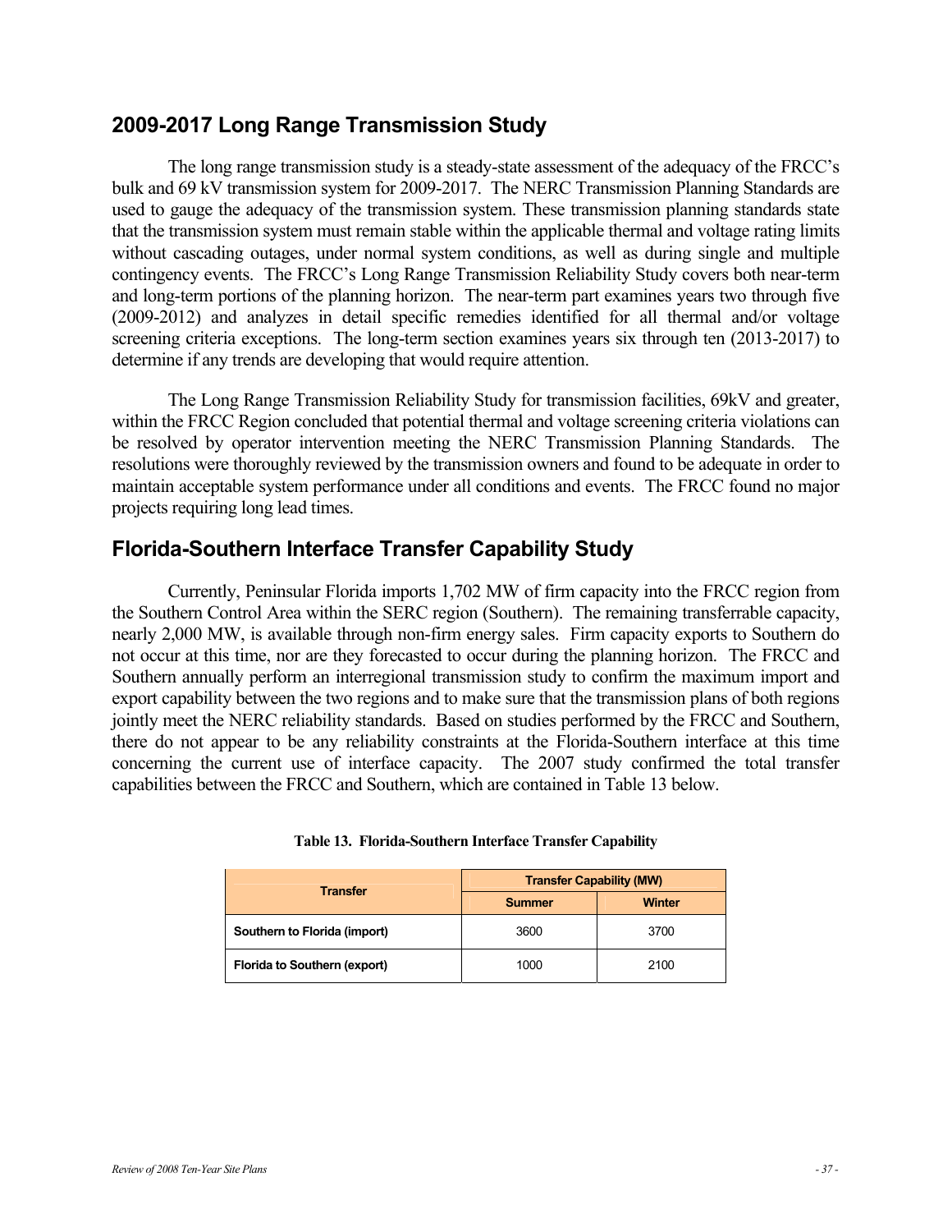## 2009-2017 Long Range Transmission Study

The long range transmission study is a steady-state assessment of the adequacy of the FRCC's bulk and 69 kV transmission system for 2009-2017. The NERC Transmission Planning Standards are used to gauge the adequacy of the transmission system. These transmission planning standards state that the transmission system must remain stable within the applicable thermal and voltage rating limits without cascading outages, under normal system conditions, as well as during single and multiple contingency events. The FRCC's Long Range Transmission Reliability Study covers both near-term and long-term portions of the planning horizon. The near-term part examines years two through five (2009-2012) and analyzes in detail specific remedies identified for all thermal and/or voltage screening criteria exceptions. The long-term section examines years six through ten (2013-2017) to determine if any trends are developing that would require attention.

The Long Range Transmission Reliability Study for transmission facilities, 69kV and greater, within the FRCC Region concluded that potential thermal and voltage screening criteria violations can be resolved by operator intervention meeting the NERC Transmission Planning Standards. The resolutions were thoroughly reviewed by the transmission owners and found to be adequate in order to maintain acceptable system performance under all conditions and events. The FRCC found no major projects requiring long lead times.

## Florida-Southern Interface Transfer Capability Study

Currently, Peninsular Florida imports 1,702 MW of firm capacity into the FRCC region from the Southern Control Area within the SERC region (Southern). The remaining transferrable capacity, nearly 2,000 MW, is available through non-firm energy sales. Firm capacity exports to Southern do not occur at this time, nor are they forecasted to occur during the planning horizon. The FRCC and Southern annually perform an interregional transmission study to confirm the maximum import and export capability between the two regions and to make sure that the transmission plans of both regions jointly meet the NERC reliability standards. Based on studies performed by the FRCC and Southern, there do not appear to be any reliability constraints at the Florida-Southern interface at this time concerning the current use of interface capacity. The 2007 study confirmed the total transfer capabilities between the FRCC and Southern, which are contained in Table 13 below.

**Table 13. Florida-Southern Interface Transfer Capability**

| Transfer | Transfer Capability (MW) | |
|---|---|---|
| | Summer | Winter |
| Southern to Florida (import) | 3600 | 3700 |
| Florida to Southern (export) | 1000 | 2100 |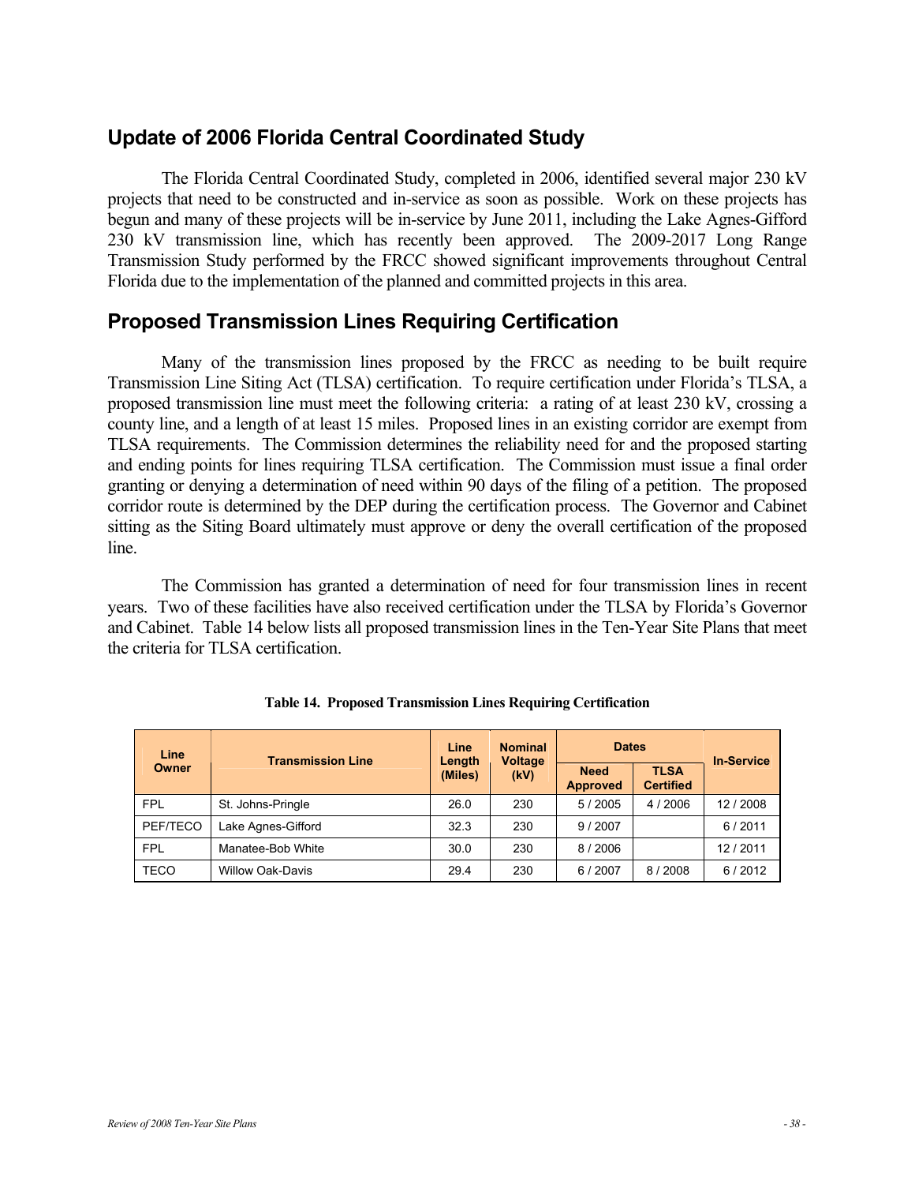## Update of 2006 Florida Central Coordinated Study

The Florida Central Coordinated Study, completed in 2006, identified several major 230 kV projects that need to be constructed and in-service as soon as possible. Work on these projects has begun and many of these projects will be in-service by June 2011, including the Lake Agnes-Gifford 230 kV transmission line, which has recently been approved. The 2009-2017 Long Range Transmission Study performed by the FRCC showed significant improvements throughout Central Florida due to the implementation of the planned and committed projects in this area.

## Proposed Transmission Lines Requiring Certification

Many of the transmission lines proposed by the FRCC as needing to be built require Transmission Line Siting Act (TLSA) certification. To require certification under Florida's TLSA, a proposed transmission line must meet the following criteria: a rating of at least 230 kV, crossing a county line, and a length of at least 15 miles. Proposed lines in an existing corridor are exempt from TLSA requirements. The Commission determines the reliability need for and the proposed starting and ending points for lines requiring TLSA certification. The Commission must issue a final order granting or denying a determination of need within 90 days of the filing of a petition. The proposed corridor route is determined by the DEP during the certification process. The Governor and Cabinet sitting as the Siting Board ultimately must approve or deny the overall certification of the proposed line.

The Commission has granted a determination of need for four transmission lines in recent years. Two of these facilities have also received certification under the TLSA by Florida's Governor and Cabinet. Table 14 below lists all proposed transmission lines in the Ten-Year Site Plans that meet the criteria for TLSA certification.

**Table 14. Proposed Transmission Lines Requiring Certification**

| Line Owner | Transmission Line | Line Length (Miles) | Nominal Voltage (kV) | Dates | | In-Service |
|---|---|---|---|---|---|---|
| | | | | Need Approved | TLSA Certified | |
| FPL | St. Johns-Pringle | 26.0 | 230 | 5 / 2005 | 4 / 2006 | 12 / 2008 |
| PEF/TECO | Lake Agnes-Gifford | 32.3 | 230 | 9 / 2007 | | 6 / 2011 |
| FPL | Manatee-Bob White | 30.0 | 230 | 8 / 2006 | | 12 / 2011 |
| TECO | Willow Oak-Davis | 29.4 | 230 | 6 / 2007 | 8 / 2008 | 6 / 2012 |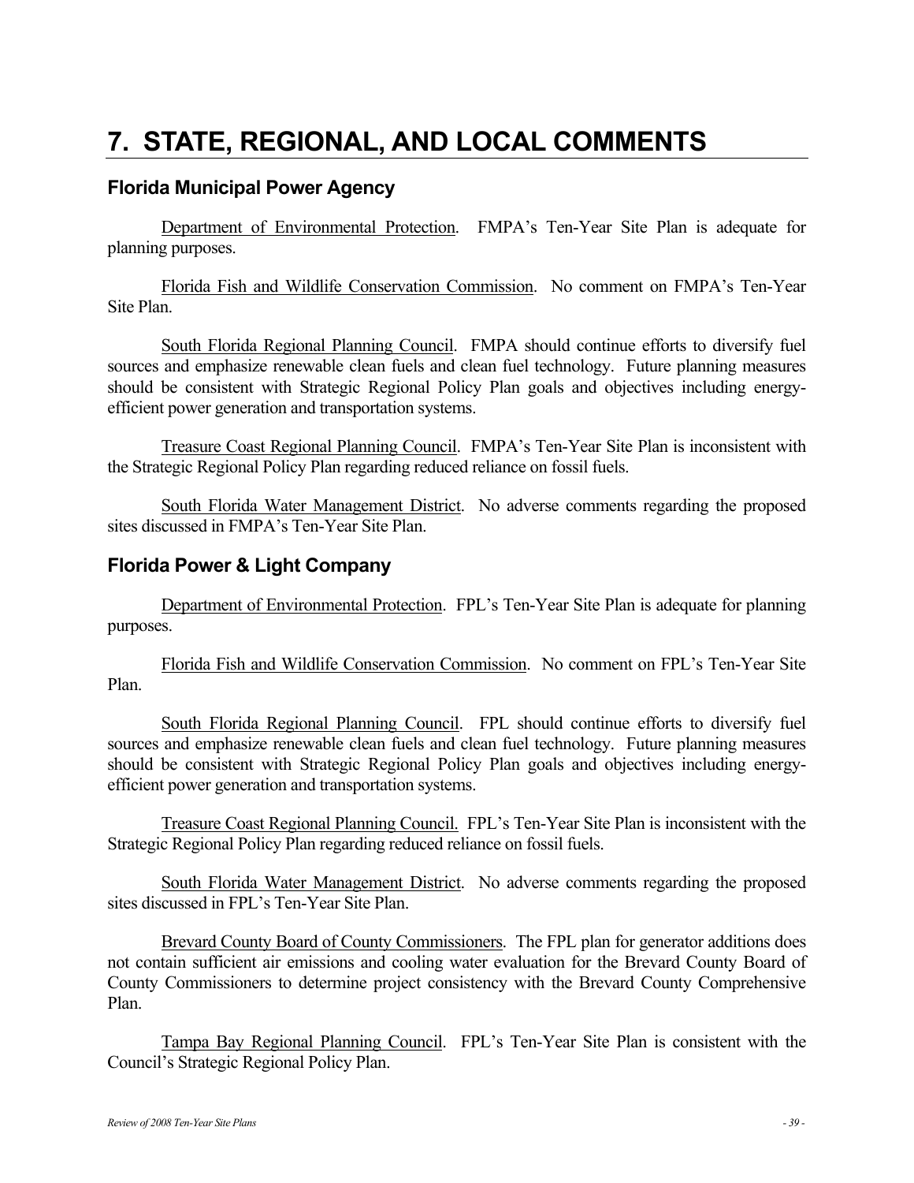# 7. STATE, REGIONAL, AND LOCAL COMMENTS

## Florida Municipal Power Agency

Department of Environmental Protection. FMPA's Ten-Year Site Plan is adequate for planning purposes.

Florida Fish and Wildlife Conservation Commission. No comment on FMPA's Ten-Year Site Plan.

South Florida Regional Planning Council. FMPA should continue efforts to diversify fuel sources and emphasize renewable clean fuels and clean fuel technology. Future planning measures should be consistent with Strategic Regional Policy Plan goals and objectives including energy-efficient power generation and transportation systems.

Treasure Coast Regional Planning Council. FMPA's Ten-Year Site Plan is inconsistent with the Strategic Regional Policy Plan regarding reduced reliance on fossil fuels.

South Florida Water Management District. No adverse comments regarding the proposed sites discussed in FMPA's Ten-Year Site Plan.

## Florida Power & Light Company

Department of Environmental Protection. FPL's Ten-Year Site Plan is adequate for planning purposes.

Florida Fish and Wildlife Conservation Commission. No comment on FPL's Ten-Year Site Plan.

South Florida Regional Planning Council. FPL should continue efforts to diversify fuel sources and emphasize renewable clean fuels and clean fuel technology. Future planning measures should be consistent with Strategic Regional Policy Plan goals and objectives including energy-efficient power generation and transportation systems.

Treasure Coast Regional Planning Council. FPL's Ten-Year Site Plan is inconsistent with the Strategic Regional Policy Plan regarding reduced reliance on fossil fuels.

South Florida Water Management District. No adverse comments regarding the proposed sites discussed in FPL's Ten-Year Site Plan.

Brevard County Board of County Commissioners. The FPL plan for generator additions does not contain sufficient air emissions and cooling water evaluation for the Brevard County Board of County Commissioners to determine project consistency with the Brevard County Comprehensive Plan.

Tampa Bay Regional Planning Council. FPL's Ten-Year Site Plan is consistent with the Council's Strategic Regional Policy Plan.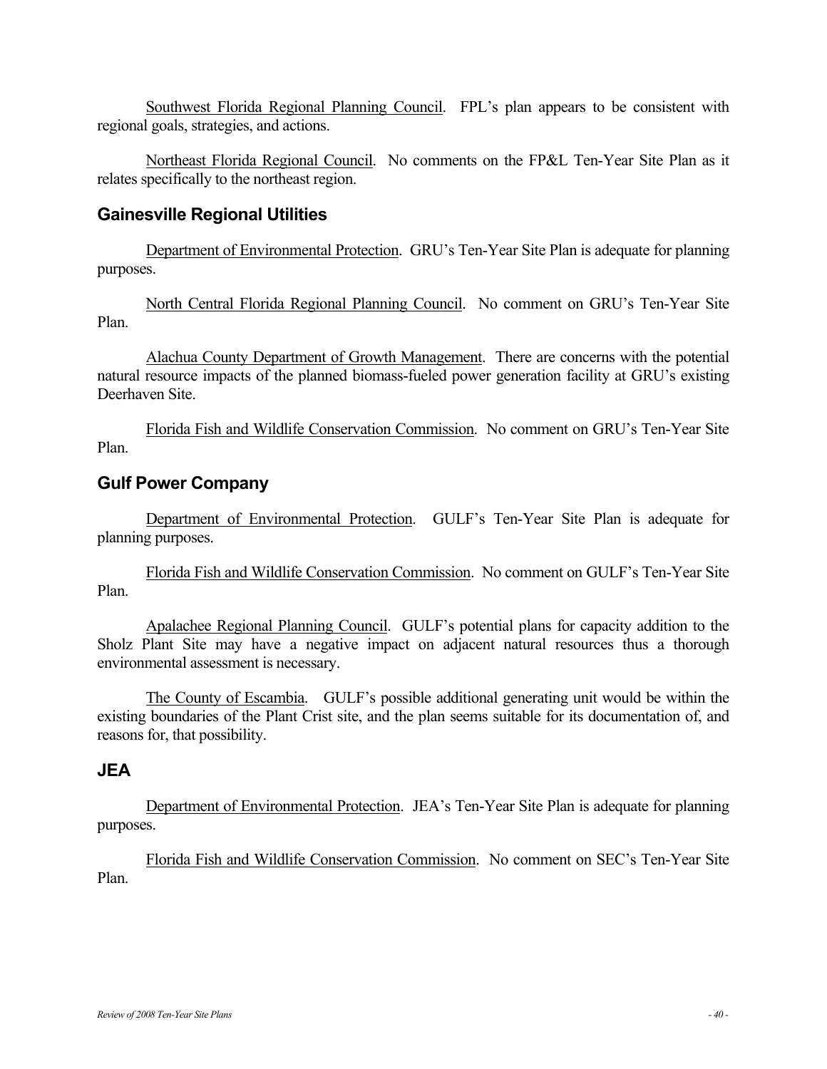Southwest Florida Regional Planning Council. FPL's plan appears to be consistent with regional goals, strategies, and actions.

Northeast Florida Regional Council. No comments on the FP&L Ten-Year Site Plan as it relates specifically to the northeast region.

## Gainesville Regional Utilities

Department of Environmental Protection. GRU's Ten-Year Site Plan is adequate for planning purposes.

North Central Florida Regional Planning Council. No comment on GRU's Ten-Year Site Plan.

Alachua County Department of Growth Management. There are concerns with the potential natural resource impacts of the planned biomass-fueled power generation facility at GRU's existing Deerhaven Site.

Florida Fish and Wildlife Conservation Commission. No comment on GRU's Ten-Year Site Plan.

## Gulf Power Company

Department of Environmental Protection. GULF's Ten-Year Site Plan is adequate for planning purposes.

Florida Fish and Wildlife Conservation Commission. No comment on GULF's Ten-Year Site Plan.

Apalachee Regional Planning Council. GULF's potential plans for capacity addition to the Sholz Plant Site may have a negative impact on adjacent natural resources thus a thorough environmental assessment is necessary.

The County of Escambia. GULF's possible additional generating unit would be within the existing boundaries of the Plant Crist site, and the plan seems suitable for its documentation of, and reasons for, that possibility.

## JEA

Department of Environmental Protection. JEA's Ten-Year Site Plan is adequate for planning purposes.

Florida Fish and Wildlife Conservation Commission. No comment on SEC's Ten-Year Site Plan.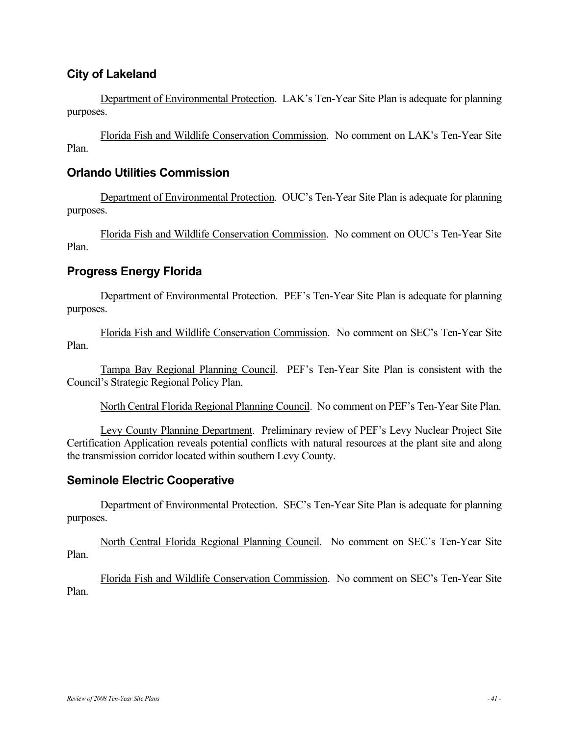## City of Lakeland

Department of Environmental Protection. LAK's Ten-Year Site Plan is adequate for planning purposes.

Florida Fish and Wildlife Conservation Commission. No comment on LAK's Ten-Year Site Plan.

## Orlando Utilities Commission

Department of Environmental Protection. OUC's Ten-Year Site Plan is adequate for planning purposes.

Florida Fish and Wildlife Conservation Commission. No comment on OUC's Ten-Year Site Plan.

## Progress Energy Florida

Department of Environmental Protection. PEF's Ten-Year Site Plan is adequate for planning purposes.

Florida Fish and Wildlife Conservation Commission. No comment on SEC's Ten-Year Site Plan.

Tampa Bay Regional Planning Council. PEF's Ten-Year Site Plan is consistent with the Council's Strategic Regional Policy Plan.

North Central Florida Regional Planning Council. No comment on PEF's Ten-Year Site Plan.

Levy County Planning Department. Preliminary review of PEF's Levy Nuclear Project Site Certification Application reveals potential conflicts with natural resources at the plant site and along the transmission corridor located within southern Levy County.

## Seminole Electric Cooperative

Department of Environmental Protection. SEC's Ten-Year Site Plan is adequate for planning purposes.

North Central Florida Regional Planning Council. No comment on SEC's Ten-Year Site Plan.

Florida Fish and Wildlife Conservation Commission. No comment on SEC's Ten-Year Site Plan.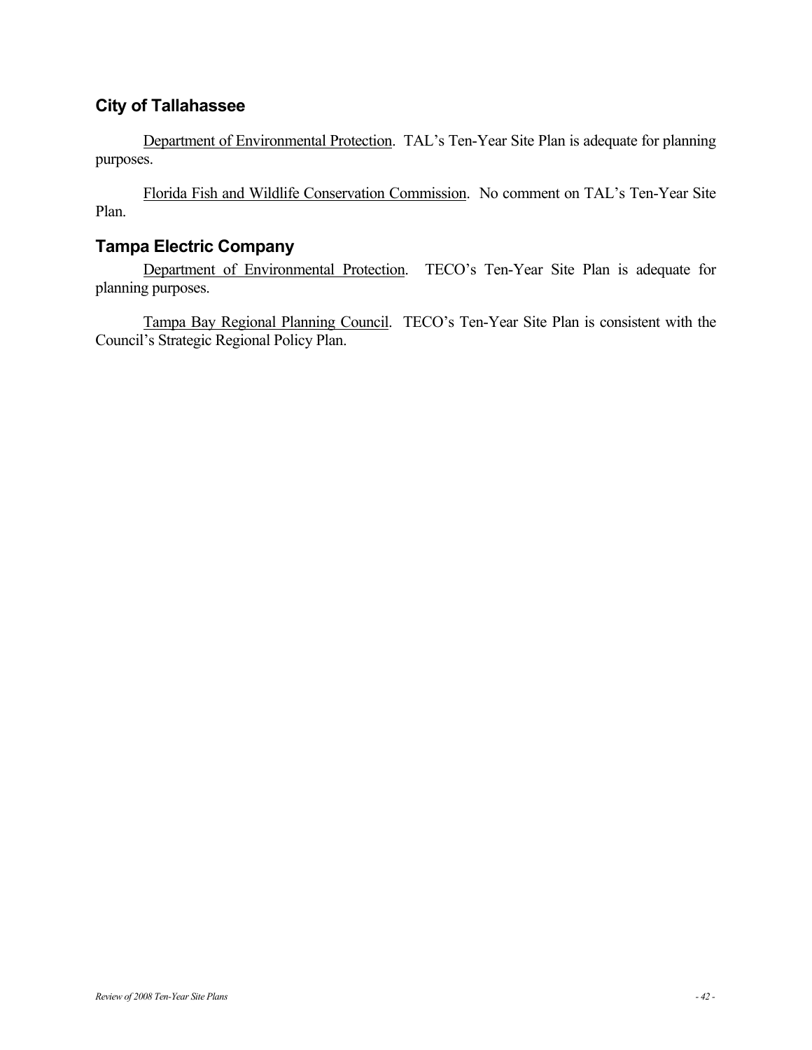## City of Tallahassee

<u>Department of Environmental Protection</u>. TAL's Ten-Year Site Plan is adequate for planning purposes.

<u>Florida Fish and Wildlife Conservation Commission</u>. No comment on TAL's Ten-Year Site Plan.

## Tampa Electric Company

<u>Department of Environmental Protection</u>. TECO's Ten-Year Site Plan is adequate for planning purposes.

<u>Tampa Bay Regional Planning Council</u>. TECO's Ten-Year Site Plan is consistent with the Council's Strategic Regional Policy Plan.